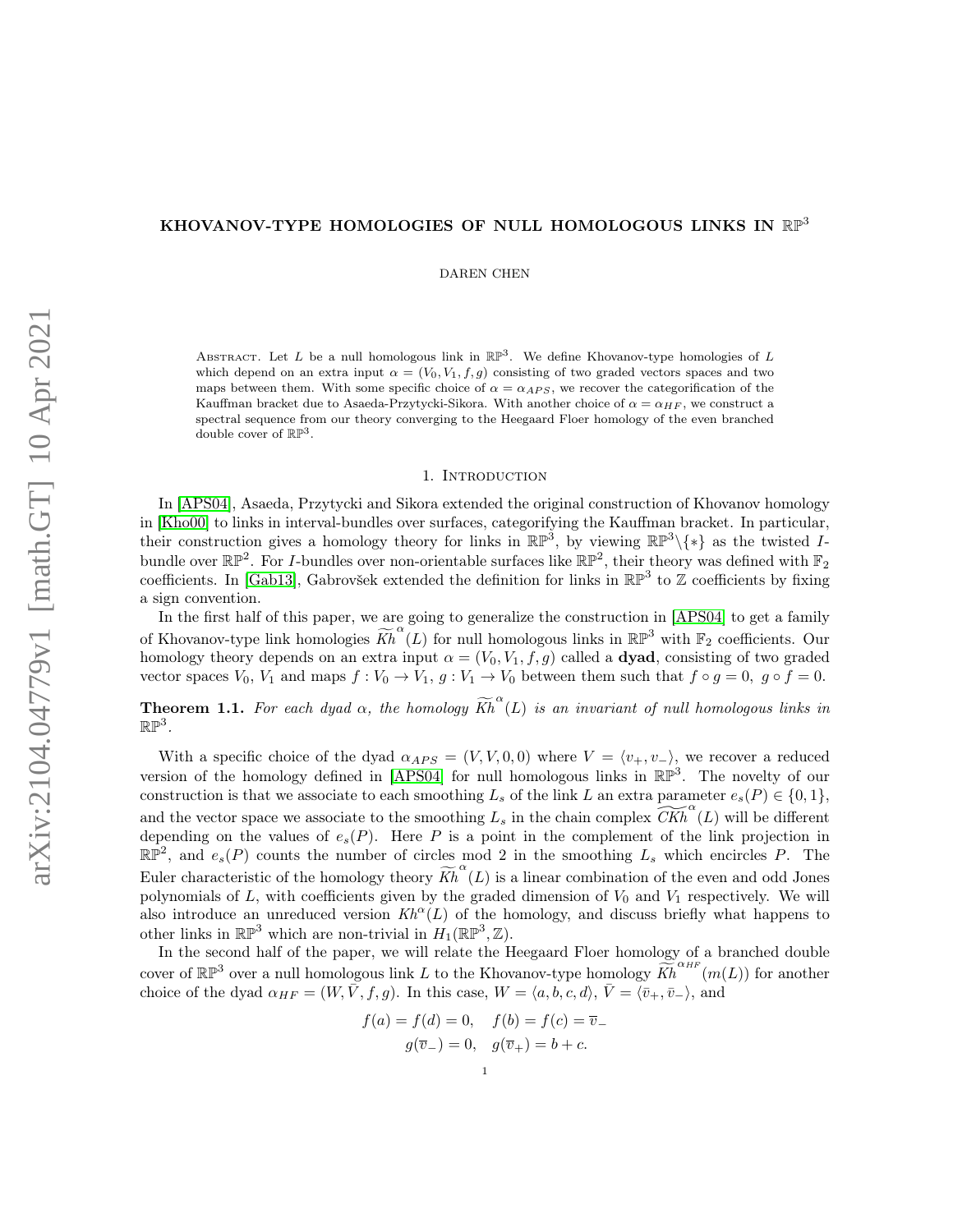# KHOVANOV-TYPE HOMOLOGIES OF NULL HOMOLOGOUS LINKS IN $\mathbb{RP}^3$

DAREN CHEN

Abstract. Let $L$ be a null homologous link in $\mathbb{RP}^3$. We define Khovanov-type homologies of $L$ which depend on an extra input $\alpha = (V_0, V_1, f, g)$ consisting of two graded vectors spaces and two maps between them. With some specific choice of $\alpha = \alpha_{APS}$, we recover the categorification of the Kauffman bracket due to Asaeda-Przytycki-Sikora. With another choice of $\alpha = \alpha_{HF}$, we construct a spectral sequence from our theory converging to the Heegaard Floer homology of the even branched double cover of $\mathbb{RP}^3$.

## 1. Introduction

In [APS04], Asaeda, Przytycki and Sikora extended the original construction of Khovanov homology in [Kho00] to links in interval-bundles over surfaces, categorifying the Kauffman bracket. In particular, their construction gives a homology theory for links in $\mathbb{RP}^3$, by viewing $\mathbb{RP}^3\backslash\{*\}$ as the twisted $I$-bundle over $\mathbb{RP}^2$. For $I$-bundles over non-orientable surfaces like $\mathbb{RP}^2$, their theory was defined with $\mathbb{F}_2$ coefficients. In [Gab13], Gabrovšek extended the definition for links in $\mathbb{RP}^3$ to $\mathbb{Z}$ coefficients by fixing a sign convention.

In the first half of this paper, we are going to generalize the construction in [APS04] to get a family of Khovanov-type link homologies $\widetilde{Kh}^{\alpha}(L)$ for null homologous links in $\mathbb{RP}^3$ with $\mathbb{F}_2$ coefficients. Our homology theory depends on an extra input $\alpha = (V_0, V_1, f, g)$ called a **dyad**, consisting of two graded vector spaces $V_0, V_1$ and maps $f : V_0 \to V_1$, $g : V_1 \to V_0$ between them such that $f \circ g = 0$, $g \circ f = 0$.

**Theorem 1.1.** *For each dyad $\alpha$, the homology $\widetilde{Kh}^{\alpha}(L)$ is an invariant of null homologous links in $\mathbb{RP}^3$.*

With a specific choice of the dyad $\alpha_{APS} = (V, V, 0, 0)$ where $V = \langle v_+, v_-\rangle$, we recover a reduced version of the homology defined in [APS04] for null homologous links in $\mathbb{RP}^3$. The novelty of our construction is that we associate to each smoothing $L_s$ of the link $L$ an extra parameter $e_s(P) \in \{0, 1\}$, and the vector space we associate to the smoothing $L_s$ in the chain complex $\widetilde{CKh}^{\alpha}(L)$ will be different depending on the values of $e_s(P)$. Here $P$ is a point in the complement of the link projection in $\mathbb{RP}^2$, and $e_s(P)$ counts the number of circles mod 2 in the smoothing $L_s$ which encircles $P$. The Euler characteristic of the homology theory $\widetilde{Kh}^{\alpha}(L)$ is a linear combination of the even and odd Jones polynomials of $L$, with coefficients given by the graded dimension of $V_0$ and $V_1$ respectively. We will also introduce an unreduced version $Kh^{\alpha}(L)$ of the homology, and discuss briefly what happens to other links in $\mathbb{RP}^3$ which are non-trivial in $H_1(\mathbb{RP}^3, \mathbb{Z})$.

In the second half of the paper, we will relate the Heegaard Floer homology of a branched double cover of $\mathbb{RP}^3$ over a null homologous link $L$ to the Khovanov-type homology $\widetilde{Kh}^{\alpha_{HF}}(m(L))$ for another choice of the dyad $\alpha_{HF} = (W, \bar{V}, f, g)$. In this case, $W = \langle a, b, c, d\rangle$, $\bar{V} = \langle \bar{v}_+, \bar{v}_-\rangle$, and

$$f(a) = f(d) = 0, \quad f(b) = f(c) = \overline{v}_-$$
$$g(\overline{v}_-) = 0, \quad g(\overline{v}_+) = b + c.$$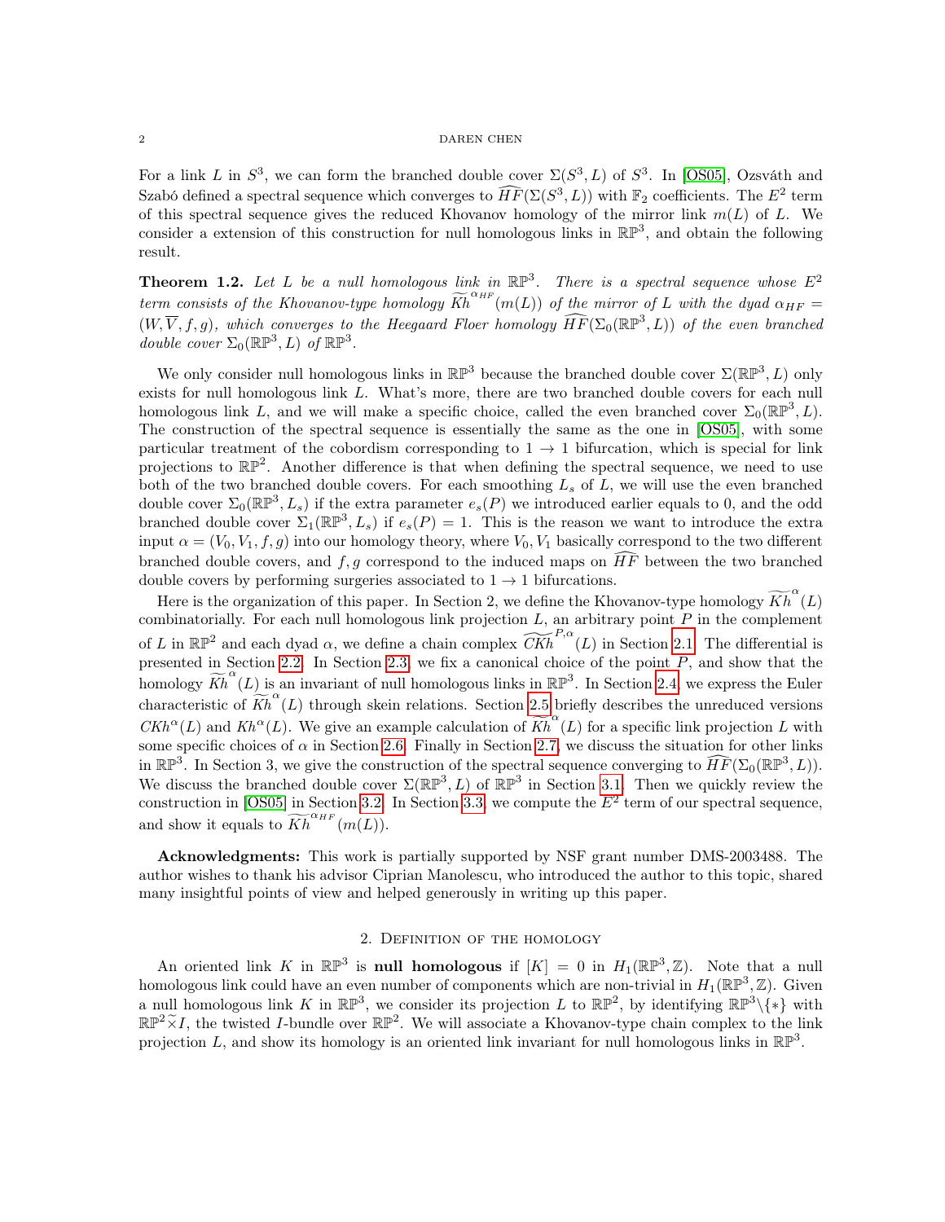For a link $L$ in $S^3$, we can form the branched double cover $\Sigma(S^3, L)$ of $S^3$. In [OS05], Ozsváth and Szabó defined a spectral sequence which converges to $\widehat{HF}(\Sigma(S^3, L))$ with $\mathbb{F}_2$ coefficients. The $E^2$ term of this spectral sequence gives the reduced Khovanov homology of the mirror link $m(L)$ of $L$. We consider a extension of this construction for null homologous links in $\mathbb{RP}^3$, and obtain the following result.

**Theorem 1.2.** *Let $L$ be a null homologous link in $\mathbb{RP}^3$. There is a spectral sequence whose $E^2$ term consists of the Khovanov-type homology $\widetilde{Kh}^{\alpha_{HF}}(m(L))$ of the mirror of $L$ with the dyad $\alpha_{HF} = (W, \overline{V}, f, g)$, which converges to the Heegaard Floer homology $\widehat{HF}(\Sigma_0(\mathbb{RP}^3, L))$ of the even branched double cover $\Sigma_0(\mathbb{RP}^3, L)$ of $\mathbb{RP}^3$.*

We only consider null homologous links in $\mathbb{RP}^3$ because the branched double cover $\Sigma(\mathbb{RP}^3, L)$ only exists for null homologous link $L$. What's more, there are two branched double covers for each null homologous link $L$, and we will make a specific choice, called the even branched cover $\Sigma_0(\mathbb{RP}^3, L)$. The construction of the spectral sequence is essentially the same as the one in [OS05], with some particular treatment of the cobordism corresponding to $1 \to 1$ bifurcation, which is special for link projections to $\mathbb{RP}^2$. Another difference is that when defining the spectral sequence, we need to use both of the two branched double covers. For each smoothing $L_s$ of $L$, we will use the even branched double cover $\Sigma_0(\mathbb{RP}^3, L_s)$ if the extra parameter $e_s(P)$ we introduced earlier equals to 0, and the odd branched double cover $\Sigma_1(\mathbb{RP}^3, L_s)$ if $e_s(P) = 1$. This is the reason we want to introduce the extra input $\alpha = (V_0, V_1, f, g)$ into our homology theory, where $V_0, V_1$ basically correspond to the two different branched double covers, and $f, g$ correspond to the induced maps on $\widehat{HF}$ between the two branched double covers by performing surgeries associated to $1 \to 1$ bifurcations.

Here is the organization of this paper. In Section 2, we define the Khovanov-type homology $\widetilde{Kh}^{\alpha}(L)$ combinatorially. For each null homologous link projection $L$, an arbitrary point $P$ in the complement of $L$ in $\mathbb{RP}^2$ and each dyad $\alpha$, we define a chain complex $\widetilde{CKh}^{P,\alpha}(L)$ in Section 2.1. The differential is presented in Section 2.2. In Section 2.3, we fix a canonical choice of the point $P$, and show that the homology $\widetilde{Kh}^{\alpha}(L)$ is an invariant of null homologous links in $\mathbb{RP}^3$. In Section 2.4, we express the Euler characteristic of $\widetilde{Kh}^{\alpha}(L)$ through skein relations. Section 2.5 briefly describes the unreduced versions $CKh^{\alpha}(L)$ and $Kh^{\alpha}(L)$. We give an example calculation of $\widetilde{Kh}^{\alpha}(L)$ for a specific link projection $L$ with some specific choices of $\alpha$ in Section 2.6. Finally in Section 2.7, we discuss the situation for other links in $\mathbb{RP}^3$. In Section 3, we give the construction of the spectral sequence converging to $\widehat{HF}(\Sigma_0(\mathbb{RP}^3, L))$. We discuss the branched double cover $\Sigma(\mathbb{RP}^3, L)$ of $\mathbb{RP}^3$ in Section 3.1. Then we quickly review the construction in [OS05] in Section 3.2. In Section 3.3, we compute the $E^2$ term of our spectral sequence, and show it equals to $\widetilde{Kh}^{\alpha_{HF}}(m(L))$.

**Acknowledgments:** This work is partially supported by NSF grant number DMS-2003488. The author wishes to thank his advisor Ciprian Manolescu, who introduced the author to this topic, shared many insightful points of view and helped generously in writing up this paper.

## 2. Definition of the homology

An oriented link $K$ in $\mathbb{RP}^3$ is **null homologous** if $[K] = 0$ in $H_1(\mathbb{RP}^3, \mathbb{Z})$. Note that a null homologous link could have an even number of components which are non-trivial in $H_1(\mathbb{RP}^3, \mathbb{Z})$. Given a null homologous link $K$ in $\mathbb{RP}^3$, we consider its projection $L$ to $\mathbb{RP}^2$, by identifying $\mathbb{RP}^3 \backslash \{*\}$ with $\mathbb{RP}^2 \widetilde{\times} I$, the twisted $I$-bundle over $\mathbb{RP}^2$. We will associate a Khovanov-type chain complex to the link projection $L$, and show its homology is an oriented link invariant for null homologous links in $\mathbb{RP}^3$.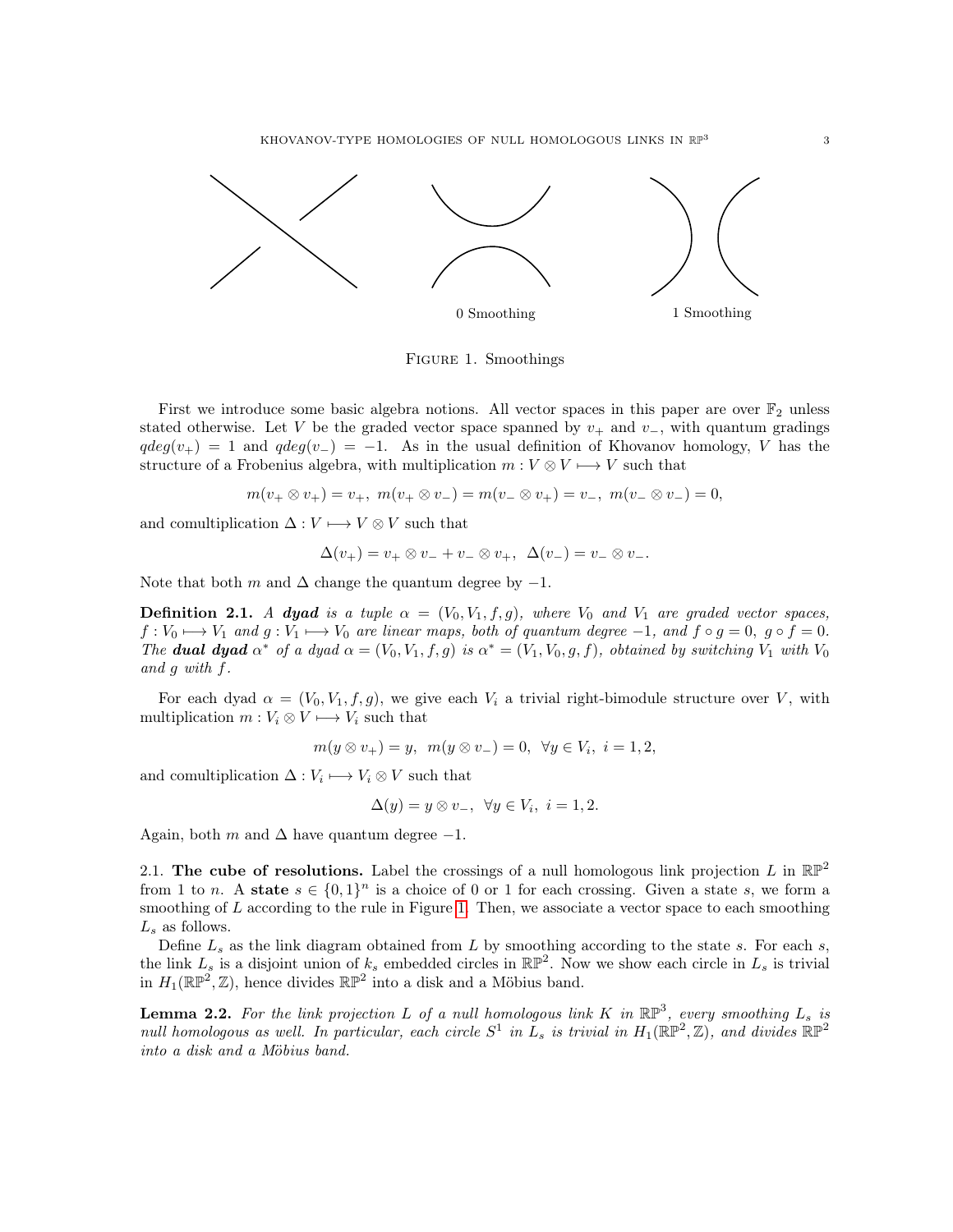0 Smoothing

1 Smoothing

Figure 1. Smoothings

First we introduce some basic algebra notions. All vector spaces in this paper are over $\mathbb{F}_2$ unless stated otherwise. Let $V$ be the graded vector space spanned by $v_+$ and $v_-$, with quantum gradings $qdeg(v_+) = 1$ and $qdeg(v_-) = -1$. As in the usual definition of Khovanov homology, $V$ has the structure of a Frobenius algebra, with multiplication $m : V \otimes V \longmapsto V$ such that

$$m(v_+ \otimes v_+) = v_+, \ m(v_+ \otimes v_-) = m(v_- \otimes v_+) = v_-, \ m(v_- \otimes v_-) = 0,$$

and comultiplication $\Delta : V \longmapsto V \otimes V$ such that

$$\Delta(v_+) = v_+ \otimes v_- + v_- \otimes v_+, \ \Delta(v_-) = v_- \otimes v_-.$$

Note that both $m$ and $\Delta$ change the quantum degree by $-1$.

**Definition 2.1.** *A **dyad** is a tuple $\alpha = (V_0, V_1, f, g)$, where $V_0$ and $V_1$ are graded vector spaces, $f : V_0 \longmapsto V_1$ and $g : V_1 \longmapsto V_0$ are linear maps, both of quantum degree $-1$, and $f \circ g = 0$, $g \circ f = 0$. The **dual dyad** $\alpha^*$ of a dyad $\alpha = (V_0, V_1, f, g)$ is $\alpha^* = (V_1, V_0, g, f)$, obtained by switching $V_1$ with $V_0$ and $g$ with $f$.*

For each dyad $\alpha = (V_0, V_1, f, g)$, we give each $V_i$ a trivial right-bimodule structure over $V$, with multiplication $m : V_i \otimes V \longmapsto V_i$ such that

$$m(y \otimes v_+) = y, \ \ m(y \otimes v_-) = 0, \ \ \forall y \in V_i, \ i = 1, 2,$$

and comultiplication $\Delta : V_i \longmapsto V_i \otimes V$ such that

$$\Delta(y) = y \otimes v_-, \ \ \forall y \in V_i, \ i = 1, 2.$$

Again, both $m$ and $\Delta$ have quantum degree $-1$.

2.1. **The cube of resolutions.** Label the crossings of a null homologous link projection $L$ in $\mathbb{RP}^2$ from 1 to $n$. A **state** $s \in \{0, 1\}^n$ is a choice of 0 or 1 for each crossing. Given a state $s$, we form a smoothing of $L$ according to the rule in Figure 1. Then, we associate a vector space to each smoothing $L_s$ as follows.

Define $L_s$ as the link diagram obtained from $L$ by smoothing according to the state $s$. For each $s$, the link $L_s$ is a disjoint union of $k_s$ embedded circles in $\mathbb{RP}^2$. Now we show each circle in $L_s$ is trivial in $H_1(\mathbb{RP}^2, \mathbb{Z})$, hence divides $\mathbb{RP}^2$ into a disk and a Möbius band.

**Lemma 2.2.** *For the link projection $L$ of a null homologous link $K$ in $\mathbb{RP}^3$, every smoothing $L_s$ is null homologous as well. In particular, each circle $S^1$ in $L_s$ is trivial in $H_1(\mathbb{RP}^2, \mathbb{Z})$, and divides $\mathbb{RP}^2$ into a disk and a Möbius band.*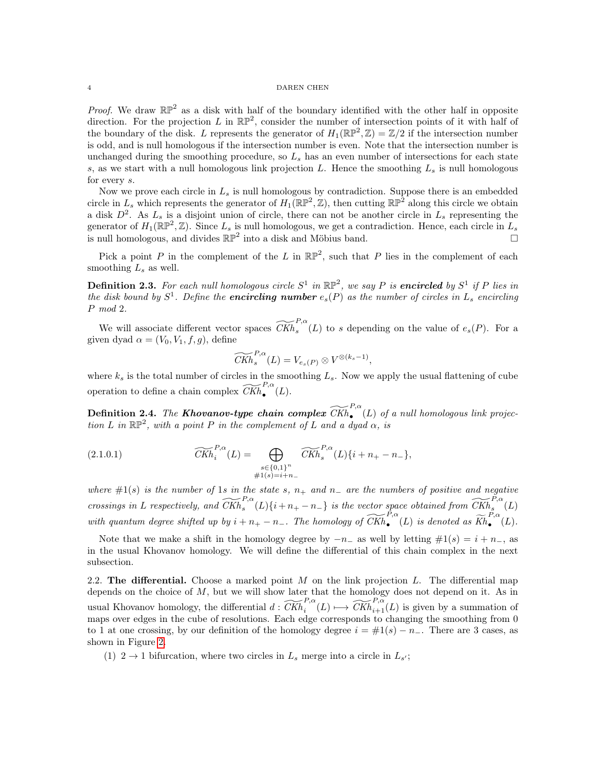*Proof.* We draw $\mathbb{RP}^2$ as a disk with half of the boundary identified with the other half in opposite direction. For the projection $L$ in $\mathbb{RP}^2$, consider the number of intersection points of it with half of the boundary of the disk. $L$ represents the generator of $H_1(\mathbb{RP}^2, \mathbb{Z}) = \mathbb{Z}/2$ if the intersection number is odd, and is null homologous if the intersection number is even. Note that the intersection number is unchanged during the smoothing procedure, so $L_s$ has an even number of intersections for each state $s$, as we start with a null homologous link projection $L$. Hence the smoothing $L_s$ is null homologous for every $s$.

Now we prove each circle in $L_s$ is null homologous by contradiction. Suppose there is an embedded circle in $L_s$ which represents the generator of $H_1(\mathbb{RP}^2, \mathbb{Z})$, then cutting $\mathbb{RP}^2$ along this circle we obtain a disk $D^2$. As $L_s$ is a disjoint union of circle, there can not be another circle in $L_s$ representing the generator of $H_1(\mathbb{RP}^2, \mathbb{Z})$. Since $L_s$ is null homologous, we get a contradiction. Hence, each circle in $L_s$ is null homologous, and divides $\mathbb{RP}^2$ into a disk and Möbius band. □

Pick a point $P$ in the complement of the $L$ in $\mathbb{RP}^2$, such that $P$ lies in the complement of each smoothing $L_s$ as well.

**Definition 2.3.** *For each null homologous circle $S^1$ in $\mathbb{RP}^2$, we say $P$ is* ***encircled*** *by $S^1$ if $P$ lies in the disk bound by $S^1$. Define the* ***encircling number*** *$e_s(P)$ as the number of circles in $L_s$ encircling $P$ mod 2.*

We will associate different vector spaces $\widetilde{CKh}_s^{P,\alpha}(L)$ to $s$ depending on the value of $e_s(P)$. For a given dyad $\alpha = (V_0, V_1, f, g)$, define

$$\widetilde{CKh}_s^{P,\alpha}(L) = V_{e_s(P)} \otimes V^{\otimes(k_s-1)},$$

where $k_s$ is the total number of circles in the smoothing $L_s$. Now we apply the usual flattening of cube operation to define a chain complex $\widetilde{CKh}_\bullet^{P,\alpha}(L)$.

**Definition 2.4.** *The* ***Khovanov-type chain complex*** *$\widetilde{CKh}_\bullet^{P,\alpha}(L)$ of a null homologous link projection $L$ in $\mathbb{RP}^2$, with a point $P$ in the complement of $L$ and a dyad $\alpha$, is*

$$\widetilde{CKh}_i^{P,\alpha}(L) = \bigoplus_{\substack{s\in\{0,1\}^n \\ \#1(s)=i+n_-}} \widetilde{CKh}_s^{P,\alpha}(L)\{i+n_+-n_-\}, \tag{2.1.0.1}$$

*where $\#1(s)$ is the number of 1s in the state $s$, $n_+$ and $n_-$ are the numbers of positive and negative crossings in $L$ respectively, and $\widetilde{CKh}_s^{P,\alpha}(L)\{i+n_+-n_-\}$ is the vector space obtained from $\widetilde{CKh}_s^{P,\alpha}(L)$ with quantum degree shifted up by $i+n_+-n_-$. The homology of $\widetilde{CKh}_\bullet^{P,\alpha}(L)$ is denoted as $\widetilde{Kh}_\bullet^{P,\alpha}(L)$.*

Note that we make a shift in the homology degree by $-n_-$ as well by letting $\#1(s) = i + n_-$, as in the usual Khovanov homology. We will define the differential of this chain complex in the next subsection.

2.2. **The differential.** Choose a marked point $M$ on the link projection $L$. The differential map depends on the choice of $M$, but we will show later that the homology does not depend on it. As in usual Khovanov homology, the differential $d : \widetilde{CKh}_i^{P,\alpha}(L) \longmapsto \widetilde{CKh}_{i+1}^{P,\alpha}(L)$ is given by a summation of maps over edges in the cube of resolutions. Each edge corresponds to changing the smoothing from 0 to 1 at one crossing, by our definition of the homology degree $i = \#1(s) - n_-$. There are 3 cases, as shown in Figure 2.

(1) $2 \to 1$ bifurcation, where two circles in $L_s$ merge into a circle in $L_{s'}$;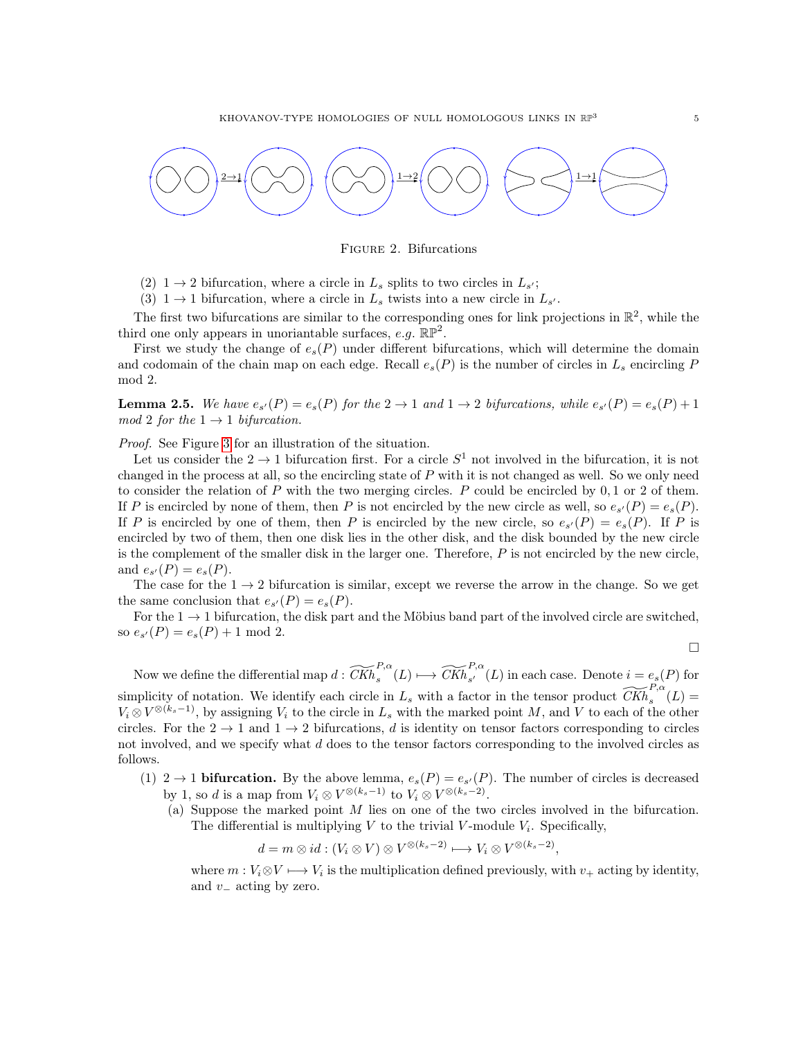Figure 2. Bifurcations

(2) $1 \to 2$ bifurcation, where a circle in $L_s$ splits to two circles in $L_{s'}$;
(3) $1 \to 1$ bifurcation, where a circle in $L_s$ twists into a new circle in $L_{s'}$.

The first two bifurcations are similar to the corresponding ones for link projections in $\mathbb{R}^2$, while the third one only appears in unoriantable surfaces, *e.g.* $\mathbb{RP}^2$.

First we study the change of $e_s(P)$ under different bifurcations, which will determine the domain and codomain of the chain map on each edge. Recall $e_s(P)$ is the number of circles in $L_s$ encircling $P$ mod 2.

**Lemma 2.5.** *We have $e_{s'}(P) = e_s(P)$ for the $2 \to 1$ and $1 \to 2$ bifurcations, while $e_{s'}(P) = e_s(P) + 1$ mod 2 for the $1 \to 1$ bifurcation.*

*Proof.* See Figure 3 for an illustration of the situation.

Let us consider the $2 \to 1$ bifurcation first. For a circle $S^1$ not involved in the bifurcation, it is not changed in the process at all, so the encircling state of $P$ with it is not changed as well. So we only need to consider the relation of $P$ with the two merging circles. $P$ could be encircled by $0, 1$ or $2$ of them. If $P$ is encircled by none of them, then $P$ is not encircled by the new circle as well, so $e_{s'}(P) = e_s(P)$. If $P$ is encircled by one of them, then $P$ is encircled by the new circle, so $e_{s'}(P) = e_s(P)$. If $P$ is encircled by two of them, then one disk lies in the other disk, and the disk bounded by the new circle is the complement of the smaller disk in the larger one. Therefore, $P$ is not encircled by the new circle, and $e_{s'}(P) = e_s(P)$.

The case for the $1 \to 2$ bifurcation is similar, except we reverse the arrow in the change. So we get the same conclusion that $e_{s'}(P) = e_s(P)$.

For the $1 \to 1$ bifurcation, the disk part and the Möbius band part of the involved circle are switched, so $e_{s'}(P) = e_s(P) + 1$ mod 2. □

Now we define the differential map $d : \widetilde{CKh}_s^{P,\alpha}(L) \longmapsto \widetilde{CKh}_{s'}^{P,\alpha}(L)$ in each case. Denote $i = e_s(P)$ for simplicity of notation. We identify each circle in $L_s$ with a factor in the tensor product $\widetilde{CKh}_s^{P,\alpha}(L) = V_i \otimes V^{\otimes(k_s-1)}$, by assigning $V_i$ to the circle in $L_s$ with the marked point $M$, and $V$ to each of the other circles. For the $2 \to 1$ and $1 \to 2$ bifurcations, $d$ is identity on tensor factors corresponding to circles not involved, and we specify what $d$ does to the tensor factors corresponding to the involved circles as follows.

(1) $2 \to 1$ **bifurcation.** By the above lemma, $e_s(P) = e_{s'}(P)$. The number of circles is decreased by 1, so $d$ is a map from $V_i \otimes V^{\otimes(k_s-1)}$ to $V_i \otimes V^{\otimes(k_s-2)}$.
   (a) Suppose the marked point $M$ lies on one of the two circles involved in the bifurcation. The differential is multiplying $V$ to the trivial $V$-module $V_i$. Specifically,
   $$d = m \otimes id : (V_i \otimes V) \otimes V^{\otimes(k_s-2)} \longmapsto V_i \otimes V^{\otimes(k_s-2)},$$
   where $m : V_i \otimes V \longmapsto V_i$ is the multiplication defined previously, with $v_+$ acting by identity, and $v_-$ acting by zero.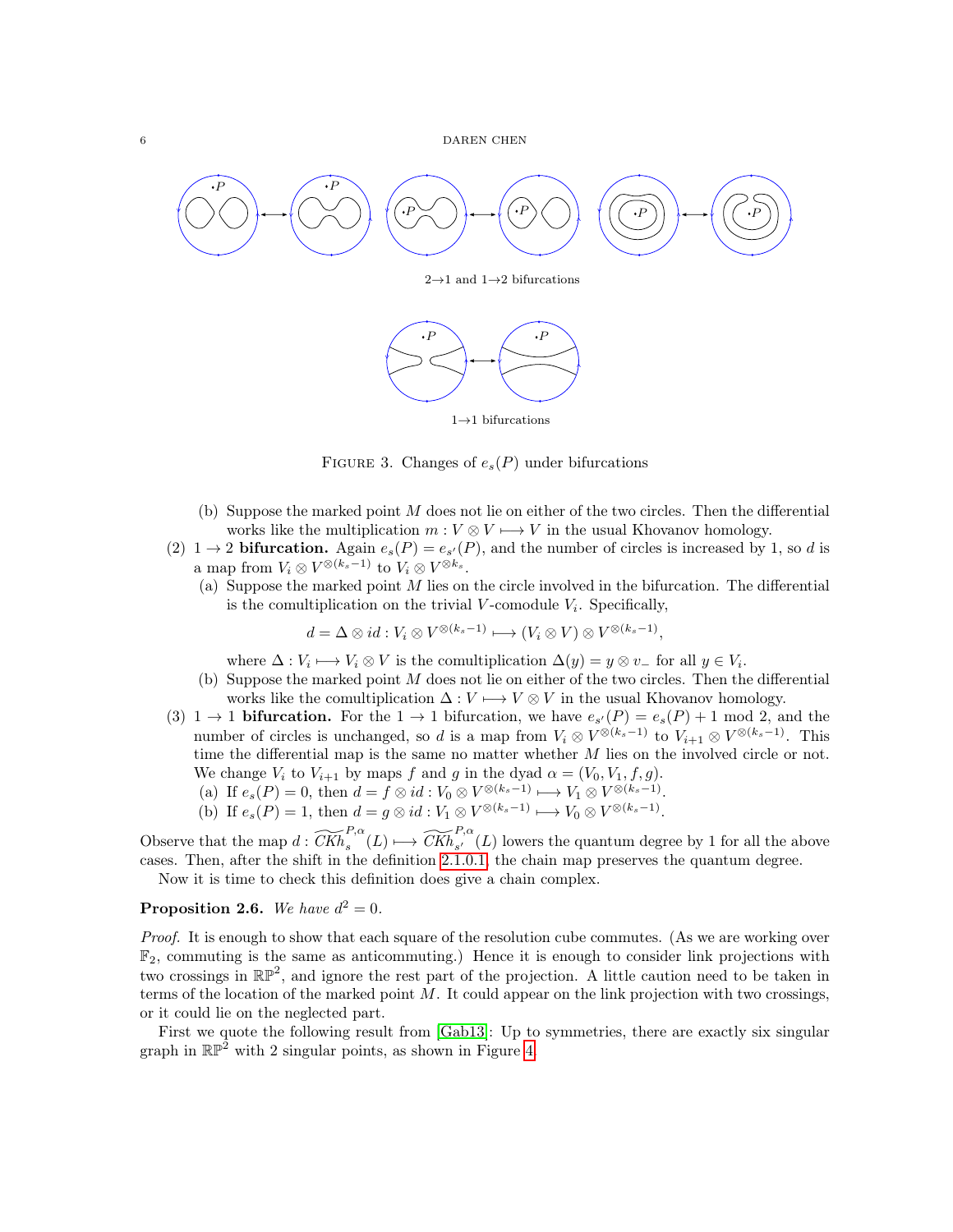2→1 and 1→2 bifurcations

1→1 bifurcations

FIGURE 3. Changes of $e_s(P)$ under bifurcations

   (b) Suppose the marked point $M$ does not lie on either of the two circles. Then the differential works like the multiplication $m : V \otimes V \longmapsto V$ in the usual Khovanov homology.

(2) $1 \to 2$ **bifurcation.** Again $e_s(P) = e_{s'}(P)$, and the number of circles is increased by 1, so $d$ is a map from $V_i \otimes V^{\otimes(k_s-1)}$ to $V_i \otimes V^{\otimes k_s}$.
   (a) Suppose the marked point $M$ lies on the circle involved in the bifurcation. The differential is the comultiplication on the trivial $V$-comodule $V_i$. Specifically,
$$d = \Delta \otimes id : V_i \otimes V^{\otimes(k_s-1)} \longmapsto (V_i \otimes V) \otimes V^{\otimes(k_s-1)},$$
   where $\Delta : V_i \longmapsto V_i \otimes V$ is the comultiplication $\Delta(y) = y \otimes v_-$ for all $y \in V_i$.
   (b) Suppose the marked point $M$ does not lie on either of the two circles. Then the differential works like the comultiplication $\Delta : V \longmapsto V \otimes V$ in the usual Khovanov homology.

(3) $1 \to 1$ **bifurcation.** For the $1 \to 1$ bifurcation, we have $e_{s'}(P) = e_s(P) + 1 \mod 2$, and the number of circles is unchanged, so $d$ is a map from $V_i \otimes V^{\otimes(k_s-1)}$ to $V_{i+1} \otimes V^{\otimes(k_s-1)}$. This time the differential map is the same no matter whether $M$ lies on the involved circle or not. We change $V_i$ to $V_{i+1}$ by maps $f$ and $g$ in the dyad $\alpha = (V_0, V_1, f, g)$.
   (a) If $e_s(P) = 0$, then $d = f \otimes id : V_0 \otimes V^{\otimes(k_s-1)} \longmapsto V_1 \otimes V^{\otimes(k_s-1)}$.
   (b) If $e_s(P) = 1$, then $d = g \otimes id : V_1 \otimes V^{\otimes(k_s-1)} \longmapsto V_0 \otimes V^{\otimes(k_s-1)}$.

Observe that the map $d : \widetilde{CKh}_s^{P,\alpha}(L) \longmapsto \widetilde{CKh}_{s'}^{P,\alpha}(L)$ lowers the quantum degree by 1 for all the above cases. Then, after the shift in the definition 2.1.0.1, the chain map preserves the quantum degree.

Now it is time to check this definition does give a chain complex.

**Proposition 2.6.** *We have $d^2 = 0$.*

*Proof.* It is enough to show that each square of the resolution cube commutes. (As we are working over $\mathbb{F}_2$, commuting is the same as anticommuting.) Hence it is enough to consider link projections with two crossings in $\mathbb{RP}^2$, and ignore the rest part of the projection. A little caution need to be taken in terms of the location of the marked point $M$. It could appear on the link projection with two crossings, or it could lie on the neglected part.

First we quote the following result from [Gab13]: Up to symmetries, there are exactly six singular graph in $\mathbb{RP}^2$ with 2 singular points, as shown in Figure 4.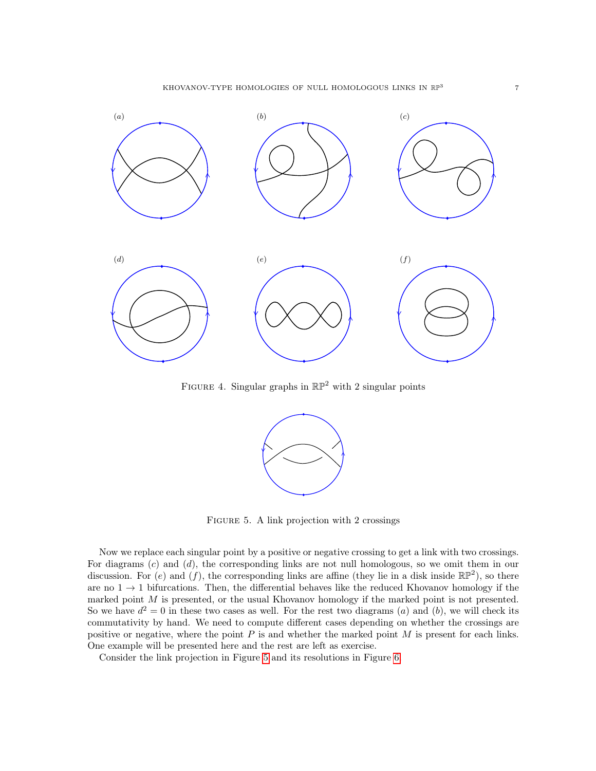FIGURE 4. Singular graphs in $\mathbb{RP}^2$ with 2 singular points

FIGURE 5. A link projection with 2 crossings

Now we replace each singular point by a positive or negative crossing to get a link with two crossings. For diagrams $(c)$ and $(d)$, the corresponding links are not null homologous, so we omit them in our discussion. For $(e)$ and $(f)$, the corresponding links are affine (they lie in a disk inside $\mathbb{RP}^2$), so there are no $1 \to 1$ bifurcations. Then, the differential behaves like the reduced Khovanov homology if the marked point $M$ is presented, or the usual Khovanov homology if the marked point is not presented. So we have $d^2 = 0$ in these two cases as well. For the rest two diagrams $(a)$ and $(b)$, we will check its commutativity by hand. We need to compute different cases depending on whether the crossings are positive or negative, where the point $P$ is and whether the marked point $M$ is present for each links. One example will be presented here and the rest are left as exercise.

Consider the link projection in Figure 5 and its resolutions in Figure 6.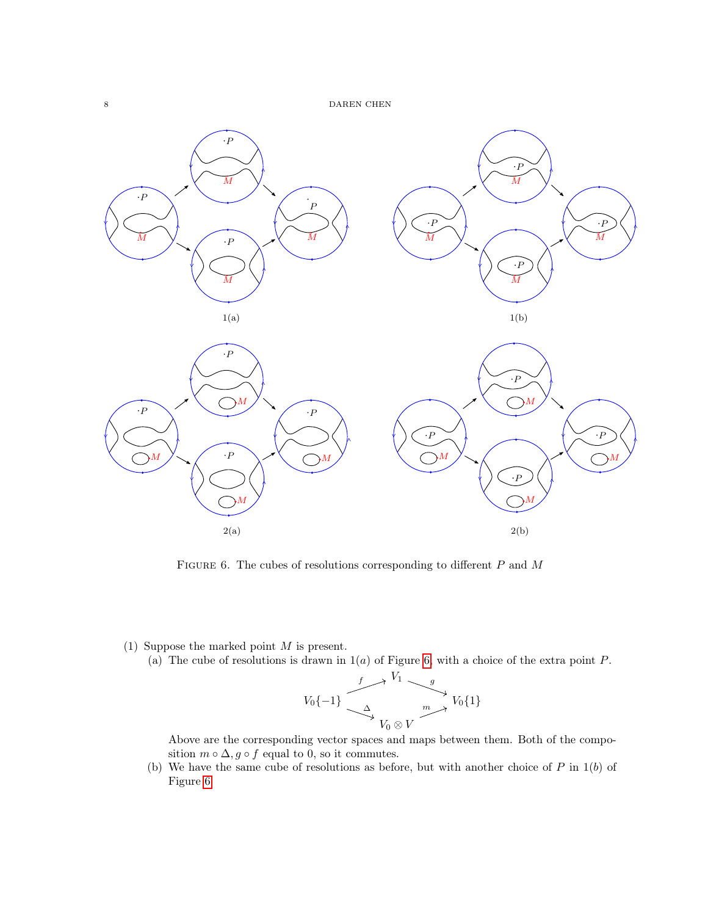FIGURE 6. The cubes of resolutions corresponding to different $P$ and $M$

(1) Suppose the marked point $M$ is present.
  (a) The cube of resolutions is drawn in $1(a)$ of Figure 6, with a choice of the extra point $P$.

$$\begin{array}{ccccc} & & V_1 & & \\ & \overset{f}{\nearrow} & & \overset{g}{\searrow} & \\ V_0\{-1\} & & & & V_0\{1\} \\ & \underset{\Delta}{\searrow} & & \underset{m}{\nearrow} & \\ & & V_0 \otimes V & & \end{array}$$

  Above are the corresponding vector spaces and maps between them. Both of the composition $m \circ \Delta, g \circ f$ equal to 0, so it commutes.

  (b) We have the same cube of resolutions as before, but with another choice of $P$ in $1(b)$ of Figure 6.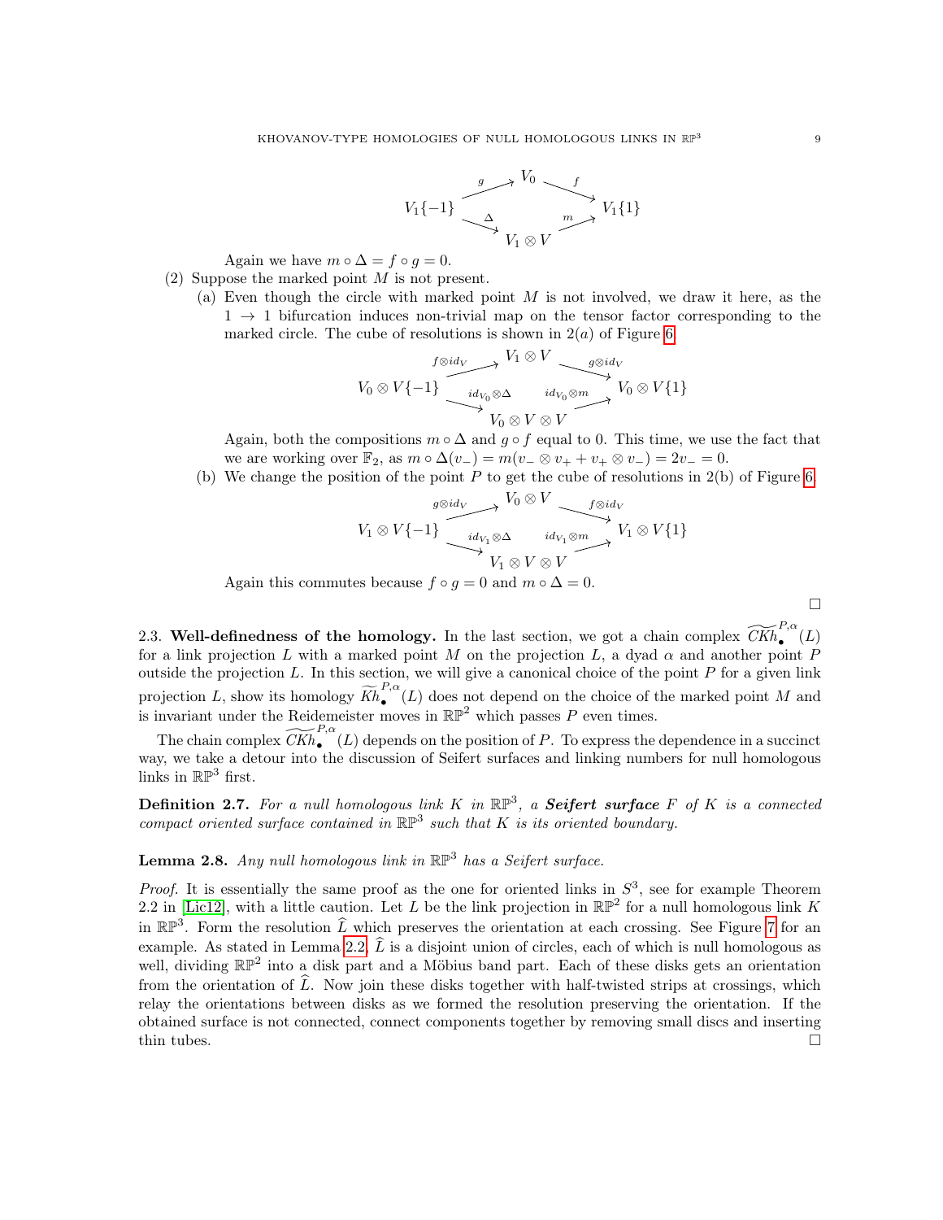$$
\begin{array}{ccccc}
 & & V_0 & & \\
 & \overset{g}{\nearrow} & & \overset{f}{\searrow} & \\
V_1\{-1\} & & & & V_1\{1\} \\
 & \underset{\Delta}{\searrow} & & \underset{m}{\nearrow} & \\
 & & V_1 \otimes V & &
\end{array}
$$

Again we have $m \circ \Delta = f \circ g = 0$.

(2) Suppose the marked point $M$ is not present.

(a) Even though the circle with marked point $M$ is not involved, we draw it here, as the $1 \to 1$ bifurcation induces non-trivial map on the tensor factor corresponding to the marked circle. The cube of resolutions is shown in $2(a)$ of Figure 6.

$$
\begin{array}{ccccc}
 & & V_1 \otimes V & & \\
 & \overset{f \otimes id_V}{\nearrow} & & \overset{g \otimes id_V}{\searrow} & \\
V_0 \otimes V\{-1\} & & & & V_0 \otimes V\{1\} \\
 & \underset{id_{V_0} \otimes \Delta}{\searrow} & & \underset{id_{V_0} \otimes m}{\nearrow} & \\
 & & V_0 \otimes V \otimes V & &
\end{array}
$$

Again, both the compositions $m \circ \Delta$ and $g \circ f$ equal to 0. This time, we use the fact that we are working over $\mathbb{F}_2$, as $m \circ \Delta(v_-) = m(v_- \otimes v_+ + v_+ \otimes v_-) = 2v_- = 0$.

(b) We change the position of the point $P$ to get the cube of resolutions in 2(b) of Figure 6.

$$
\begin{array}{ccccc}
 & & V_0 \otimes V & & \\
 & \overset{g \otimes id_V}{\nearrow} & & \overset{f \otimes id_V}{\searrow} & \\
V_1 \otimes V\{-1\} & & & & V_1 \otimes V\{1\} \\
 & \underset{id_{V_1} \otimes \Delta}{\searrow} & & \underset{id_{V_1} \otimes m}{\nearrow} & \\
 & & V_1 \otimes V \otimes V & &
\end{array}
$$

Again this commutes because $f \circ g = 0$ and $m \circ \Delta = 0$.

□

2.3. **Well-definedness of the homology.** In the last section, we got a chain complex $\widetilde{CKh}^{P,\alpha}_{\bullet}(L)$ for a link projection $L$ with a marked point $M$ on the projection $L$, a dyad $\alpha$ and another point $P$ outside the projection $L$. In this section, we will give a canonical choice of the point $P$ for a given link projection $L$, show its homology $\widetilde{Kh}^{P,\alpha}_{\bullet}(L)$ does not depend on the choice of the marked point $M$ and is invariant under the Reidemeister moves in $\mathbb{RP}^2$ which passes $P$ even times.

The chain complex $\widetilde{CKh}^{P,\alpha}_{\bullet}(L)$ depends on the position of $P$. To express the dependence in a succinct way, we take a detour into the discussion of Seifert surfaces and linking numbers for null homologous links in $\mathbb{RP}^3$ first.

**Definition 2.7.** *For a null homologous link $K$ in $\mathbb{RP}^3$, a **Seifert surface** $F$ of $K$ is a connected compact oriented surface contained in $\mathbb{RP}^3$ such that $K$ is its oriented boundary.*

**Lemma 2.8.** *Any null homologous link in $\mathbb{RP}^3$ has a Seifert surface.*

*Proof.* It is essentially the same proof as the one for oriented links in $S^3$, see for example Theorem 2.2 in [Lic12], with a little caution. Let $L$ be the link projection in $\mathbb{RP}^2$ for a null homologous link $K$ in $\mathbb{RP}^3$. Form the resolution $\widehat{L}$ which preserves the orientation at each crossing. See Figure 7 for an example. As stated in Lemma 2.2, $\widehat{L}$ is a disjoint union of circles, each of which is null homologous as well, dividing $\mathbb{RP}^2$ into a disk part and a Möbius band part. Each of these disks gets an orientation from the orientation of $\widehat{L}$. Now join these disks together with half-twisted strips at crossings, which relay the orientations between disks as we formed the resolution preserving the orientation. If the obtained surface is not connected, connect components together by removing small discs and inserting thin tubes. □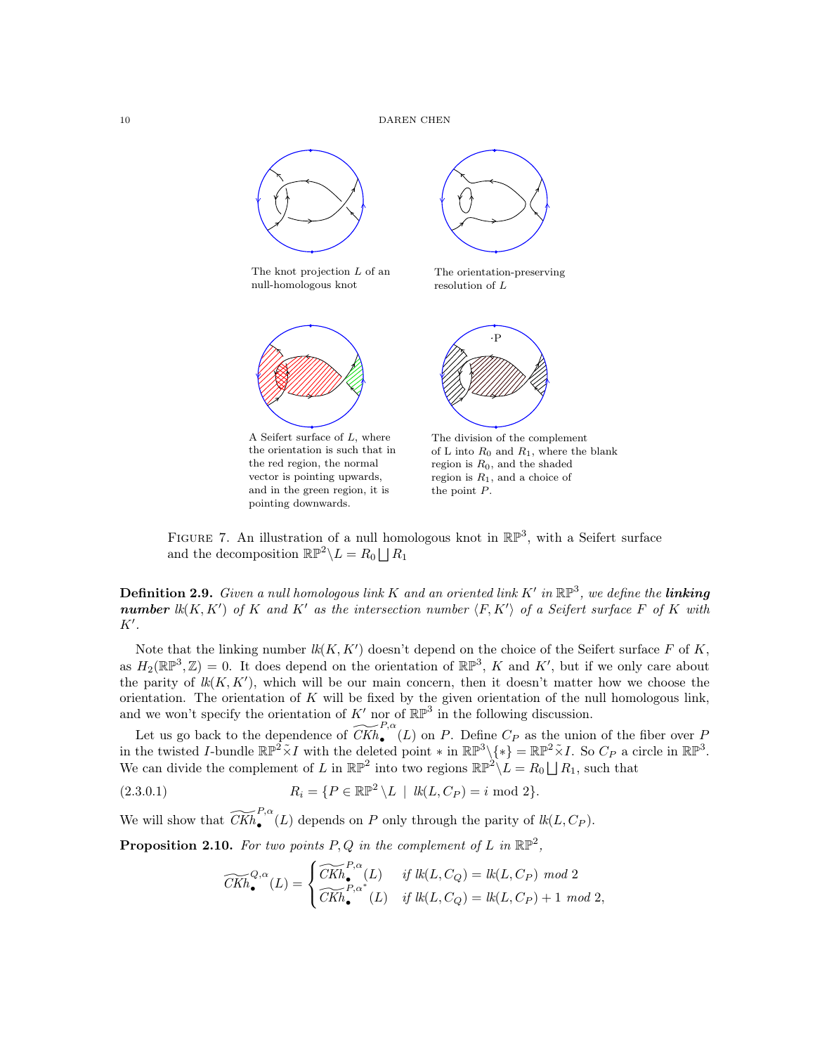The knot projection $L$ of an null-homologous knot

The orientation-preserving resolution of $L$

A Seifert surface of $L$, where the orientation is such that in the red region, the normal vector is pointing upwards, and in the green region, it is pointing downwards.

The division of the complement of L into $R_0$ and $R_1$, where the blank region is $R_0$, and the shaded region is $R_1$, and a choice of the point $P$.

FIGURE 7. An illustration of a null homologous knot in $\mathbb{RP}^3$, with a Seifert surface and the decomposition $\mathbb{RP}^2 \backslash L = R_0 \bigsqcup R_1$

**Definition 2.9.** *Given a null homologous link $K$ and an oriented link $K'$ in $\mathbb{RP}^3$, we define the* ***linking number*** *$lk(K, K')$ of $K$ and $K'$ as the intersection number $\langle F, K' \rangle$ of a Seifert surface $F$ of $K$ with $K'$.*

Note that the linking number $lk(K, K')$ doesn't depend on the choice of the Seifert surface $F$ of $K$, as $H_2(\mathbb{RP}^3, \mathbb{Z}) = 0$. It does depend on the orientation of $\mathbb{RP}^3$, $K$ and $K'$, but if we only care about the parity of $lk(K, K')$, which will be our main concern, then it doesn't matter how we choose the orientation. The orientation of $K$ will be fixed by the given orientation of the null homologous link, and we won't specify the orientation of $K'$ nor of $\mathbb{RP}^3$ in the following discussion.

Let us go back to the dependence of $\widetilde{CKh}_\bullet^{P,\alpha}(L)$ on $P$. Define $C_P$ as the union of the fiber over $P$ in the twisted $I$-bundle $\mathbb{RP}^2 \tilde{\times} I$ with the deleted point $*$ in $\mathbb{RP}^3 \backslash \{*\} = \mathbb{RP}^2 \tilde{\times} I$. So $C_P$ a circle in $\mathbb{RP}^3$. We can divide the complement of $L$ in $\mathbb{RP}^2$ into two regions $\mathbb{RP}^2 \backslash L = R_0 \bigsqcup R_1$, such that

$$R_i = \{P \in \mathbb{RP}^2 \backslash L \ | \ lk(L, C_P) = i \text{ mod } 2\}. \tag{2.3.0.1}$$

We will show that $\widetilde{CKh}_\bullet^{P,\alpha}(L)$ depends on $P$ only through the parity of $lk(L, C_P)$.

**Proposition 2.10.** *For two points $P, Q$ in the complement of $L$ in $\mathbb{RP}^2$,*

$$\widetilde{CKh}_\bullet^{Q,\alpha}(L) = \begin{cases} \widetilde{CKh}_\bullet^{P,\alpha}(L) & \text{if } lk(L, C_Q) = lk(L, C_P) \text{ mod } 2 \\ \widetilde{CKh}_\bullet^{P,\alpha^*}(L) & \text{if } lk(L, C_Q) = lk(L, C_P) + 1 \text{ mod } 2, \end{cases}$$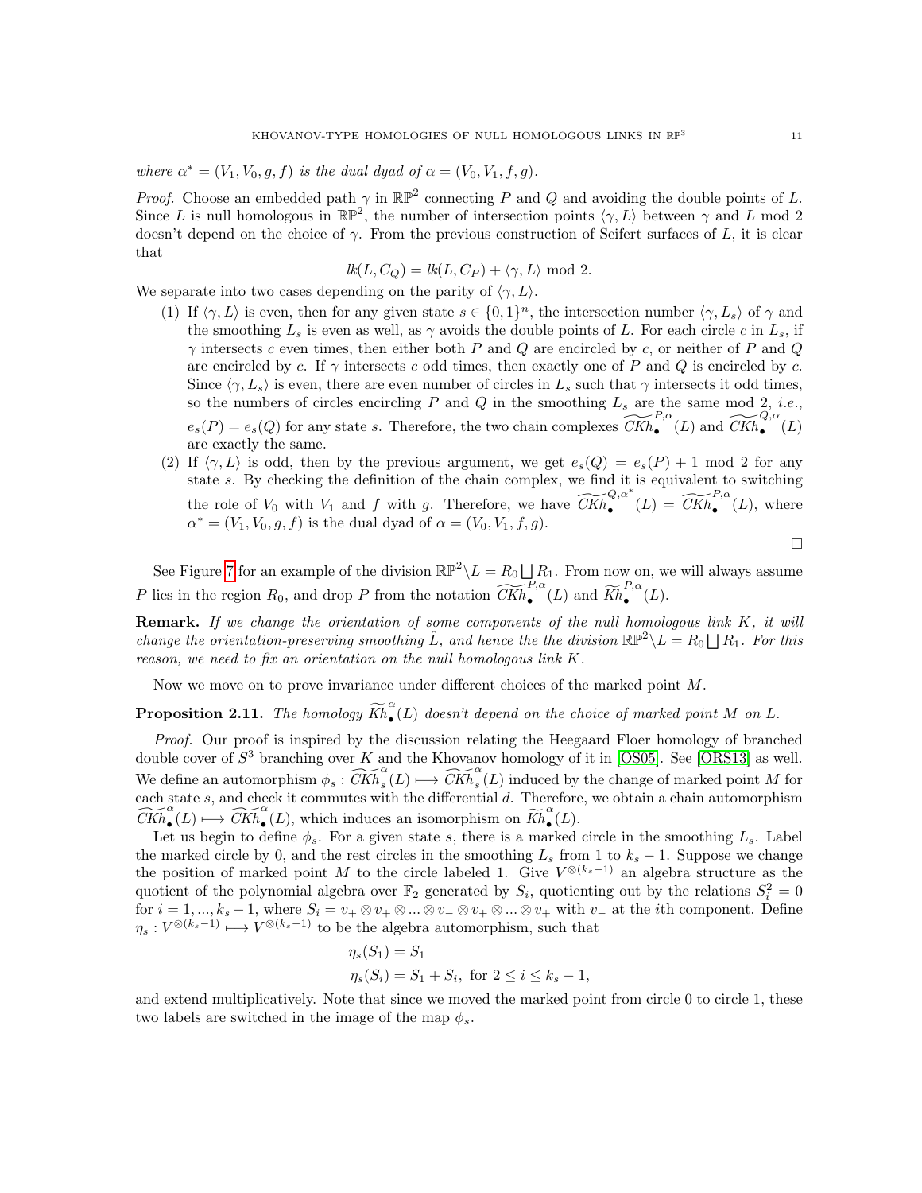*where $\alpha^* = (V_1, V_0, g, f)$ is the dual dyad of $\alpha = (V_0, V_1, f, g)$.*

*Proof.* Choose an embedded path $\gamma$ in $\mathbb{RP}^2$ connecting $P$ and $Q$ and avoiding the double points of $L$. Since $L$ is null homologous in $\mathbb{RP}^2$, the number of intersection points $\langle \gamma, L \rangle$ between $\gamma$ and $L$ mod 2 doesn't depend on the choice of $\gamma$. From the previous construction of Seifert surfaces of $L$, it is clear that

$$lk(L, C_Q) = lk(L, C_P) + \langle \gamma, L \rangle \text{ mod } 2.$$

We separate into two cases depending on the parity of $\langle \gamma, L \rangle$.

1. If $\langle \gamma, L \rangle$ is even, then for any given state $s \in \{0,1\}^n$, the intersection number $\langle \gamma, L_s \rangle$ of $\gamma$ and the smoothing $L_s$ is even as well, as $\gamma$ avoids the double points of $L$. For each circle $c$ in $L_s$, if $\gamma$ intersects $c$ even times, then either both $P$ and $Q$ are encircled by $c$, or neither of $P$ and $Q$ are encircled by $c$. If $\gamma$ intersects $c$ odd times, then exactly one of $P$ and $Q$ is encircled by $c$. Since $\langle \gamma, L_s \rangle$ is even, there are even number of circles in $L_s$ such that $\gamma$ intersects it odd times, so the numbers of circles encircling $P$ and $Q$ in the smoothing $L_s$ are the same mod 2, *i.e.*, $e_s(P) = e_s(Q)$ for any state $s$. Therefore, the two chain complexes $\widetilde{CKh}_{\bullet}^{P,\alpha}(L)$ and $\widetilde{CKh}_{\bullet}^{Q,\alpha}(L)$ are exactly the same.
2. If $\langle \gamma, L \rangle$ is odd, then by the previous argument, we get $e_s(Q) = e_s(P) + 1$ mod 2 for any state $s$. By checking the definition of the chain complex, we find it is equivalent to switching the role of $V_0$ with $V_1$ and $f$ with $g$. Therefore, we have $\widetilde{CKh}_{\bullet}^{Q,\alpha^*}(L) = \widetilde{CKh}_{\bullet}^{P,\alpha}(L)$, where $\alpha^* = (V_1, V_0, g, f)$ is the dual dyad of $\alpha = (V_0, V_1, f, g)$.

□

See Figure 7 for an example of the division $\mathbb{RP}^2 \backslash L = R_0 \bigsqcup R_1$. From now on, we will always assume $P$ lies in the region $R_0$, and drop $P$ from the notation $\widetilde{CKh}_{\bullet}^{P,\alpha}(L)$ and $\widetilde{Kh}_{\bullet}^{P,\alpha}(L)$.

**Remark.** *If we change the orientation of some components of the null homologous link $K$, it will change the orientation-preserving smoothing $\hat{L}$, and hence the the division $\mathbb{RP}^2 \backslash L = R_0 \bigsqcup R_1$. For this reason, we need to fix an orientation on the null homologous link $K$.*

Now we move on to prove invariance under different choices of the marked point $M$.

**Proposition 2.11.** *The homology $\widetilde{Kh}_{\bullet}^{\alpha}(L)$ doesn't depend on the choice of marked point $M$ on $L$.*

*Proof.* Our proof is inspired by the discussion relating the Heegaard Floer homology of branched double cover of $S^3$ branching over $K$ and the Khovanov homology of it in [OS05]. See [ORS13] as well. We define an automorphism $\phi_s : \widetilde{CKh}_{s}^{\alpha}(L) \longmapsto \widetilde{CKh}_{s}^{\alpha}(L)$ induced by the change of marked point $M$ for each state $s$, and check it commutes with the differential $d$. Therefore, we obtain a chain automorphism $\widetilde{CKh}_{\bullet}^{\alpha}(L) \longmapsto \widetilde{CKh}_{\bullet}^{\alpha}(L)$, which induces an isomorphism on $\widetilde{Kh}_{\bullet}^{\alpha}(L)$.

Let us begin to define $\phi_s$. For a given state $s$, there is a marked circle in the smoothing $L_s$. Label the marked circle by 0, and the rest circles in the smoothing $L_s$ from 1 to $k_s - 1$. Suppose we change the position of marked point $M$ to the circle labeled 1. Give $V^{\otimes(k_s-1)}$ an algebra structure as the quotient of the polynomial algebra over $\mathbb{F}_2$ generated by $S_i$, quotienting out by the relations $S_i^2 = 0$ for $i = 1, ..., k_s - 1$, where $S_i = v_+ \otimes v_+ \otimes ... \otimes v_- \otimes v_+ \otimes ... \otimes v_+$ with $v_-$ at the $i$th component. Define $\eta_s : V^{\otimes(k_s-1)} \longmapsto V^{\otimes(k_s-1)}$ to be the algebra automorphism, such that

$$\eta_s(S_1) = S_1$$
$$\eta_s(S_i) = S_1 + S_i, \text{ for } 2 \leq i \leq k_s - 1,$$

and extend multiplicatively. Note that since we moved the marked point from circle 0 to circle 1, these two labels are switched in the image of the map $\phi_s$.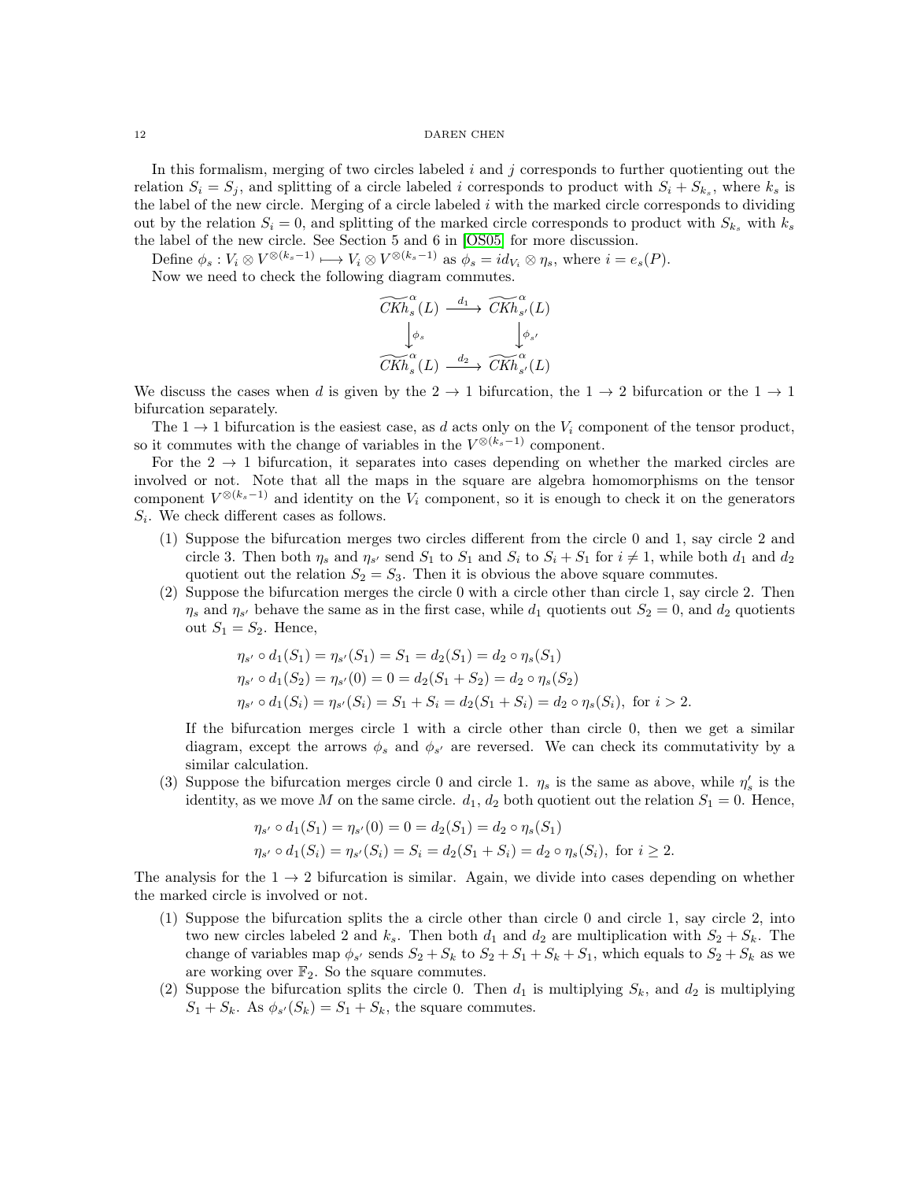In this formalism, merging of two circles labeled $i$ and $j$ corresponds to further quotienting out the relation $S_i = S_j$, and splitting of a circle labeled $i$ corresponds to product with $S_i + S_{k_s}$, where $k_s$ is the label of the new circle. Merging of a circle labeled $i$ with the marked circle corresponds to dividing out by the relation $S_i = 0$, and splitting of the marked circle corresponds to product with $S_{k_s}$ with $k_s$ the label of the new circle. See Section 5 and 6 in [OS05] for more discussion.

Define $\phi_s : V_i \otimes V^{\otimes(k_s-1)} \longmapsto V_i \otimes V^{\otimes(k_s-1)}$ as $\phi_s = id_{V_i} \otimes \eta_s$, where $i = e_s(P)$.

Now we need to check the following diagram commutes.

$$\begin{array}{ccc}
\widetilde{CKh}_s^{\alpha}(L) & \xrightarrow{d_1} & \widetilde{CKh}_{s'}^{\alpha}(L) \\
\big\downarrow{\scriptstyle \phi_s} & & \big\downarrow{\scriptstyle \phi_{s'}} \\
\widetilde{CKh}_s^{\alpha}(L) & \xrightarrow{d_2} & \widetilde{CKh}_{s'}^{\alpha}(L)
\end{array}$$

We discuss the cases when $d$ is given by the $2 \to 1$ bifurcation, the $1 \to 2$ bifurcation or the $1 \to 1$ bifurcation separately.

The $1 \to 1$ bifurcation is the easiest case, as $d$ acts only on the $V_i$ component of the tensor product, so it commutes with the change of variables in the $V^{\otimes(k_s-1)}$ component.

For the $2 \to 1$ bifurcation, it separates into cases depending on whether the marked circles are involved or not. Note that all the maps in the square are algebra homomorphisms on the tensor component $V^{\otimes(k_s-1)}$ and identity on the $V_i$ component, so it is enough to check it on the generators $S_i$. We check different cases as follows.

(1) Suppose the bifurcation merges two circles different from the circle 0 and 1, say circle 2 and circle 3. Then both $\eta_s$ and $\eta_{s'}$ send $S_1$ to $S_1$ and $S_i$ to $S_i + S_1$ for $i \neq 1$, while both $d_1$ and $d_2$ quotient out the relation $S_2 = S_3$. Then it is obvious the above square commutes.

(2) Suppose the bifurcation merges the circle 0 with a circle other than circle 1, say circle 2. Then $\eta_s$ and $\eta_{s'}$ behave the same as in the first case, while $d_1$ quotients out $S_2 = 0$, and $d_2$ quotients out $S_1 = S_2$. Hence,

$$\begin{aligned}
\eta_{s'} \circ d_1(S_1) &= \eta_{s'}(S_1) = S_1 = d_2(S_1) = d_2 \circ \eta_s(S_1) \\
\eta_{s'} \circ d_1(S_2) &= \eta_{s'}(0) = 0 = d_2(S_1 + S_2) = d_2 \circ \eta_s(S_2) \\
\eta_{s'} \circ d_1(S_i) &= \eta_{s'}(S_i) = S_1 + S_i = d_2(S_1 + S_i) = d_2 \circ \eta_s(S_i), \text{ for } i > 2.
\end{aligned}$$

If the bifurcation merges circle 1 with a circle other than circle 0, then we get a similar diagram, except the arrows $\phi_s$ and $\phi_{s'}$ are reversed. We can check its commutativity by a similar calculation.

(3) Suppose the bifurcation merges circle 0 and circle 1. $\eta_s$ is the same as above, while $\eta_s'$ is the identity, as we move $M$ on the same circle. $d_1$, $d_2$ both quotient out the relation $S_1 = 0$. Hence,

$$\begin{aligned}
\eta_{s'} \circ d_1(S_1) &= \eta_{s'}(0) = 0 = d_2(S_1) = d_2 \circ \eta_s(S_1) \\
\eta_{s'} \circ d_1(S_i) &= \eta_{s'}(S_i) = S_i = d_2(S_1 + S_i) = d_2 \circ \eta_s(S_i), \text{ for } i \geq 2.
\end{aligned}$$

The analysis for the $1 \to 2$ bifurcation is similar. Again, we divide into cases depending on whether the marked circle is involved or not.

(1) Suppose the bifurcation splits the a circle other than circle 0 and circle 1, say circle 2, into two new circles labeled 2 and $k_s$. Then both $d_1$ and $d_2$ are multiplication with $S_2 + S_k$. The change of variables map $\phi_{s'}$ sends $S_2 + S_k$ to $S_2 + S_1 + S_k + S_1$, which equals to $S_2 + S_k$ as we are working over $\mathbb{F}_2$. So the square commutes.

(2) Suppose the bifurcation splits the circle 0. Then $d_1$ is multiplying $S_k$, and $d_2$ is multiplying $S_1 + S_k$. As $\phi_{s'}(S_k) = S_1 + S_k$, the square commutes.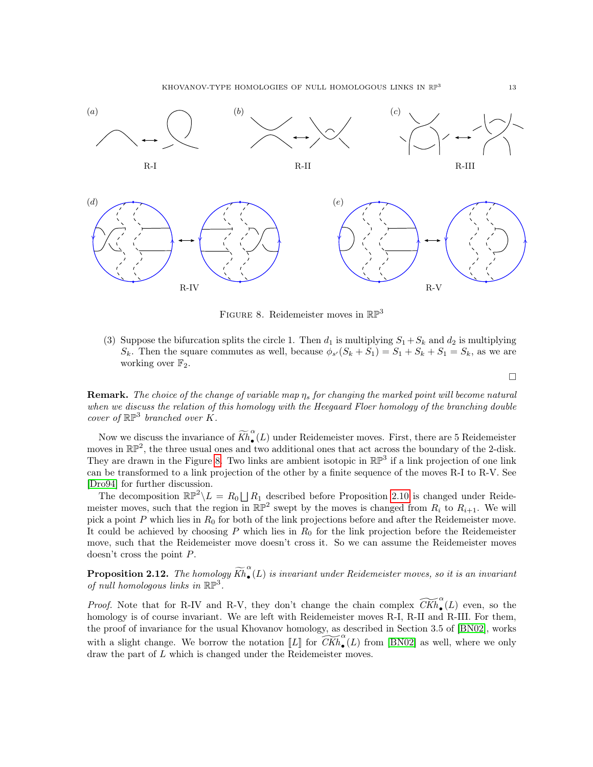(a) R-I (b) R-II (c) R-III

(d) R-IV (e) R-V

Figure 8. Reidemeister moves in $\mathbb{RP}^3$

(3) Suppose the bifurcation splits the circle 1. Then $d_1$ is multiplying $S_1+S_k$ and $d_2$ is multiplying $S_k$. Then the square commutes as well, because $\phi_{s'}(S_k+S_1) = S_1+S_k+S_1 = S_k$, as we are working over $\mathbb{F}_2$.

□

**Remark.** *The choice of the change of variable map $\eta_s$ for changing the marked point will become natural when we discuss the relation of this homology with the Heegaard Floer homology of the branching double cover of $\mathbb{RP}^3$ branched over $K$.*

Now we discuss the invariance of $\widetilde{Kh}^{\alpha}_{\bullet}(L)$ under Reidemeister moves. First, there are 5 Reidemeister moves in $\mathbb{RP}^2$, the three usual ones and two additional ones that act across the boundary of the 2-disk. They are drawn in the Figure 8. Two links are ambient isotopic in $\mathbb{RP}^3$ if a link projection of one link can be transformed to a link projection of the other by a finite sequence of the moves R-I to R-V. See [Dro94] for further discussion.

The decomposition $\mathbb{RP}^2 \backslash L = R_0 \bigsqcup R_1$ described before Proposition 2.10 is changed under Reidemeister moves, such that the region in $\mathbb{RP}^2$ swept by the moves is changed from $R_i$ to $R_{i+1}$. We will pick a point $P$ which lies in $R_0$ for both of the link projections before and after the Reidemeister move. It could be achieved by choosing $P$ which lies in $R_0$ for the link projection before the Reidemeister move, such that the Reidemeister move doesn't cross it. So we can assume the Reidemeister moves doesn't cross the point $P$.

**Proposition 2.12.** *The homology $\widetilde{Kh}^{\alpha}_{\bullet}(L)$ is invariant under Reidemeister moves, so it is an invariant of null homologous links in $\mathbb{RP}^3$.*

*Proof.* Note that for R-IV and R-V, they don't change the chain complex $\widetilde{CKh}^{\alpha}_{\bullet}(L)$ even, so the homology is of course invariant. We are left with Reidemeister moves R-I, R-II and R-III. For them, the proof of invariance for the usual Khovanov homology, as described in Section 3.5 of [BN02], works with a slight change. We borrow the notation $[\![L]\!]$ for $\widetilde{CKh}^{\alpha}_{\bullet}(L)$ from [BN02] as well, where we only draw the part of $L$ which is changed under the Reidemeister moves.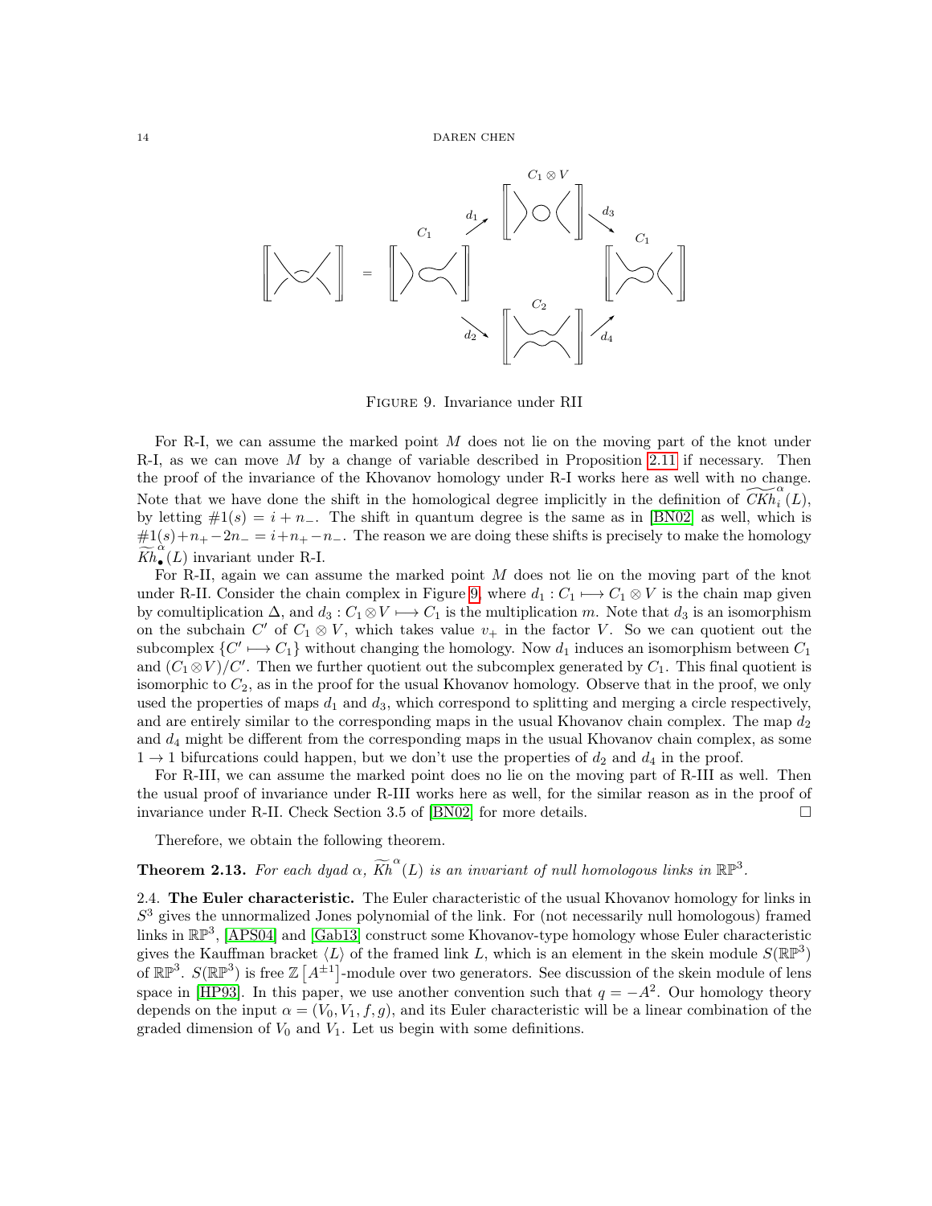FIGURE 9. Invariance under RII

For R-I, we can assume the marked point $M$ does not lie on the moving part of the knot under R-I, as we can move $M$ by a change of variable described in Proposition 2.11 if necessary. Then the proof of the invariance of the Khovanov homology under R-I works here as well with no change. Note that we have done the shift in the homological degree implicitly in the definition of $\widetilde{CKh}_i^{\alpha}(L)$, by letting $\#1(s) = i + n_-$. The shift in quantum degree is the same as in [BN02] as well, which is $\#1(s)+n_+-2n_- = i+n_+-n_-$. The reason we are doing these shifts is precisely to make the homology $\widetilde{Kh}_{\bullet}^{\alpha}(L)$ invariant under R-I.

For R-II, again we can assume the marked point $M$ does not lie on the moving part of the knot under R-II. Consider the chain complex in Figure 9, where $d_1 : C_1 \longmapsto C_1 \otimes V$ is the chain map given by comultiplication $\Delta$, and $d_3 : C_1 \otimes V \longmapsto C_1$ is the multiplication $m$. Note that $d_3$ is an isomorphism on the subchain $C'$ of $C_1 \otimes V$, which takes value $v_+$ in the factor $V$. So we can quotient out the subcomplex $\{C' \longmapsto C_1\}$ without changing the homology. Now $d_1$ induces an isomorphism between $C_1$ and $(C_1 \otimes V)/C'$. Then we further quotient out the subcomplex generated by $C_1$. This final quotient is isomorphic to $C_2$, as in the proof for the usual Khovanov homology. Observe that in the proof, we only used the properties of maps $d_1$ and $d_3$, which correspond to splitting and merging a circle respectively, and are entirely similar to the corresponding maps in the usual Khovanov chain complex. The map $d_2$ and $d_4$ might be different from the corresponding maps in the usual Khovanov chain complex, as some $1 \to 1$ bifurcations could happen, but we don't use the properties of $d_2$ and $d_4$ in the proof.

For R-III, we can assume the marked point does no lie on the moving part of R-III as well. Then the usual proof of invariance under R-III works here as well, for the similar reason as in the proof of invariance under R-II. Check Section 3.5 of [BN02] for more details. □

Therefore, we obtain the following theorem.

**Theorem 2.13.** *For each dyad $\alpha$, $\widetilde{Kh}^{\alpha}(L)$ is an invariant of null homologous links in $\mathbb{RP}^3$.*

### 2.4. The Euler characteristic.

The Euler characteristic of the usual Khovanov homology for links in $S^3$ gives the unnormalized Jones polynomial of the link. For (not necessarily null homologous) framed links in $\mathbb{RP}^3$, [APS04] and [Gab13] construct some Khovanov-type homology whose Euler characteristic gives the Kauffman bracket $\langle L \rangle$ of the framed link $L$, which is an element in the skein module $S(\mathbb{RP}^3)$ of $\mathbb{RP}^3$. $S(\mathbb{RP}^3)$ is free $\mathbb{Z}\left[A^{\pm 1}\right]$-module over two generators. See discussion of the skein module of lens space in [HP93]. In this paper, we use another convention such that $q = -A^2$. Our homology theory depends on the input $\alpha = (V_0, V_1, f, g)$, and its Euler characteristic will be a linear combination of the graded dimension of $V_0$ and $V_1$. Let us begin with some definitions.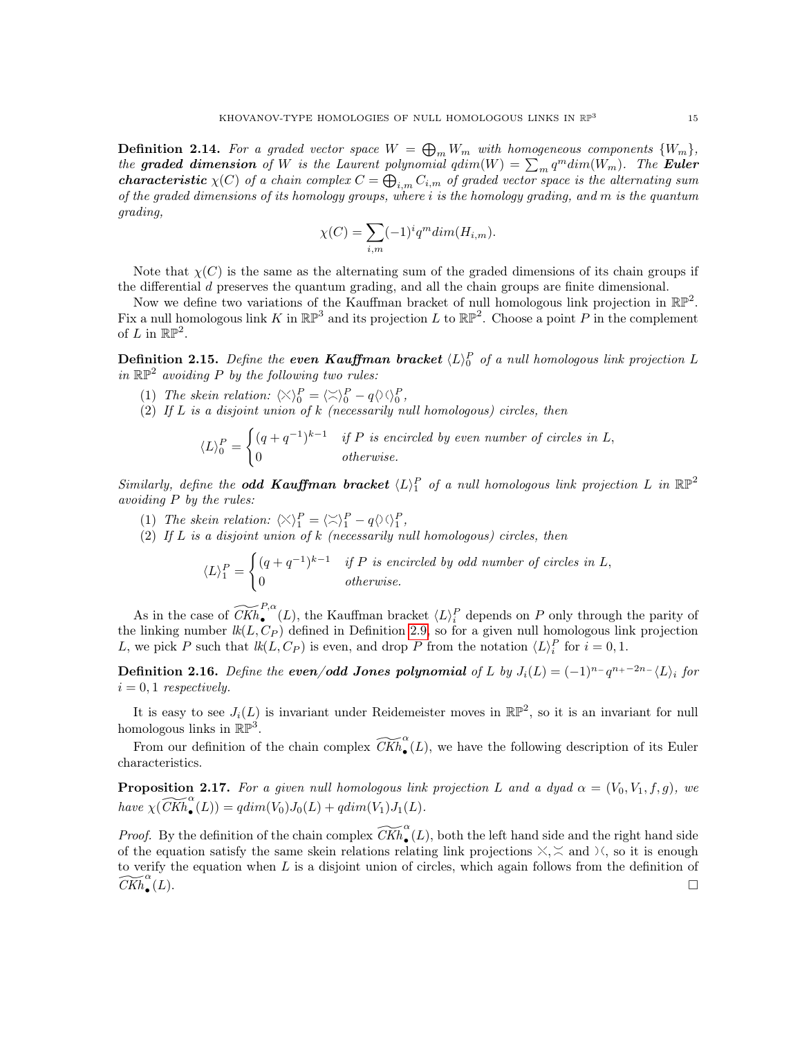**Definition 2.14.** *For a graded vector space $W = \bigoplus_m W_m$ with homogeneous components $\{W_m\}$, the **graded dimension** of $W$ is the Laurent polynomial $qdim(W) = \sum_m q^m dim(W_m)$. The **Euler characteristic** $\chi(C)$ of a chain complex $C = \bigoplus_{i,m} C_{i,m}$ of graded vector space is the alternating sum of the graded dimensions of its homology groups, where $i$ is the homology grading, and $m$ is the quantum grading,*

$$\chi(C) = \sum_{i,m} (-1)^i q^m dim(H_{i,m}).$$

Note that $\chi(C)$ is the same as the alternating sum of the graded dimensions of its chain groups if the differential $d$ preserves the quantum grading, and all the chain groups are finite dimensional.

Now we define two variations of the Kauffman bracket of null homologous link projection in $\mathbb{RP}^2$. Fix a null homologous link $K$ in $\mathbb{RP}^3$ and its projection $L$ to $\mathbb{RP}^2$. Choose a point $P$ in the complement of $L$ in $\mathbb{RP}^2$.

**Definition 2.15.** *Define the **even Kauffman bracket** $\langle L \rangle_0^P$ of a null homologous link projection $L$ in $\mathbb{RP}^2$ avoiding $P$ by the following two rules:*

1. *The skein relation: $\langle \times \rangle_0^P = \langle \asymp \rangle_0^P - q \langle \rangle\langle \rangle_0^P$,*
2. *If $L$ is a disjoint union of $k$ (necessarily null homologous) circles, then*

$$\langle L \rangle_0^P = \begin{cases} (q+q^{-1})^{k-1} & \text{if } P \text{ is encircled by even number of circles in } L, \\ 0 & \text{otherwise.} \end{cases}$$

*Similarly, define the **odd Kauffman bracket** $\langle L \rangle_1^P$ of a null homologous link projection $L$ in $\mathbb{RP}^2$ avoiding $P$ by the rules:*

1. *The skein relation: $\langle \times \rangle_1^P = \langle \asymp \rangle_1^P - q \langle \rangle\langle \rangle_1^P$,*
2. *If $L$ is a disjoint union of $k$ (necessarily null homologous) circles, then*

$$\langle L \rangle_1^P = \begin{cases} (q+q^{-1})^{k-1} & \text{if } P \text{ is encircled by odd number of circles in } L, \\ 0 & \text{otherwise.} \end{cases}$$

As in the case of $\widetilde{CKh}_\bullet^{P,\alpha}(L)$, the Kauffman bracket $\langle L \rangle_i^P$ depends on $P$ only through the parity of the linking number $lk(L, C_P)$ defined in Definition 2.9, so for a given null homologous link projection $L$, we pick $P$ such that $lk(L, C_P)$ is even, and drop $P$ from the notation $\langle L \rangle_i^P$ for $i = 0, 1$.

**Definition 2.16.** *Define the **even/odd Jones polynomial** of $L$ by $J_i(L) = (-1)^{n_-} q^{n_+ - 2n_-} \langle L \rangle_i$ for $i = 0, 1$ respectively.*

It is easy to see $J_i(L)$ is invariant under Reidemeister moves in $\mathbb{RP}^2$, so it is an invariant for null homologous links in $\mathbb{RP}^3$.

From our definition of the chain complex $\widetilde{CKh}_\bullet^{\alpha}(L)$, we have the following description of its Euler characteristics.

**Proposition 2.17.** *For a given null homologous link projection $L$ and a dyad $\alpha = (V_0, V_1, f, g)$, we have $\chi(\widetilde{CKh}_\bullet^{\alpha}(L)) = qdim(V_0)J_0(L) + qdim(V_1)J_1(L)$.*

*Proof.* By the definition of the chain complex $\widetilde{CKh}_\bullet^{\alpha}(L)$, both the left hand side and the right hand side of the equation satisfy the same skein relations relating link projections $\times, \asymp$ and $\rangle\langle$, so it is enough to verify the equation when $L$ is a disjoint union of circles, which again follows from the definition of $\widetilde{CKh}_\bullet^{\alpha}(L)$. $\square$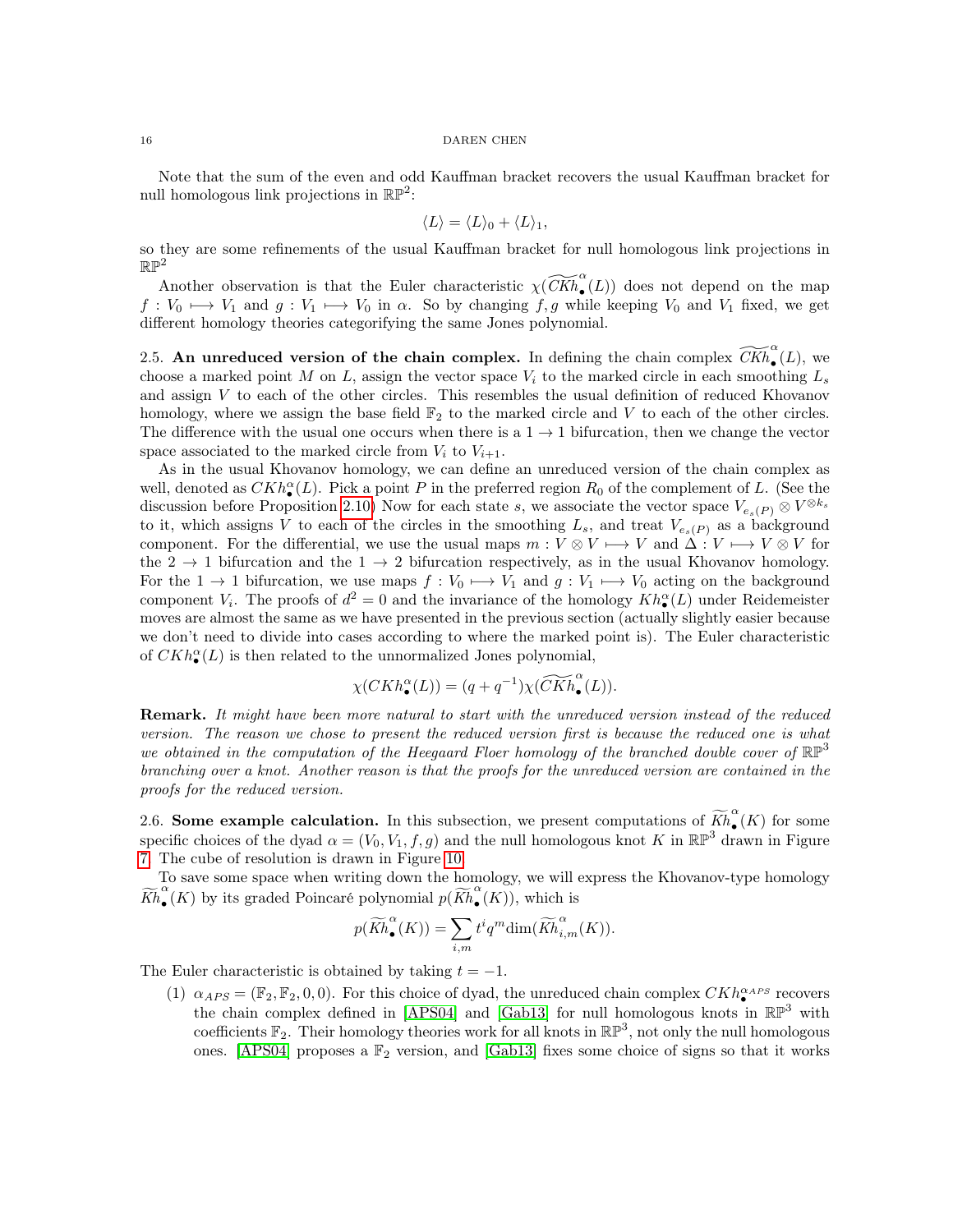Note that the sum of the even and odd Kauffman bracket recovers the usual Kauffman bracket for null homologous link projections in $\mathbb{RP}^2$:

$$\langle L \rangle = \langle L \rangle_0 + \langle L \rangle_1,$$

so they are some refinements of the usual Kauffman bracket for null homologous link projections in $\mathbb{RP}^2$

Another observation is that the Euler characteristic $\chi(\widetilde{CKh}^{\alpha}_{\bullet}(L))$ does not depend on the map $f : V_0 \longmapsto V_1$ and $g : V_1 \longmapsto V_0$ in $\alpha$. So by changing $f, g$ while keeping $V_0$ and $V_1$ fixed, we get different homology theories categorifying the same Jones polynomial.

**2.5. An unreduced version of the chain complex.** In defining the chain complex $\widetilde{CKh}^{\alpha}_{\bullet}(L)$, we choose a marked point $M$ on $L$, assign the vector space $V_i$ to the marked circle in each smoothing $L_s$ and assign $V$ to each of the other circles. This resembles the usual definition of reduced Khovanov homology, where we assign the base field $\mathbb{F}_2$ to the marked circle and $V$ to each of the other circles. The difference with the usual one occurs when there is a $1 \to 1$ bifurcation, then we change the vector space associated to the marked circle from $V_i$ to $V_{i+1}$.

As in the usual Khovanov homology, we can define an unreduced version of the chain complex as well, denoted as $CKh^{\alpha}_{\bullet}(L)$. Pick a point $P$ in the preferred region $R_0$ of the complement of $L$. (See the discussion before Proposition 2.10) Now for each state $s$, we associate the vector space $V_{e_s(P)} \otimes V^{\otimes k_s}$ to it, which assigns $V$ to each of the circles in the smoothing $L_s$, and treat $V_{e_s(P)}$ as a background component. For the differential, we use the usual maps $m : V \otimes V \longmapsto V$ and $\Delta : V \longmapsto V \otimes V$ for the $2 \to 1$ bifurcation and the $1 \to 2$ bifurcation respectively, as in the usual Khovanov homology. For the $1 \to 1$ bifurcation, we use maps $f : V_0 \longmapsto V_1$ and $g : V_1 \longmapsto V_0$ acting on the background component $V_i$. The proofs of $d^2 = 0$ and the invariance of the homology $Kh^{\alpha}_{\bullet}(L)$ under Reidemeister moves are almost the same as we have presented in the previous section (actually slightly easier because we don't need to divide into cases according to where the marked point is). The Euler characteristic of $CKh^{\alpha}_{\bullet}(L)$ is then related to the unnormalized Jones polynomial,

$$\chi(CKh^{\alpha}_{\bullet}(L)) = (q + q^{-1})\chi(\widetilde{CKh}^{\alpha}_{\bullet}(L)).$$

**Remark.** *It might have been more natural to start with the unreduced version instead of the reduced version. The reason we chose to present the reduced version first is because the reduced one is what we obtained in the computation of the Heegaard Floer homology of the branched double cover of $\mathbb{RP}^3$ branching over a knot. Another reason is that the proofs for the unreduced version are contained in the proofs for the reduced version.*

**2.6. Some example calculation.** In this subsection, we present computations of $\widetilde{Kh}^{\alpha}_{\bullet}(K)$ for some specific choices of the dyad $\alpha = (V_0, V_1, f, g)$ and the null homologous knot $K$ in $\mathbb{RP}^3$ drawn in Figure 7. The cube of resolution is drawn in Figure 10.

To save some space when writing down the homology, we will express the Khovanov-type homology $\widetilde{Kh}^{\alpha}_{\bullet}(K)$ by its graded Poincaré polynomial $p(\widetilde{Kh}^{\alpha}_{\bullet}(K))$, which is

$$p(\widetilde{Kh}^{\alpha}_{\bullet}(K)) = \sum_{i,m} t^i q^m \dim(\widetilde{Kh}^{\alpha}_{i,m}(K)).$$

The Euler characteristic is obtained by taking $t = -1$.

(1) $\alpha_{APS} = (\mathbb{F}_2, \mathbb{F}_2, 0, 0)$. For this choice of dyad, the unreduced chain complex $CKh^{\alpha_{APS}}_{\bullet}$ recovers the chain complex defined in [APS04] and [Gab13] for null homologous knots in $\mathbb{RP}^3$ with coefficients $\mathbb{F}_2$. Their homology theories work for all knots in $\mathbb{RP}^3$, not only the null homologous ones. [APS04] proposes a $\mathbb{F}_2$ version, and [Gab13] fixes some choice of signs so that it works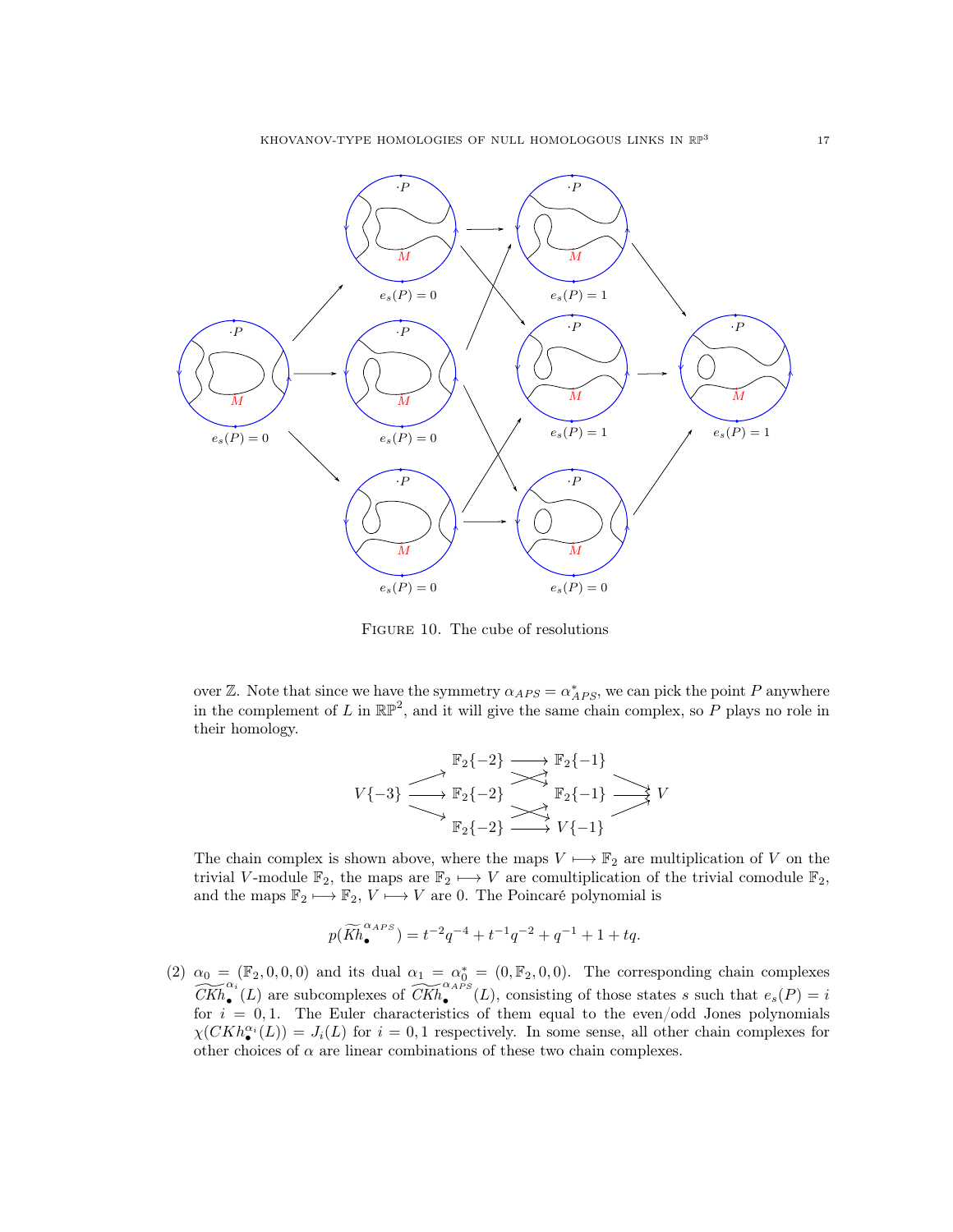FIGURE 10. The cube of resolutions

over $\mathbb{Z}$. Note that since we have the symmetry $\alpha_{APS} = \alpha^*_{APS}$, we can pick the point $P$ anywhere in the complement of $L$ in $\mathbb{RP}^2$, and it will give the same chain complex, so $P$ plays no role in their homology.

$$
\begin{array}{ccccc}
 & \mathbb{F}_2\{-2\} & \longrightarrow & \mathbb{F}_2\{-1\} & \\
V\{-3\} & \longrightarrow \mathbb{F}_2\{-2\} & & \mathbb{F}_2\{-1\} & \longrightarrow V \\
 & \mathbb{F}_2\{-2\} & \longrightarrow & V\{-1\} &
\end{array}
$$

The chain complex is shown above, where the maps $V \longmapsto \mathbb{F}_2$ are multiplication of $V$ on the trivial $V$-module $\mathbb{F}_2$, the maps are $\mathbb{F}_2 \longmapsto V$ are comultiplication of the trivial comodule $\mathbb{F}_2$, and the maps $\mathbb{F}_2 \longmapsto \mathbb{F}_2$, $V \longmapsto V$ are 0. The Poincaré polynomial is

$$p(\widetilde{Kh}_\bullet^{\alpha_{APS}}) = t^{-2}q^{-4} + t^{-1}q^{-2} + q^{-1} + 1 + tq.$$

(2) $\alpha_0 = (\mathbb{F}_2, 0, 0, 0)$ and its dual $\alpha_1 = \alpha_0^* = (0, \mathbb{F}_2, 0, 0)$. The corresponding chain complexes $\widetilde{CKh}_\bullet^{\alpha_i}(L)$ are subcomplexes of $\widetilde{CKh}_\bullet^{\alpha_{APS}}(L)$, consisting of those states $s$ such that $e_s(P) = i$ for $i = 0, 1$. The Euler characteristics of them equal to the even/odd Jones polynomials $\chi(CKh_\bullet^{\alpha_i}(L)) = J_i(L)$ for $i = 0, 1$ respectively. In some sense, all other chain complexes for other choices of $\alpha$ are linear combinations of these two chain complexes.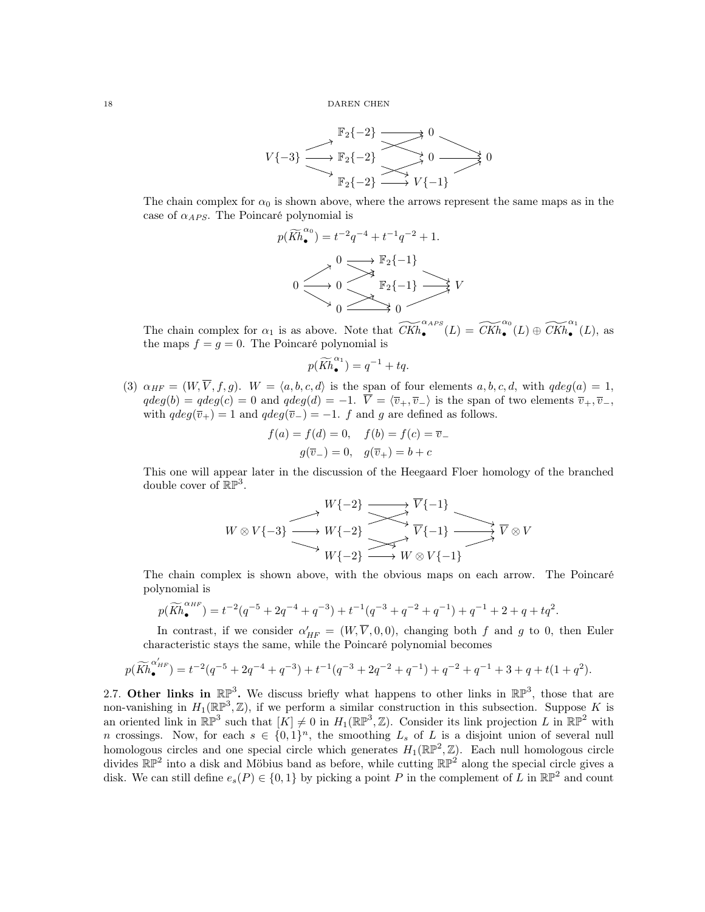$$
\begin{array}{ccccccc}
 & & \mathbb{F}_2\{-2\} & \longrightarrow & 0 & & \\
 & \nearrow & & \times & & \searrow & \\
V\{-3\} & \longrightarrow & \mathbb{F}_2\{-2\} & & 0 & \longrightarrow & 0 \\
 & \searrow & & \times & & \nearrow & \\
 & & \mathbb{F}_2\{-2\} & \longrightarrow & V\{-1\} & &
\end{array}
$$

The chain complex for $\alpha_0$ is shown above, where the arrows represent the same maps as in the case of $\alpha_{APS}$. The Poincaré polynomial is

$$p(\widetilde{Kh}_{\bullet}^{\alpha_0}) = t^{-2}q^{-4} + t^{-1}q^{-2} + 1.$$

$$
\begin{array}{ccccccc}
 & & 0 & \longrightarrow & \mathbb{F}_2\{-1\} & & \\
 & \nearrow & & \times & & \searrow & \\
0 & \longrightarrow & 0 & & \mathbb{F}_2\{-1\} & \longrightarrow & V \\
 & \searrow & & \times & & \nearrow & \\
 & & 0 & \longrightarrow & 0 & &
\end{array}
$$

The chain complex for $\alpha_1$ is as above. Note that $\widetilde{CKh}_{\bullet}^{\alpha_{APS}}(L) = \widetilde{CKh}_{\bullet}^{\alpha_0}(L) \oplus \widetilde{CKh}_{\bullet}^{\alpha_1}(L)$, as the maps $f = g = 0$. The Poincaré polynomial is

$$p(\widetilde{Kh}_{\bullet}^{\alpha_1}) = q^{-1} + tq.$$

(3) $\alpha_{HF} = (W, \overline{V}, f, g)$. $W = \langle a, b, c, d\rangle$ is the span of four elements $a, b, c, d$, with $qdeg(a) = 1$, $qdeg(b) = qdeg(c) = 0$ and $qdeg(d) = -1$. $\overline{V} = \langle \overline{v}_+, \overline{v}_-\rangle$ is the span of two elements $\overline{v}_+, \overline{v}_-$, with $qdeg(\overline{v}_+) = 1$ and $qdeg(\overline{v}_-) = -1$. $f$ and $g$ are defined as follows.

$$f(a) = f(d) = 0, \quad f(b) = f(c) = \overline{v}_-$$
$$g(\overline{v}_-) = 0, \quad g(\overline{v}_+) = b + c$$

This one will appear later in the discussion of the Heegaard Floer homology of the branched double cover of $\mathbb{RP}^3$.

$$
\begin{array}{ccccccc}
 & & W\{-2\} & \longrightarrow & \overline{V}\{-1\} & & \\
 & \nearrow & & \times & & \searrow & \\
W \otimes V\{-3\} & \longrightarrow & W\{-2\} & & \overline{V}\{-1\} & \longrightarrow & \overline{V} \otimes V \\
 & \searrow & & \times & & \nearrow & \\
 & & W\{-2\} & \longrightarrow & W \otimes V\{-1\} & &
\end{array}
$$

The chain complex is shown above, with the obvious maps on each arrow. The Poincaré polynomial is

$$p(\widetilde{Kh}_{\bullet}^{\alpha_{HF}}) = t^{-2}(q^{-5} + 2q^{-4} + q^{-3}) + t^{-1}(q^{-3} + q^{-2} + q^{-1}) + q^{-1} + 2 + q + tq^2.$$

In contrast, if we consider $\alpha'_{HF} = (W, \overline{V}, 0, 0)$, changing both $f$ and $g$ to 0, then Euler characteristic stays the same, while the Poincaré polynomial becomes

$$p(\widetilde{Kh}_{\bullet}^{\alpha'_{HF}}) = t^{-2}(q^{-5} + 2q^{-4} + q^{-3}) + t^{-1}(q^{-3} + 2q^{-2} + q^{-1}) + q^{-2} + q^{-1} + 3 + q + t(1 + q^2).$$

2.7. **Other links in $\mathbb{RP}^3$.** We discuss briefly what happens to other links in $\mathbb{RP}^3$, those that are non-vanishing in $H_1(\mathbb{RP}^3, \mathbb{Z})$, if we perform a similar construction in this subsection. Suppose $K$ is an oriented link in $\mathbb{RP}^3$ such that $[K] \neq 0$ in $H_1(\mathbb{RP}^3, \mathbb{Z})$. Consider its link projection $L$ in $\mathbb{RP}^2$ with $n$ crossings. Now, for each $s \in \{0,1\}^n$, the smoothing $L_s$ of $L$ is a disjoint union of several null homologous circles and one special circle which generates $H_1(\mathbb{RP}^2, \mathbb{Z})$. Each null homologous circle divides $\mathbb{RP}^2$ into a disk and Möbius band as before, while cutting $\mathbb{RP}^2$ along the special circle gives a disk. We can still define $e_s(P) \in \{0,1\}$ by picking a point $P$ in the complement of $L$ in $\mathbb{RP}^2$ and count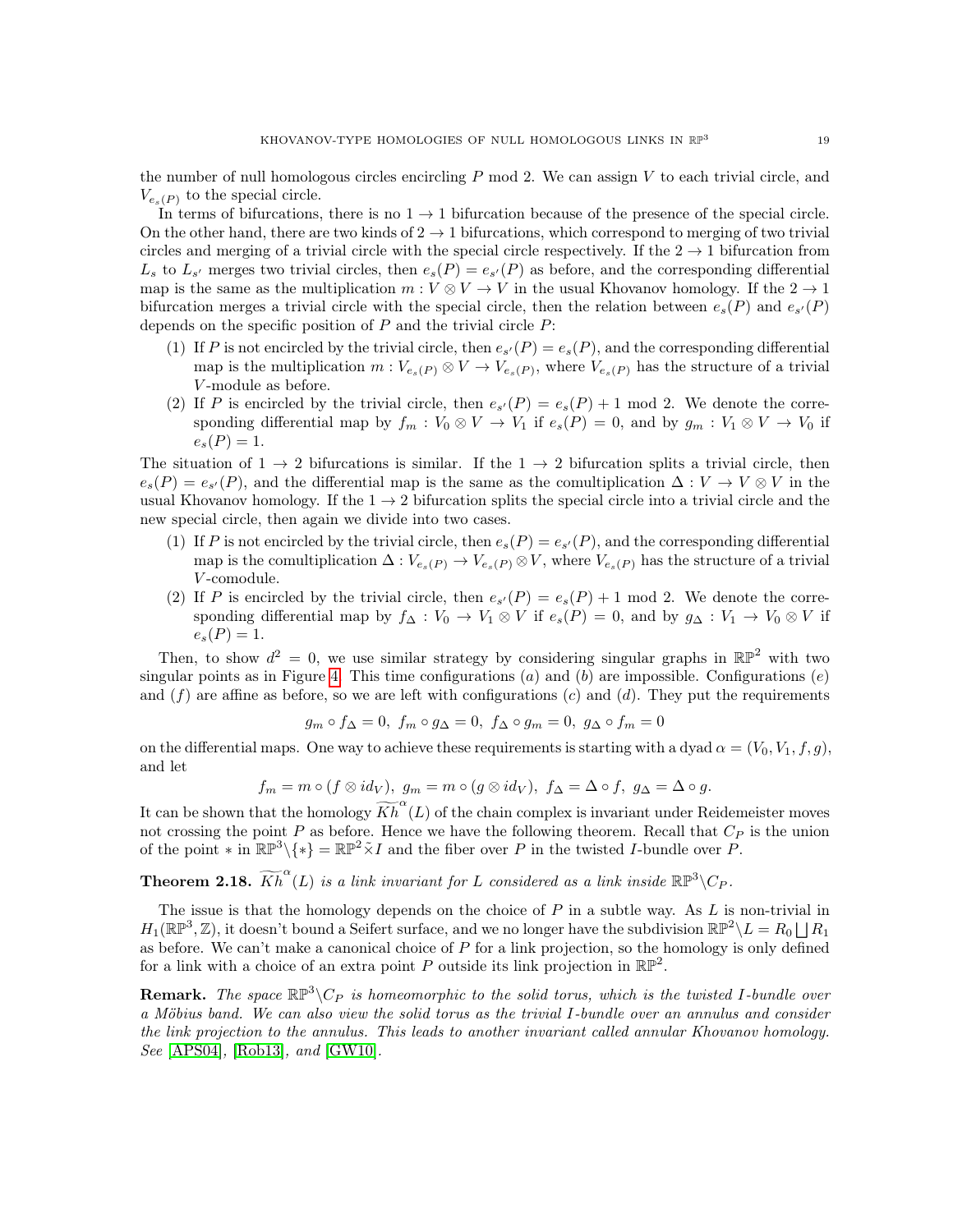the number of null homologous circles encircling $P$ mod 2. We can assign $V$ to each trivial circle, and $V_{e_s(P)}$ to the special circle.

In terms of bifurcations, there is no $1 \to 1$ bifurcation because of the presence of the special circle. On the other hand, there are two kinds of $2 \to 1$ bifurcations, which correspond to merging of two trivial circles and merging of a trivial circle with the special circle respectively. If the $2 \to 1$ bifurcation from $L_s$ to $L_{s'}$ merges two trivial circles, then $e_s(P) = e_{s'}(P)$ as before, and the corresponding differential map is the same as the multiplication $m : V \otimes V \to V$ in the usual Khovanov homology. If the $2 \to 1$ bifurcation merges a trivial circle with the special circle, then the relation between $e_s(P)$ and $e_{s'}(P)$ depends on the specific position of $P$ and the trivial circle $P$:

(1) If $P$ is not encircled by the trivial circle, then $e_{s'}(P) = e_s(P)$, and the corresponding differential map is the multiplication $m : V_{e_s(P)} \otimes V \to V_{e_s(P)}$, where $V_{e_s(P)}$ has the structure of a trivial $V$-module as before.

(2) If $P$ is encircled by the trivial circle, then $e_{s'}(P) = e_s(P) + 1 \bmod 2$. We denote the corresponding differential map by $f_m : V_0 \otimes V \to V_1$ if $e_s(P) = 0$, and by $g_m : V_1 \otimes V \to V_0$ if $e_s(P) = 1$.

The situation of $1 \to 2$ bifurcations is similar. If the $1 \to 2$ bifurcation splits a trivial circle, then $e_s(P) = e_{s'}(P)$, and the differential map is the same as the comultiplication $\Delta : V \to V \otimes V$ in the usual Khovanov homology. If the $1 \to 2$ bifurcation splits the special circle into a trivial circle and the new special circle, then again we divide into two cases.

(1) If $P$ is not encircled by the trivial circle, then $e_s(P) = e_{s'}(P)$, and the corresponding differential map is the comultiplication $\Delta : V_{e_s(P)} \to V_{e_s(P)} \otimes V$, where $V_{e_s(P)}$ has the structure of a trivial $V$-comodule.

(2) If $P$ is encircled by the trivial circle, then $e_{s'}(P) = e_s(P) + 1 \bmod 2$. We denote the corresponding differential map by $f_\Delta : V_0 \to V_1 \otimes V$ if $e_s(P) = 0$, and by $g_\Delta : V_1 \to V_0 \otimes V$ if $e_s(P) = 1$.

Then, to show $d^2 = 0$, we use similar strategy by considering singular graphs in $\mathbb{RP}^2$ with two singular points as in Figure 4. This time configurations $(a)$ and $(b)$ are impossible. Configurations $(e)$ and $(f)$ are affine as before, so we are left with configurations $(c)$ and $(d)$. They put the requirements

$$g_m \circ f_\Delta = 0,\ f_m \circ g_\Delta = 0,\ f_\Delta \circ g_m = 0,\ g_\Delta \circ f_m = 0$$

on the differential maps. One way to achieve these requirements is starting with a dyad $\alpha = (V_0, V_1, f, g)$, and let

$$f_m = m \circ (f \otimes id_V),\ g_m = m \circ (g \otimes id_V),\ f_\Delta = \Delta \circ f,\ g_\Delta = \Delta \circ g.$$

It can be shown that the homology $\widetilde{Kh}^\alpha(L)$ of the chain complex is invariant under Reidemeister moves not crossing the point $P$ as before. Hence we have the following theorem. Recall that $C_P$ is the union of the point $*$ in $\mathbb{RP}^3 \backslash \{*\} = \mathbb{RP}^2 \tilde{\times} I$ and the fiber over $P$ in the twisted $I$-bundle over $P$.

**Theorem 2.18.** *$\widetilde{Kh}^\alpha(L)$ is a link invariant for $L$ considered as a link inside $\mathbb{RP}^3 \backslash C_P$.*

The issue is that the homology depends on the choice of $P$ in a subtle way. As $L$ is non-trivial in $H_1(\mathbb{RP}^3, \mathbb{Z})$, it doesn't bound a Seifert surface, and we no longer have the subdivision $\mathbb{RP}^2 \backslash L = R_0 \bigsqcup R_1$ as before. We can't make a canonical choice of $P$ for a link projection, so the homology is only defined for a link with a choice of an extra point $P$ outside its link projection in $\mathbb{RP}^2$.

**Remark.** *The space $\mathbb{RP}^3 \backslash C_P$ is homeomorphic to the solid torus, which is the twisted $I$-bundle over a Möbius band. We can also view the solid torus as the trivial $I$-bundle over an annulus and consider the link projection to the annulus. This leads to another invariant called annular Khovanov homology. See [APS04], [Rob13], and [GW10].*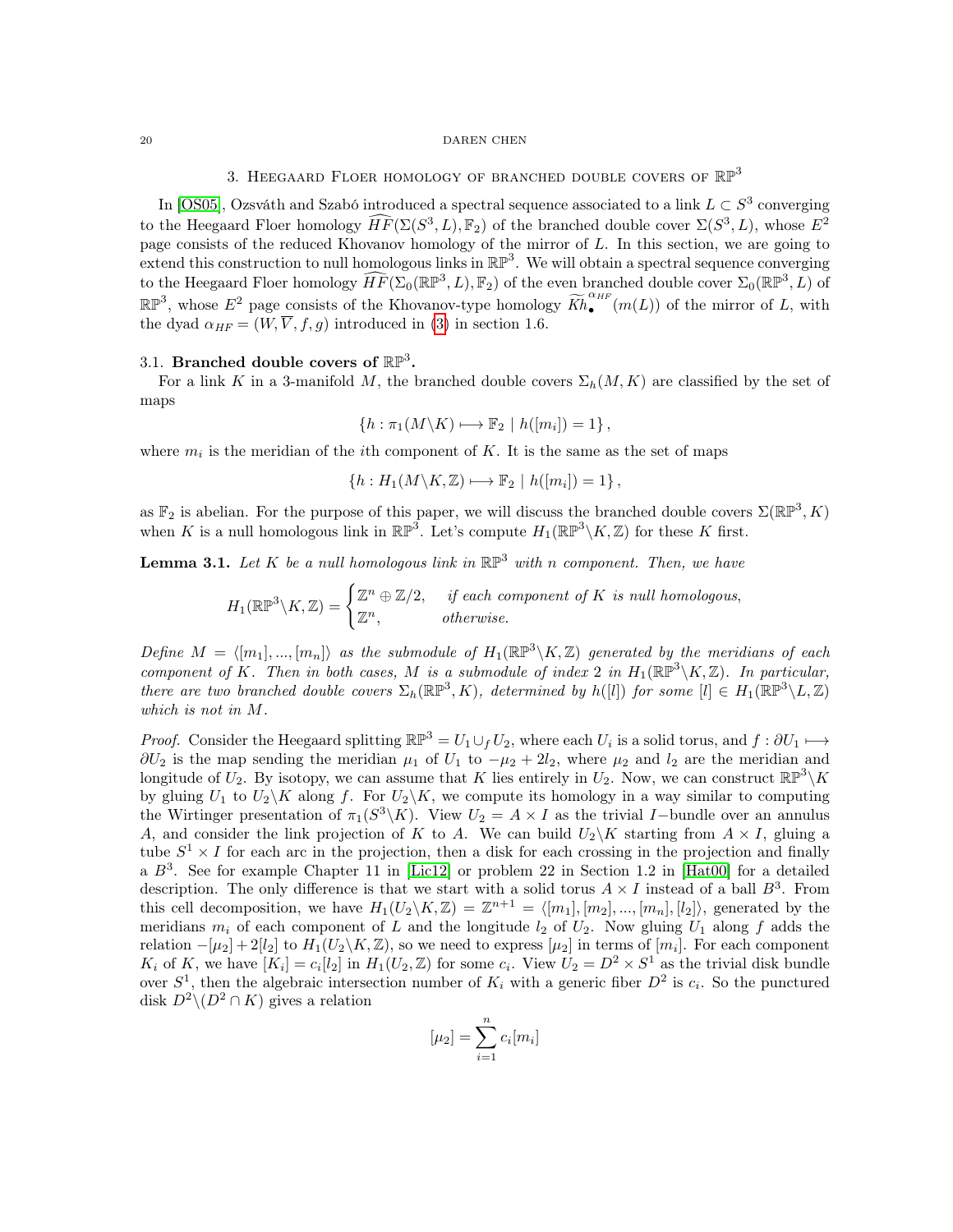## 3. Heegaard Floer homology of branched double covers of $\mathbb{RP}^3$

In [OS05], Ozsváth and Szabó introduced a spectral sequence associated to a link $L \subset S^3$ converging to the Heegaard Floer homology $\widehat{HF}(\Sigma(S^3, L), \mathbb{F}_2)$ of the branched double cover $\Sigma(S^3, L)$, whose $E^2$ page consists of the reduced Khovanov homology of the mirror of $L$. In this section, we are going to extend this construction to null homologous links in $\mathbb{RP}^3$. We will obtain a spectral sequence converging to the Heegaard Floer homology $\widehat{HF}(\Sigma_0(\mathbb{RP}^3, L), \mathbb{F}_2)$ of the even branched double cover $\Sigma_0(\mathbb{RP}^3, L)$ of $\mathbb{RP}^3$, whose $E^2$ page consists of the Khovanov-type homology $\widetilde{Kh}_\bullet^{\alpha_{HF}}(m(L))$ of the mirror of $L$, with the dyad $\alpha_{HF} = (W, \overline{V}, f, g)$ introduced in (3) in section 1.6.

### 3.1. Branched double covers of $\mathbb{RP}^3$.

For a link $K$ in a 3-manifold $M$, the branched double covers $\Sigma_h(M, K)$ are classified by the set of maps

$$\{h : \pi_1(M \backslash K) \longmapsto \mathbb{F}_2 \mid h([m_i]) = 1\},$$

where $m_i$ is the meridian of the $i$th component of $K$. It is the same as the set of maps

$$\{h : H_1(M \backslash K, \mathbb{Z}) \longmapsto \mathbb{F}_2 \mid h([m_i]) = 1\},$$

as $\mathbb{F}_2$ is abelian. For the purpose of this paper, we will discuss the branched double covers $\Sigma(\mathbb{RP}^3, K)$ when $K$ is a null homologous link in $\mathbb{RP}^3$. Let's compute $H_1(\mathbb{RP}^3 \backslash K, \mathbb{Z})$ for these $K$ first.

**Lemma 3.1.** *Let $K$ be a null homologous link in $\mathbb{RP}^3$ with $n$ component. Then, we have*

$$H_1(\mathbb{RP}^3 \backslash K, \mathbb{Z}) = \begin{cases} \mathbb{Z}^n \oplus \mathbb{Z}/2, & \text{if each component of } K \text{ is null homologous,} \\ \mathbb{Z}^n, & \text{otherwise.} \end{cases}$$

*Define $M = \langle [m_1], ..., [m_n] \rangle$ as the submodule of $H_1(\mathbb{RP}^3 \backslash K, \mathbb{Z})$ generated by the meridians of each component of $K$. Then in both cases, $M$ is a submodule of index 2 in $H_1(\mathbb{RP}^3 \backslash K, \mathbb{Z})$. In particular, there are two branched double covers $\Sigma_h(\mathbb{RP}^3, K)$, determined by $h([l])$ for some $[l] \in H_1(\mathbb{RP}^3 \backslash L, \mathbb{Z})$ which is not in $M$.*

*Proof.* Consider the Heegaard splitting $\mathbb{RP}^3 = U_1 \cup_f U_2$, where each $U_i$ is a solid torus, and $f : \partial U_1 \longmapsto \partial U_2$ is the map sending the meridian $\mu_1$ of $U_1$ to $-\mu_2 + 2l_2$, where $\mu_2$ and $l_2$ are the meridian and longitude of $U_2$. By isotopy, we can assume that $K$ lies entirely in $U_2$. Now, we can construct $\mathbb{RP}^3 \backslash K$ by gluing $U_1$ to $U_2 \backslash K$ along $f$. For $U_2 \backslash K$, we compute its homology in a way similar to computing the Wirtinger presentation of $\pi_1(S^3 \backslash K)$. View $U_2 = A \times I$ as the trivial $I-$bundle over an annulus $A$, and consider the link projection of $K$ to $A$. We can build $U_2 \backslash K$ starting from $A \times I$, gluing a tube $S^1 \times I$ for each arc in the projection, then a disk for each crossing in the projection and finally a $B^3$. See for example Chapter 11 in [Lic12] or problem 22 in Section 1.2 in [Hat00] for a detailed description. The only difference is that we start with a solid torus $A \times I$ instead of a ball $B^3$. From this cell decomposition, we have $H_1(U_2 \backslash K, \mathbb{Z}) = \mathbb{Z}^{n+1} = \langle [m_1], [m_2], ..., [m_n], [l_2] \rangle$, generated by the meridians $m_i$ of each component of $L$ and the longitude $l_2$ of $U_2$. Now gluing $U_1$ along $f$ adds the relation $-[\mu_2] + 2[l_2]$ to $H_1(U_2 \backslash K, \mathbb{Z})$, so we need to express $[\mu_2]$ in terms of $[m_i]$. For each component $K_i$ of $K$, we have $[K_i] = c_i[l_2]$ in $H_1(U_2, \mathbb{Z})$ for some $c_i$. View $U_2 = D^2 \times S^1$ as the trivial disk bundle over $S^1$, then the algebraic intersection number of $K_i$ with a generic fiber $D^2$ is $c_i$. So the punctured disk $D^2 \backslash (D^2 \cap K)$ gives a relation

$$[\mu_2] = \sum_{i=1}^{n} c_i [m_i]$$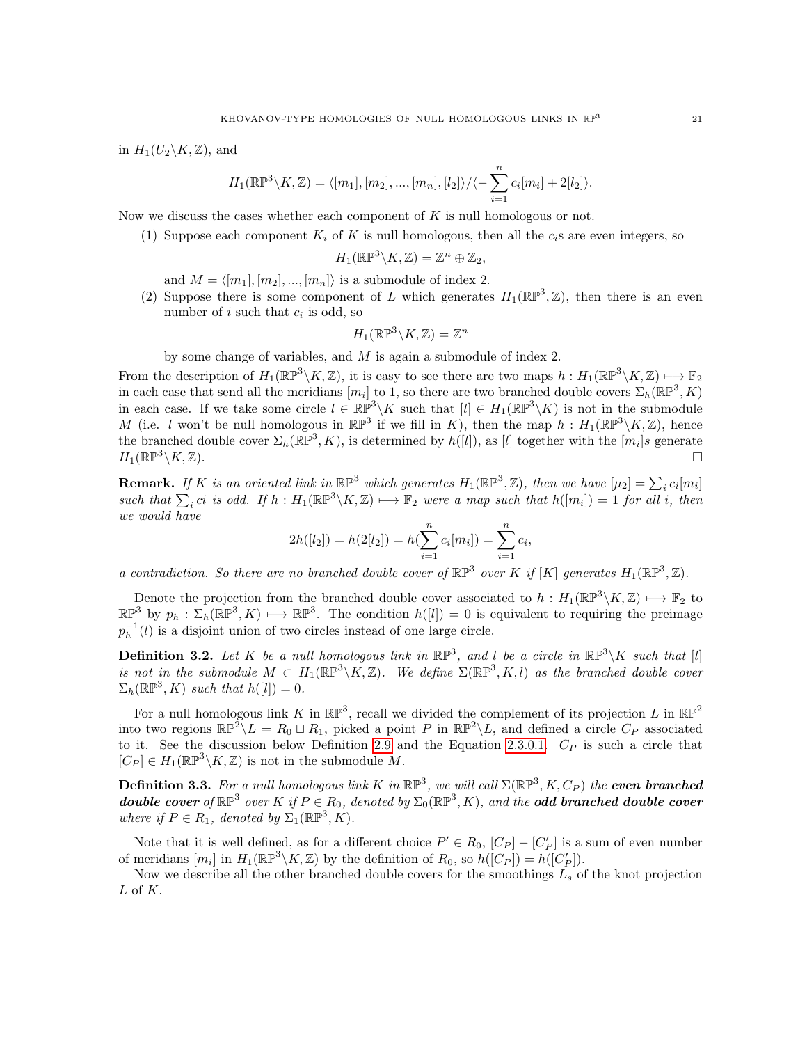in $H_1(U_2 \backslash K, \mathbb{Z})$, and

$$H_1(\mathbb{RP}^3 \backslash K, \mathbb{Z}) = \langle [m_1], [m_2], ..., [m_n], [l_2] \rangle / \langle -\sum_{i=1}^{n} c_i [m_i] + 2[l_2] \rangle.$$

Now we discuss the cases whether each component of $K$ is null homologous or not.

(1) Suppose each component $K_i$ of $K$ is null homologous, then all the $c_i$s are even integers, so

$$H_1(\mathbb{RP}^3 \backslash K, \mathbb{Z}) = \mathbb{Z}^n \oplus \mathbb{Z}_2,$$

and $M = \langle [m_1], [m_2], ..., [m_n] \rangle$ is a submodule of index 2.

(2) Suppose there is some component of $L$ which generates $H_1(\mathbb{RP}^3, \mathbb{Z})$, then there is an even number of $i$ such that $c_i$ is odd, so

$$H_1(\mathbb{RP}^3 \backslash K, \mathbb{Z}) = \mathbb{Z}^n$$

by some change of variables, and $M$ is again a submodule of index 2.

From the description of $H_1(\mathbb{RP}^3 \backslash K, \mathbb{Z})$, it is easy to see there are two maps $h : H_1(\mathbb{RP}^3 \backslash K, \mathbb{Z}) \longmapsto \mathbb{F}_2$ in each case that send all the meridians $[m_i]$ to 1, so there are two branched double covers $\Sigma_h(\mathbb{RP}^3, K)$ in each case. If we take some circle $l \in \mathbb{RP}^3 \backslash K$ such that $[l] \in H_1(\mathbb{RP}^3 \backslash K)$ is not in the submodule $M$ (i.e. $l$ won't be null homologous in $\mathbb{RP}^3$ if we fill in $K$), then the map $h : H_1(\mathbb{RP}^3 \backslash K, \mathbb{Z})$, hence the branched double cover $\Sigma_h(\mathbb{RP}^3, K)$, is determined by $h([l])$, as $[l]$ together with the $[m_i]s$ generate $H_1(\mathbb{RP}^3 \backslash K, \mathbb{Z})$. $\square$

**Remark.** *If $K$ is an oriented link in $\mathbb{RP}^3$ which generates $H_1(\mathbb{RP}^3, \mathbb{Z})$, then we have $[\mu_2] = \sum_i c_i [m_i]$ such that $\sum_i ci$ is odd. If $h : H_1(\mathbb{RP}^3 \backslash K, \mathbb{Z}) \longmapsto \mathbb{F}_2$ were a map such that $h([m_i]) = 1$ for all $i$, then we would have*

$$2h([l_2]) = h(2[l_2]) = h(\sum_{i=1}^{n} c_i [m_i]) = \sum_{i=1}^{n} c_i,$$

*a contradiction. So there are no branched double cover of $\mathbb{RP}^3$ over $K$ if $[K]$ generates $H_1(\mathbb{RP}^3, \mathbb{Z})$.*

Denote the projection from the branched double cover associated to $h : H_1(\mathbb{RP}^3 \backslash K, \mathbb{Z}) \longmapsto \mathbb{F}_2$ to $\mathbb{RP}^3$ by $p_h : \Sigma_h(\mathbb{RP}^3, K) \longmapsto \mathbb{RP}^3$. The condition $h([l]) = 0$ is equivalent to requiring the preimage $p_h^{-1}(l)$ is a disjoint union of two circles instead of one large circle.

**Definition 3.2.** *Let $K$ be a null homologous link in $\mathbb{RP}^3$, and $l$ be a circle in $\mathbb{RP}^3 \backslash K$ such that $[l]$ is not in the submodule $M \subset H_1(\mathbb{RP}^3 \backslash K, \mathbb{Z})$. We define $\Sigma(\mathbb{RP}^3, K, l)$ as the branched double cover $\Sigma_h(\mathbb{RP}^3, K)$ such that $h([l]) = 0$.*

For a null homologous link $K$ in $\mathbb{RP}^3$, recall we divided the complement of its projection $L$ in $\mathbb{RP}^2$ into two regions $\mathbb{RP}^2 \backslash L = R_0 \sqcup R_1$, picked a point $P$ in $\mathbb{RP}^2 \backslash L$, and defined a circle $C_P$ associated to it. See the discussion below Definition 2.9 and the Equation 2.3.0.1. $C_P$ is such a circle that $[C_P] \in H_1(\mathbb{RP}^3 \backslash K, \mathbb{Z})$ is not in the submodule $M$.

**Definition 3.3.** *For a null homologous link $K$ in $\mathbb{RP}^3$, we will call $\Sigma(\mathbb{RP}^3, K, C_P)$ the* ***even branched double cover*** *of $\mathbb{RP}^3$ over $K$ if $P \in R_0$, denoted by $\Sigma_0(\mathbb{RP}^3, K)$, and the* ***odd branched double cover*** *where if $P \in R_1$, denoted by $\Sigma_1(\mathbb{RP}^3, K)$.*

Note that it is well defined, as for a different choice $P' \in R_0$, $[C_P] - [C'_P]$ is a sum of even number of meridians $[m_i]$ in $H_1(\mathbb{RP}^3 \backslash K, \mathbb{Z})$ by the definition of $R_0$, so $h([C_P]) = h([C'_P])$.

Now we describe all the other branched double covers for the smoothings $L_s$ of the knot projection $L$ of $K$.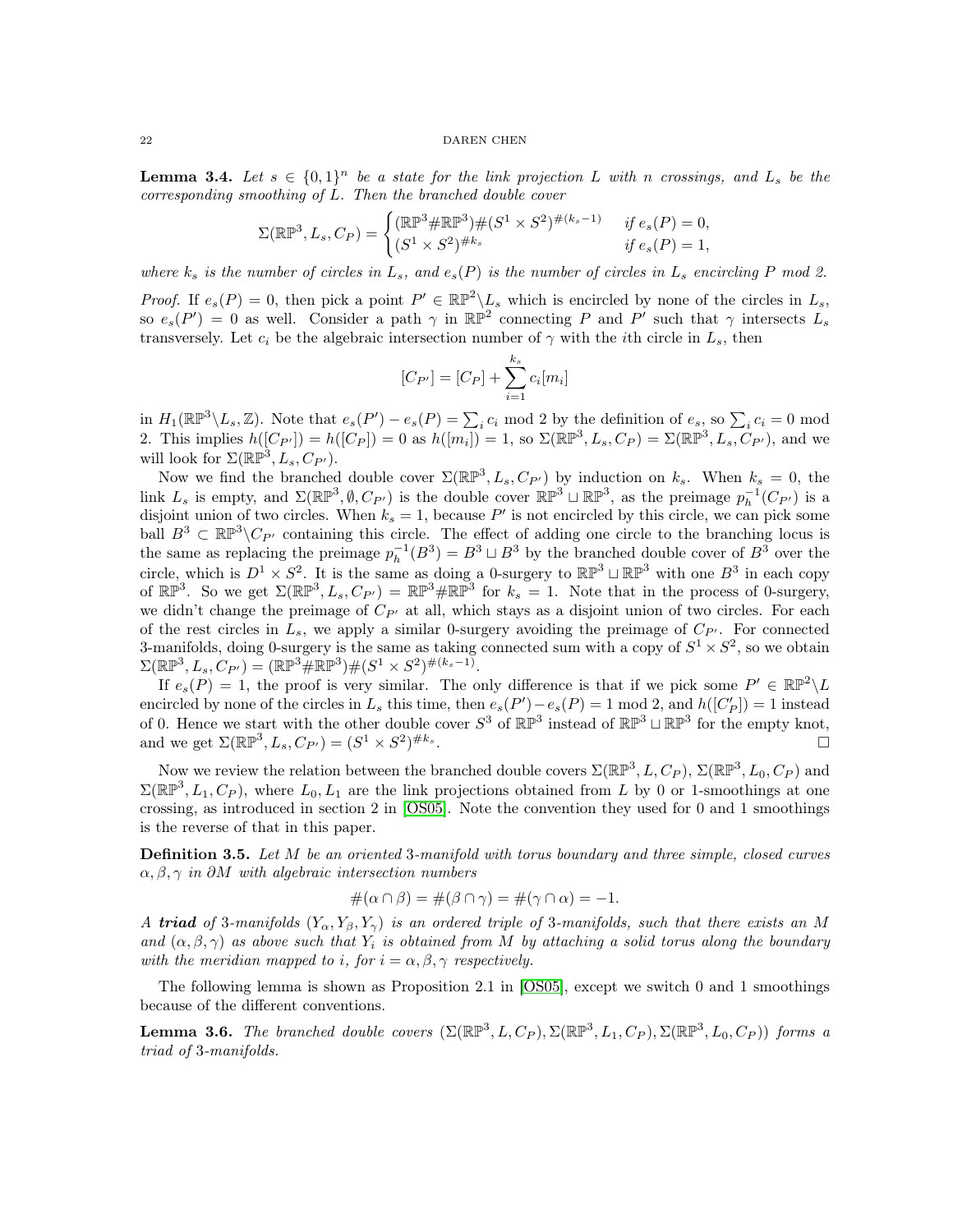**Lemma 3.4.** *Let $s \in \{0,1\}^n$ be a state for the link projection $L$ with $n$ crossings, and $L_s$ be the corresponding smoothing of $L$. Then the branched double cover*

$$\Sigma(\mathbb{RP}^3, L_s, C_P) = \begin{cases} (\mathbb{RP}^3 \# \mathbb{RP}^3) \# (S^1 \times S^2)^{\#(k_s - 1)} & \text{if } e_s(P) = 0, \\ (S^1 \times S^2)^{\# k_s} & \text{if } e_s(P) = 1, \end{cases}$$

*where $k_s$ is the number of circles in $L_s$, and $e_s(P)$ is the number of circles in $L_s$ encircling $P$ mod 2.*

*Proof.* If $e_s(P) = 0$, then pick a point $P' \in \mathbb{RP}^2 \backslash L_s$ which is encircled by none of the circles in $L_s$, so $e_s(P') = 0$ as well. Consider a path $\gamma$ in $\mathbb{RP}^2$ connecting $P$ and $P'$ such that $\gamma$ intersects $L_s$ transversely. Let $c_i$ be the algebraic intersection number of $\gamma$ with the $i$th circle in $L_s$, then

$$[C_{P'}] = [C_P] + \sum_{i=1}^{k_s} c_i [m_i]$$

in $H_1(\mathbb{RP}^3 \backslash L_s, \mathbb{Z})$. Note that $e_s(P') - e_s(P) = \sum_i c_i \bmod 2$ by the definition of $e_s$, so $\sum_i c_i = 0 \bmod 2$. This implies $h([C_{P'}]) = h([C_P]) = 0$ as $h([m_i]) = 1$, so $\Sigma(\mathbb{RP}^3, L_s, C_P) = \Sigma(\mathbb{RP}^3, L_s, C_{P'})$, and we will look for $\Sigma(\mathbb{RP}^3, L_s, C_{P'})$.

Now we find the branched double cover $\Sigma(\mathbb{RP}^3, L_s, C_{P'})$ by induction on $k_s$. When $k_s = 0$, the link $L_s$ is empty, and $\Sigma(\mathbb{RP}^3, \emptyset, C_{P'})$ is the double cover $\mathbb{RP}^3 \sqcup \mathbb{RP}^3$, as the preimage $p_h^{-1}(C_{P'})$ is a disjoint union of two circles. When $k_s = 1$, because $P'$ is not encircled by this circle, we can pick some ball $B^3 \subset \mathbb{RP}^3 \backslash C_{P'}$ containing this circle. The effect of adding one circle to the branching locus is the same as replacing the preimage $p_h^{-1}(B^3) = B^3 \sqcup B^3$ by the branched double cover of $B^3$ over the circle, which is $D^1 \times S^2$. It is the same as doing a 0-surgery to $\mathbb{RP}^3 \sqcup \mathbb{RP}^3$ with one $B^3$ in each copy of $\mathbb{RP}^3$. So we get $\Sigma(\mathbb{RP}^3, L_s, C_{P'}) = \mathbb{RP}^3 \# \mathbb{RP}^3$ for $k_s = 1$. Note that in the process of 0-surgery, we didn't change the preimage of $C_{P'}$ at all, which stays as a disjoint union of two circles. For each of the rest circles in $L_s$, we apply a similar 0-surgery avoiding the preimage of $C_{P'}$. For connected 3-manifolds, doing 0-surgery is the same as taking connected sum with a copy of $S^1 \times S^2$, so we obtain $\Sigma(\mathbb{RP}^3, L_s, C_{P'}) = (\mathbb{RP}^3 \# \mathbb{RP}^3) \# (S^1 \times S^2)^{\#(k_s - 1)}$.

If $e_s(P) = 1$, the proof is very similar. The only difference is that if we pick some $P' \in \mathbb{RP}^2 \backslash L$ encircled by none of the circles in $L_s$ this time, then $e_s(P') - e_s(P) = 1 \bmod 2$, and $h([C_P']) = 1$ instead of 0. Hence we start with the other double cover $S^3$ of $\mathbb{RP}^3$ instead of $\mathbb{RP}^3 \sqcup \mathbb{RP}^3$ for the empty knot, and we get $\Sigma(\mathbb{RP}^3, L_s, C_{P'}) = (S^1 \times S^2)^{\# k_s}$. □

Now we review the relation between the branched double covers $\Sigma(\mathbb{RP}^3, L, C_P)$, $\Sigma(\mathbb{RP}^3, L_0, C_P)$ and $\Sigma(\mathbb{RP}^3, L_1, C_P)$, where $L_0, L_1$ are the link projections obtained from $L$ by 0 or 1-smoothings at one crossing, as introduced in section 2 in [OS05]. Note the convention they used for 0 and 1 smoothings is the reverse of that in this paper.

**Definition 3.5.** *Let $M$ be an oriented 3-manifold with torus boundary and three simple, closed curves $\alpha, \beta, \gamma$ in $\partial M$ with algebraic intersection numbers*

$$\#(\alpha \cap \beta) = \#(\beta \cap \gamma) = \#(\gamma \cap \alpha) = -1.$$

*A* ***triad*** *of 3-manifolds $(Y_\alpha, Y_\beta, Y_\gamma)$ is an ordered triple of 3-manifolds, such that there exists an $M$ and $(\alpha, \beta, \gamma)$ as above such that $Y_i$ is obtained from $M$ by attaching a solid torus along the boundary with the meridian mapped to $i$, for $i = \alpha, \beta, \gamma$ respectively.*

The following lemma is shown as Proposition 2.1 in [OS05], except we switch 0 and 1 smoothings because of the different conventions.

**Lemma 3.6.** *The branched double covers $(\Sigma(\mathbb{RP}^3, L, C_P), \Sigma(\mathbb{RP}^3, L_1, C_P), \Sigma(\mathbb{RP}^3, L_0, C_P))$ forms a triad of 3-manifolds.*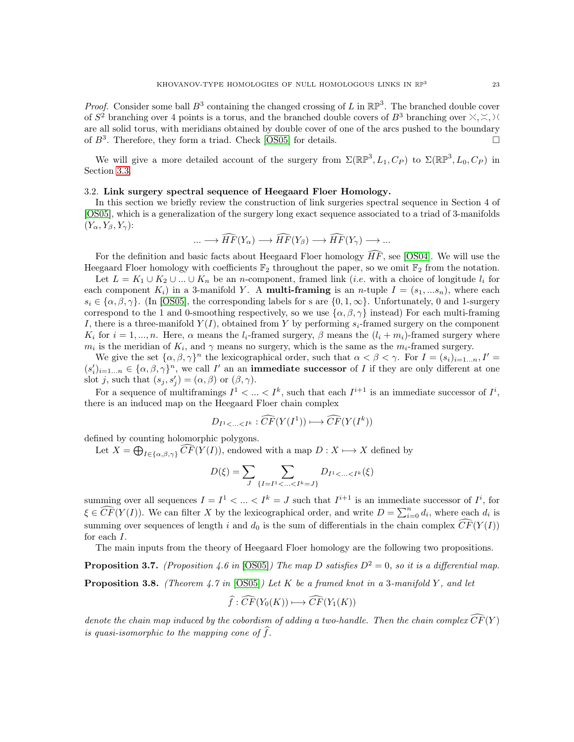*Proof.* Consider some ball $B^3$ containing the changed crossing of $L$ in $\mathbb{RP}^3$. The branched double cover of $S^2$ branching over 4 points is a torus, and the branched double covers of $B^3$ branching over $\times, \asymp, )($ are all solid torus, with meridians obtained by double cover of one of the arcs pushed to the boundary of $B^3$. Therefore, they form a triad. Check [OS05] for details. □

We will give a more detailed account of the surgery from $\Sigma(\mathbb{RP}^3, L_1, C_P)$ to $\Sigma(\mathbb{RP}^3, L_0, C_P)$ in Section 3.3.

### 3.2. Link surgery spectral sequence of Heegaard Floer Homology.

In this section we briefly review the construction of link surgeries spectral sequence in Section 4 of [OS05], which is a generalization of the surgery long exact sequence associated to a triad of 3-manifolds $(Y_\alpha, Y_\beta, Y_\gamma)$:

$$... \longrightarrow \widehat{HF}(Y_\alpha) \longrightarrow \widehat{HF}(Y_\beta) \longrightarrow \widehat{HF}(Y_\gamma) \longrightarrow ...$$

For the definition and basic facts about Heegaard Floer homology $\widehat{HF}$, see [OS04]. We will use the Heegaard Floer homology with coefficients $\mathbb{F}_2$ throughout the paper, so we omit $\mathbb{F}_2$ from the notation.

Let $L = K_1 \cup K_2 \cup ... \cup K_n$ be an $n$-component, framed link (*i.e.* with a choice of longitude $l_i$ for each component $K_i$) in a 3-manifold $Y$. A **multi-framing** is an $n$-tuple $I = (s_1, ...s_n)$, where each $s_i \in \{\alpha, \beta, \gamma\}$. (In [OS05], the corresponding labels for s are $\{0, 1, \infty\}$. Unfortunately, 0 and 1-surgery correspond to the 1 and 0-smoothing respectively, so we use $\{\alpha, \beta, \gamma\}$ instead) For each multi-framing $I$, there is a three-manifold $Y(I)$, obtained from $Y$ by performing $s_i$-framed surgery on the component $K_i$ for $i = 1, ..., n$. Here, $\alpha$ means the $l_i$-framed surgery, $\beta$ means the $(l_i + m_i)$-framed surgery where $m_i$ is the meridian of $K_i$, and $\gamma$ means no surgery, which is the same as the $m_i$-framed surgery.

We give the set $\{\alpha, \beta, \gamma\}^n$ the lexicographical order, such that $\alpha < \beta < \gamma$. For $I = (s_i)_{i=1...n}, I' = (s'_i)_{i=1...n} \in \{\alpha, \beta, \gamma\}^n$, we call $I'$ an an **immediate successor** of $I$ if they are only different at one slot $j$, such that $(s_j, s'_j) = (\alpha, \beta)$ or $(\beta, \gamma)$.

For a sequence of multiframings $I^1 < ... < I^k$, such that each $I^{i+1}$ is an immediate successor of $I^i$, there is an induced map on the Heegaard Floer chain complex

$$D_{I^1 < ... < I^k} : \widehat{CF}(Y(I^1)) \longmapsto \widehat{CF}(Y(I^k))$$

defined by counting holomorphic polygons.

Let $X = \bigoplus_{I \in \{\alpha, \beta, \gamma\}} \widehat{CF}(Y(I))$, endowed with a map $D : X \longmapsto X$ defined by

$$D(\xi) = \sum_J \sum_{\{I = I^1 < ... < I^k = J\}} D_{I^1 < ... < I^k}(\xi)$$

summing over all sequences $I = I^1 < ... < I^k = J$ such that $I^{i+1}$ is an immediate successor of $I^i$, for $\xi \in \widehat{CF}(Y(I))$. We can filter $X$ by the lexicographical order, and write $D = \sum_{i=0}^n d_i$, where each $d_i$ is summing over sequences of length $i$ and $d_0$ is the sum of differentials in the chain complex $\widehat{CF}(Y(I))$ for each $I$.

The main inputs from the theory of Heegaard Floer homology are the following two propositions.

**Proposition 3.7.** *(Proposition 4.6 in [OS05]) The map $D$ satisfies $D^2 = 0$, so it is a differential map.*

**Proposition 3.8.** *(Theorem 4.7 in [OS05]) Let $K$ be a framed knot in a 3-manifold $Y$, and let*

$$\widehat{f} : \widehat{CF}(Y_0(K)) \longmapsto \widehat{CF}(Y_1(K))$$

*denote the chain map induced by the cobordism of adding a two-handle. Then the chain complex $\widehat{CF}(Y)$ is quasi-isomorphic to the mapping cone of $\widehat{f}$.*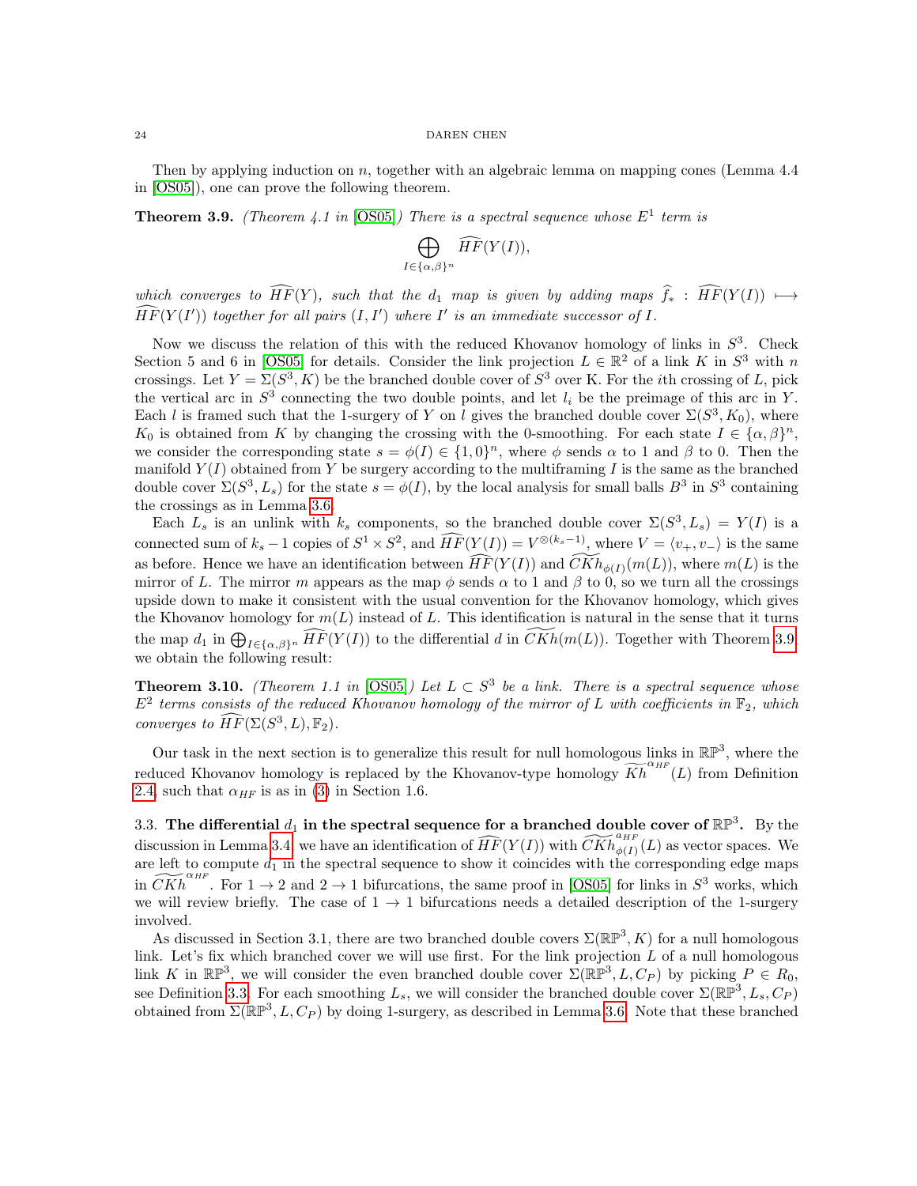Then by applying induction on $n$, together with an algebraic lemma on mapping cones (Lemma 4.4 in [OS05]), one can prove the following theorem.

**Theorem 3.9.** *(Theorem 4.1 in [OS05]) There is a spectral sequence whose $E^1$ term is*

$$\bigoplus_{I\in\{\alpha,\beta\}^n} \widehat{HF}(Y(I)),$$

*which converges to $\widehat{HF}(Y)$, such that the $d_1$ map is given by adding maps $\widehat{f}_* : \widehat{HF}(Y(I)) \longmapsto \widehat{HF}(Y(I'))$ together for all pairs $(I, I')$ where $I'$ is an immediate successor of $I$.*

Now we discuss the relation of this with the reduced Khovanov homology of links in $S^3$. Check Section 5 and 6 in [OS05] for details. Consider the link projection $L \in \mathbb{R}^2$ of a link $K$ in $S^3$ with $n$ crossings. Let $Y = \Sigma(S^3, K)$ be the branched double cover of $S^3$ over K. For the $i$th crossing of $L$, pick the vertical arc in $S^3$ connecting the two double points, and let $l_i$ be the preimage of this arc in $Y$. Each $l$ is framed such that the 1-surgery of $Y$ on $l$ gives the branched double cover $\Sigma(S^3, K_0)$, where $K_0$ is obtained from $K$ by changing the crossing with the 0-smoothing. For each state $I \in \{\alpha, \beta\}^n$, we consider the corresponding state $s = \phi(I) \in \{1, 0\}^n$, where $\phi$ sends $\alpha$ to 1 and $\beta$ to 0. Then the manifold $Y(I)$ obtained from $Y$ be surgery according to the multiframing $I$ is the same as the branched double cover $\Sigma(S^3, L_s)$ for the state $s = \phi(I)$, by the local analysis for small balls $B^3$ in $S^3$ containing the crossings as in Lemma 3.6.

Each $L_s$ is an unlink with $k_s$ components, so the branched double cover $\Sigma(S^3, L_s) = Y(I)$ is a connected sum of $k_s - 1$ copies of $S^1 \times S^2$, and $\widehat{HF}(Y(I)) = V^{\otimes(k_s-1)}$, where $V = \langle v_+, v_-\rangle$ is the same as before. Hence we have an identification between $\widehat{HF}(Y(I))$ and $\widetilde{CKh}_{\phi(I)}(m(L))$, where $m(L)$ is the mirror of $L$. The mirror $m$ appears as the map $\phi$ sends $\alpha$ to 1 and $\beta$ to 0, so we turn all the crossings upside down to make it consistent with the usual convention for the Khovanov homology, which gives the Khovanov homology for $m(L)$ instead of $L$. This identification is natural in the sense that it turns the map $d_1$ in $\bigoplus_{I\in\{\alpha,\beta\}^n} \widehat{HF}(Y(I))$ to the differential $d$ in $\widetilde{CKh}(m(L))$. Together with Theorem 3.9, we obtain the following result:

**Theorem 3.10.** *(Theorem 1.1 in [OS05]) Let $L \subset S^3$ be a link. There is a spectral sequence whose $E^2$ terms consists of the reduced Khovanov homology of the mirror of $L$ with coefficients in $\mathbb{F}_2$, which converges to $\widehat{HF}(\Sigma(S^3, L), \mathbb{F}_2)$.*

Our task in the next section is to generalize this result for null homologous links in $\mathbb{RP}^3$, where the reduced Khovanov homology is replaced by the Khovanov-type homology $\widetilde{Kh}^{\alpha_{HF}}(L)$ from Definition 2.4 such that $\alpha_{HF}$ is as in (3) in Section 1.6.

3.3. **The differential $d_1$ in the spectral sequence for a branched double cover of $\mathbb{RP}^3$.** By the discussion in Lemma 3.4 we have an identification of $\widehat{HF}(Y(I))$ with $\widetilde{CKh}^{\alpha_{HF}}_{\phi(I)}(L)$ as vector spaces. We are left to compute $d_1$ in the spectral sequence to show it coincides with the corresponding edge maps in $\widetilde{CKh}^{\alpha_{HF}}$. For $1 \to 2$ and $2 \to 1$ bifurcations, the same proof in [OS05] for links in $S^3$ works, which we will review briefly. The case of $1 \to 1$ bifurcations needs a detailed description of the 1-surgery involved.

As discussed in Section 3.1, there are two branched double covers $\Sigma(\mathbb{RP}^3, K)$ for a null homologous link. Let's fix which branched cover we will use first. For the link projection $L$ of a null homologous link $K$ in $\mathbb{RP}^3$, we will consider the even branched double cover $\Sigma(\mathbb{RP}^3, L, C_P)$ by picking $P \in R_0$, see Definition 3.3. For each smoothing $L_s$, we will consider the branched double cover $\Sigma(\mathbb{RP}^3, L_s, C_P)$ obtained from $\Sigma(\mathbb{RP}^3, L, C_P)$ by doing 1-surgery, as described in Lemma 3.6. Note that these branched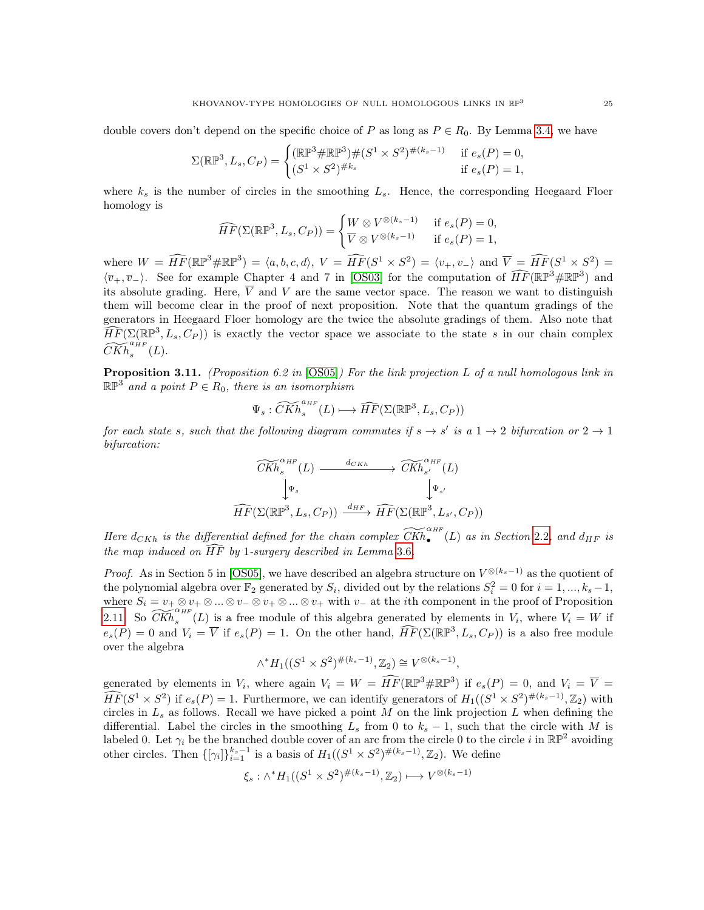double covers don't depend on the specific choice of $P$ as long as $P \in R_0$. By Lemma 3.4, we have

$$\Sigma(\mathbb{RP}^3, L_s, C_P) = \begin{cases} (\mathbb{RP}^3 \# \mathbb{RP}^3) \# (S^1 \times S^2)^{\#(k_s - 1)} & \text{if } e_s(P) = 0, \\ (S^1 \times S^2)^{\# k_s} & \text{if } e_s(P) = 1, \end{cases}$$

where $k_s$ is the number of circles in the smoothing $L_s$. Hence, the corresponding Heegaard Floer homology is

$$\widehat{HF}(\Sigma(\mathbb{RP}^3, L_s, C_P)) = \begin{cases} W \otimes V^{\otimes (k_s - 1)} & \text{if } e_s(P) = 0, \\ \overline{V} \otimes V^{\otimes (k_s - 1)} & \text{if } e_s(P) = 1, \end{cases}$$

where $W = \widehat{HF}(\mathbb{RP}^3 \# \mathbb{RP}^3) = \langle a, b, c, d \rangle$, $V = \widehat{HF}(S^1 \times S^2) = \langle v_+, v_- \rangle$ and $\overline{V} = \widehat{HF}(S^1 \times S^2) = \langle \overline{v}_+, \overline{v}_- \rangle$. See for example Chapter 4 and 7 in [OS03] for the computation of $\widehat{HF}(\mathbb{RP}^3 \# \mathbb{RP}^3)$ and its absolute grading. Here, $\overline{V}$ and $V$ are the same vector space. The reason we want to distinguish them will become clear in the proof of next proposition. Note that the quantum gradings of the generators in Heegaard Floer homology are the twice the absolute gradings of them. Also note that $\widehat{HF}(\Sigma(\mathbb{RP}^3, L_s, C_P))$ is exactly the vector space we associate to the state $s$ in our chain complex $\widetilde{CKh}_s^{a_{HF}}(L)$.

**Proposition 3.11.** *(Proposition 6.2 in [OS05]) For the link projection $L$ of a null homologous link in $\mathbb{RP}^3$ and a point $P \in R_0$, there is an isomorphism*

$$\Psi_s : \widetilde{CKh}_s^{a_{HF}}(L) \longmapsto \widehat{HF}(\Sigma(\mathbb{RP}^3, L_s, C_P))$$

*for each state $s$, such that the following diagram commutes if $s \to s'$ is a $1 \to 2$ bifurcation or $2 \to 1$ bifurcation:*

$$\begin{array}{ccc} \widetilde{CKh}_s^{\alpha_{HF}}(L) & \xrightarrow{\quad d_{CKh} \quad} & \widetilde{CKh}_{s'}^{\alpha_{HF}}(L) \\ \big\downarrow \Psi_s & & \big\downarrow \Psi_{s'} \\ \widehat{HF}(\Sigma(\mathbb{RP}^3, L_s, C_P)) & \xrightarrow{\quad d_{HF} \quad} & \widehat{HF}(\Sigma(\mathbb{RP}^3, L_{s'}, C_P)) \end{array}$$

*Here $d_{CKh}$ is the differential defined for the chain complex $\widetilde{CKh}_\bullet^{\alpha_{HF}}(L)$ as in Section 2.2, and $d_{HF}$ is the map induced on $\widehat{HF}$ by 1-surgery described in Lemma 3.6.*

*Proof.* As in Section 5 in [OS05], we have described an algebra structure on $V^{\otimes (k_s - 1)}$ as the quotient of the polynomial algebra over $\mathbb{F}_2$ generated by $S_i$, divided out by the relations $S_i^2 = 0$ for $i = 1, ..., k_s - 1$, where $S_i = v_+ \otimes v_+ \otimes ... \otimes v_- \otimes v_+ \otimes ... \otimes v_+$ with $v_-$ at the $i$th component in the proof of Proposition 2.11. So $\widetilde{CKh}_s^{\alpha_{HF}}(L)$ is a free module of this algebra generated by elements in $V_i$, where $V_i = W$ if $e_s(P) = 0$ and $V_i = \overline{V}$ if $e_s(P) = 1$. On the other hand, $\widehat{HF}(\Sigma(\mathbb{RP}^3, L_s, C_P))$ is a also free module over the algebra

$$\wedge^* H_1((S^1 \times S^2)^{\#(k_s - 1)}, \mathbb{Z}_2) \cong V^{\otimes (k_s - 1)},$$

generated by elements in $V_i$, where again $V_i = W = \widehat{HF}(\mathbb{RP}^3 \# \mathbb{RP}^3)$ if $e_s(P) = 0$, and $V_i = \overline{V} = \widehat{HF}(S^1 \times S^2)$ if $e_s(P) = 1$. Furthermore, we can identify generators of $H_1((S^1 \times S^2)^{\#(k_s - 1)}, \mathbb{Z}_2)$ with circles in $L_s$ as follows. Recall we have picked a point $M$ on the link projection $L$ when defining the differential. Label the circles in the smoothing $L_s$ from $0$ to $k_s - 1$, such that the circle with $M$ is labeled $0$. Let $\gamma_i$ be the branched double cover of an arc from the circle $0$ to the circle $i$ in $\mathbb{RP}^2$ avoiding other circles. Then $\{[\gamma_i]\}_{i=1}^{k_s - 1}$ is a basis of $H_1((S^1 \times S^2)^{\#(k_s - 1)}, \mathbb{Z}_2)$. We define

$$\xi_s : \wedge^* H_1((S^1 \times S^2)^{\#(k_s - 1)}, \mathbb{Z}_2) \longmapsto V^{\otimes (k_s - 1)}$$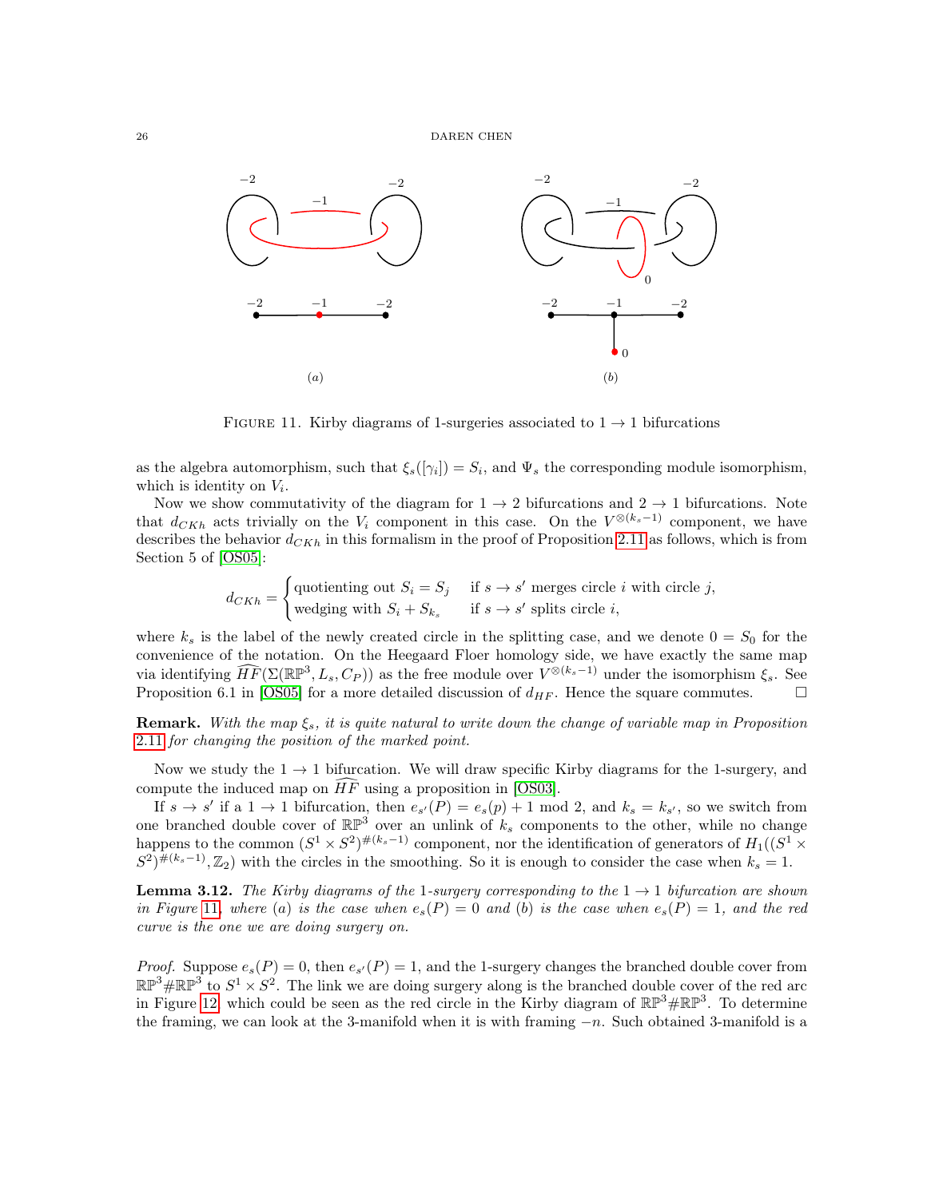FIGURE 11. Kirby diagrams of 1-surgeries associated to $1 \to 1$ bifurcations

as the algebra automorphism, such that $\xi_s([\gamma_i]) = S_i$, and $\Psi_s$ the corresponding module isomorphism, which is identity on $V_i$.

Now we show commutativity of the diagram for $1 \to 2$ bifurcations and $2 \to 1$ bifurcations. Note that $d_{CKh}$ acts trivially on the $V_i$ component in this case. On the $V^{\otimes(k_s-1)}$ component, we have describes the behavior $d_{CKh}$ in this formalism in the proof of Proposition 2.11 as follows, which is from Section 5 of [OS05]:

$$d_{CKh} = \begin{cases} \text{quotienting out } S_i = S_j & \text{if } s \to s' \text{ merges circle } i \text{ with circle } j, \\ \text{wedging with } S_i + S_{k_s} & \text{if } s \to s' \text{ splits circle } i, \end{cases}$$

where $k_s$ is the label of the newly created circle in the splitting case, and we denote $0 = S_0$ for the convenience of the notation. On the Heegaard Floer homology side, we have exactly the same map via identifying $\widehat{HF}(\Sigma(\mathbb{RP}^3, L_s, C_P))$ as the free module over $V^{\otimes(k_s-1)}$ under the isomorphism $\xi_s$. See Proposition 6.1 in [OS05] for a more detailed discussion of $d_{HF}$. Hence the square commutes. □

**Remark.** *With the map $\xi_s$, it is quite natural to write down the change of variable map in Proposition 2.11 for changing the position of the marked point.*

Now we study the $1 \to 1$ bifurcation. We will draw specific Kirby diagrams for the 1-surgery, and compute the induced map on $\widehat{HF}$ using a proposition in [OS03].

If $s \to s'$ if a $1 \to 1$ bifurcation, then $e_{s'}(P) = e_s(p) + 1 \bmod 2$, and $k_s = k_{s'}$, so we switch from one branched double cover of $\mathbb{RP}^3$ over an unlink of $k_s$ components to the other, while no change happens to the common $(S^1 \times S^2)^{\#(k_s-1)}$ component, nor the identification of generators of $H_1((S^1 \times S^2)^{\#(k_s-1)}, \mathbb{Z}_2)$ with the circles in the smoothing. So it is enough to consider the case when $k_s = 1$.

**Lemma 3.12.** *The Kirby diagrams of the 1-surgery corresponding to the $1 \to 1$ bifurcation are shown in Figure 11, where (a) is the case when $e_s(P) = 0$ and (b) is the case when $e_s(P) = 1$, and the red curve is the one we are doing surgery on.*

*Proof.* Suppose $e_s(P) = 0$, then $e_{s'}(P) = 1$, and the 1-surgery changes the branched double cover from $\mathbb{RP}^3 \# \mathbb{RP}^3$ to $S^1 \times S^2$. The link we are doing surgery along is the branched double cover of the red arc in Figure 12, which could be seen as the red circle in the Kirby diagram of $\mathbb{RP}^3 \# \mathbb{RP}^3$. To determine the framing, we can look at the 3-manifold when it is with framing $-n$. Such obtained 3-manifold is a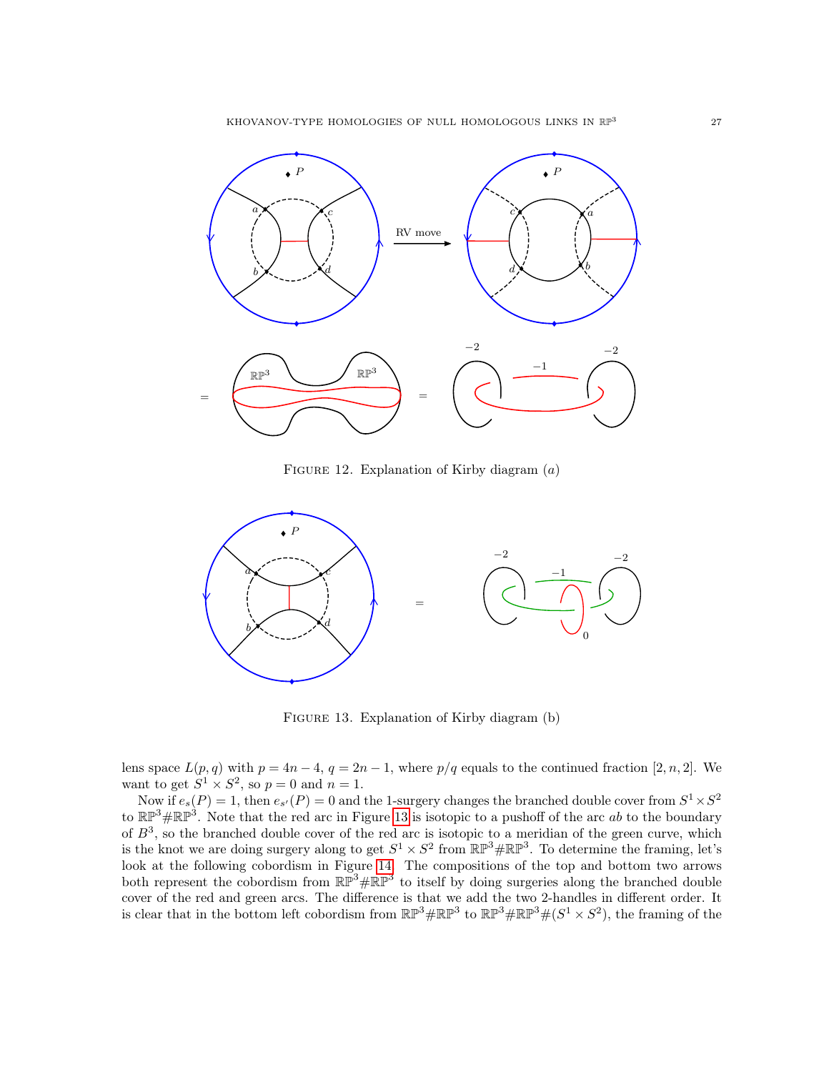FIGURE 12. Explanation of Kirby diagram $(a)$

FIGURE 13. Explanation of Kirby diagram (b)

lens space $L(p,q)$ with $p = 4n-4$, $q = 2n-1$, where $p/q$ equals to the continued fraction $[2, n, 2]$. We want to get $S^1 \times S^2$, so $p = 0$ and $n = 1$.

Now if $e_s(P) = 1$, then $e_{s'}(P) = 0$ and the 1-surgery changes the branched double cover from $S^1 \times S^2$ to $\mathbb{RP}^3 \# \mathbb{RP}^3$. Note that the red arc in Figure 13 is isotopic to a pushoff of the arc $ab$ to the boundary of $B^3$, so the branched double cover of the red arc is isotopic to a meridian of the green curve, which is the knot we are doing surgery along to get $S^1 \times S^2$ from $\mathbb{RP}^3 \# \mathbb{RP}^3$. To determine the framing, let's look at the following cobordism in Figure 14. The compositions of the top and bottom two arrows both represent the cobordism from $\mathbb{RP}^3 \# \mathbb{RP}^3$ to itself by doing surgeries along the branched double cover of the red and green arcs. The difference is that we add the two 2-handles in different order. It is clear that in the bottom left cobordism from $\mathbb{RP}^3 \# \mathbb{RP}^3$ to $\mathbb{RP}^3 \# \mathbb{RP}^3 \# (S^1 \times S^2)$, the framing of the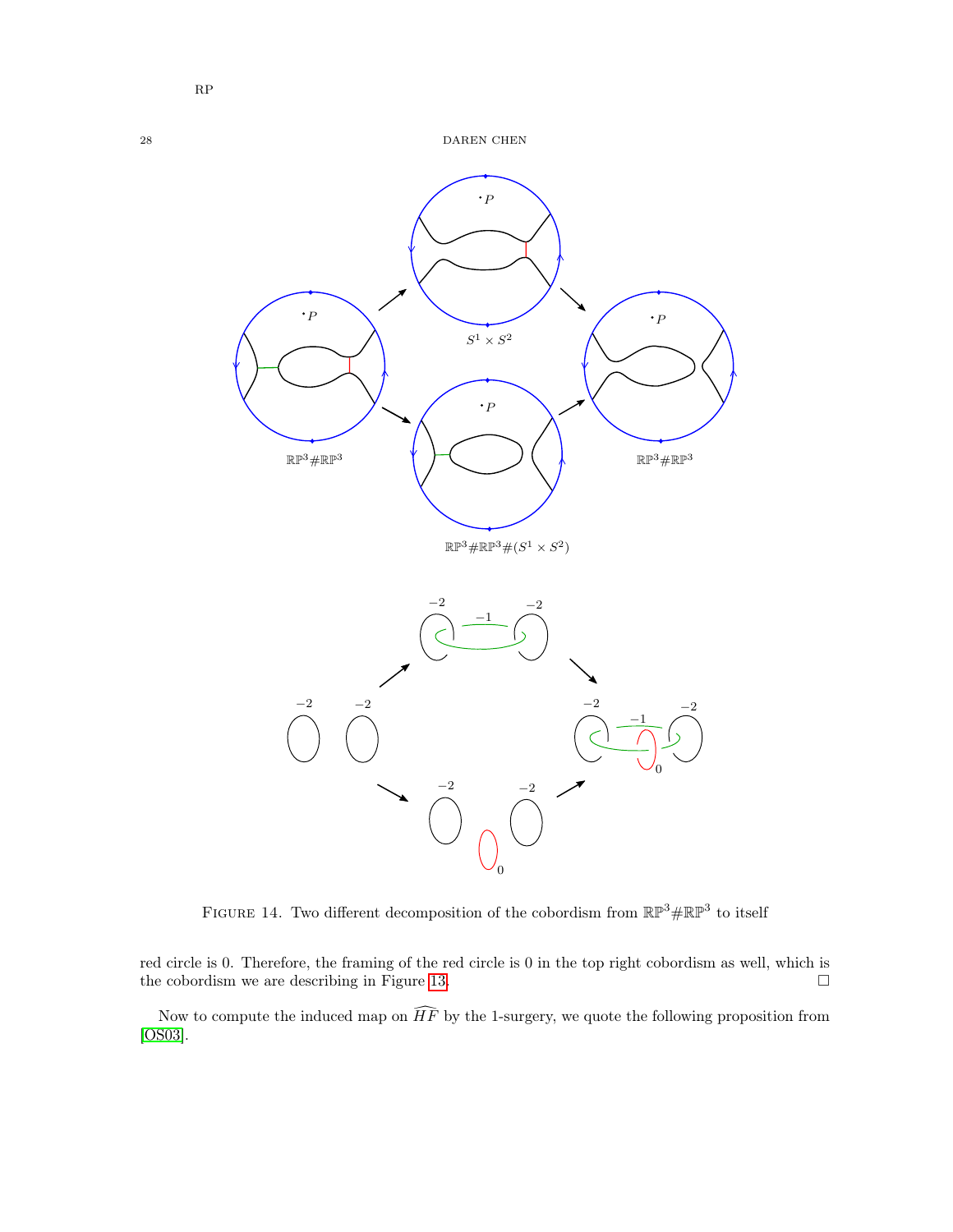RP

Figure 14. Two different decomposition of the cobordism from $\mathbb{RP}^3 \# \mathbb{RP}^3$ to itself

red circle is 0. Therefore, the framing of the red circle is 0 in the top right cobordism as well, which is the cobordism we are describing in Figure 13. □

Now to compute the induced map on $\widehat{HF}$ by the 1-surgery, we quote the following proposition from [OS03].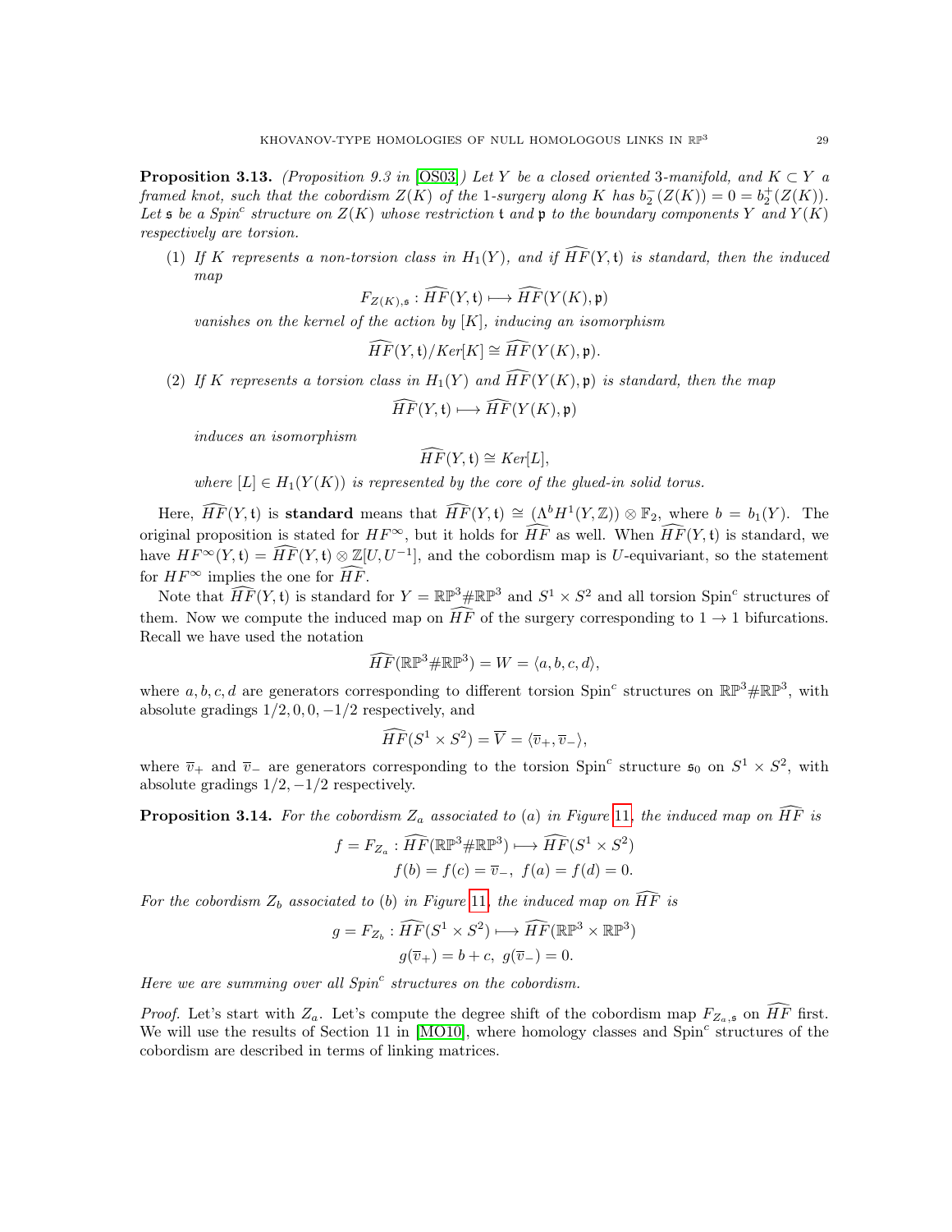**Proposition 3.13.** *(Proposition 9.3 in [OS03]) Let $Y$ be a closed oriented 3-manifold, and $K \subset Y$ a framed knot, such that the cobordism $Z(K)$ of the 1-surgery along $K$ has $b_2^-(Z(K)) = 0 = b_2^+(Z(K))$. Let $\mathfrak{s}$ be a Spin$^c$ structure on $Z(K)$ whose restriction $\mathfrak{t}$ and $\mathfrak{p}$ to the boundary components $Y$ and $Y(K)$ respectively are torsion.*

(1) *If $K$ represents a non-torsion class in $H_1(Y)$, and if $\widehat{HF}(Y, \mathfrak{t})$ is standard, then the induced map*

$$F_{Z(K),\mathfrak{s}} : \widehat{HF}(Y, \mathfrak{t}) \longmapsto \widehat{HF}(Y(K), \mathfrak{p})$$

*vanishes on the kernel of the action by $[K]$, inducing an isomorphism*

$$\widehat{HF}(Y, \mathfrak{t})/Ker[K] \cong \widehat{HF}(Y(K), \mathfrak{p}).$$

(2) *If $K$ represents a torsion class in $H_1(Y)$ and $\widehat{HF}(Y(K), \mathfrak{p})$ is standard, then the map*

$$\widehat{HF}(Y, \mathfrak{t}) \longmapsto \widehat{HF}(Y(K), \mathfrak{p})$$

*induces an isomorphism*

$$\widehat{HF}(Y, \mathfrak{t}) \cong Ker[L],$$

*where $[L] \in H_1(Y(K))$ is represented by the core of the glued-in solid torus.*

Here, $\widehat{HF}(Y, \mathfrak{t})$ is **standard** means that $\widehat{HF}(Y, \mathfrak{t}) \cong (\Lambda^b H^1(Y, \mathbb{Z})) \otimes \mathbb{F}_2$, where $b = b_1(Y)$. The original proposition is stated for $HF^\infty$, but it holds for $\widehat{HF}$ as well. When $\widehat{HF}(Y, \mathfrak{t})$ is standard, we have $HF^\infty(Y, \mathfrak{t}) = \widehat{HF}(Y, \mathfrak{t}) \otimes \mathbb{Z}[U, U^{-1}]$, and the cobordism map is $U$-equivariant, so the statement for $HF^\infty$ implies the one for $\widehat{HF}$.

Note that $\widehat{HF}(Y, \mathfrak{t})$ is standard for $Y = \mathbb{RP}^3 \# \mathbb{RP}^3$ and $S^1 \times S^2$ and all torsion Spin$^c$ structures of them. Now we compute the induced map on $\widehat{HF}$ of the surgery corresponding to $1 \to 1$ bifurcations. Recall we have used the notation

$$\widehat{HF}(\mathbb{RP}^3 \# \mathbb{RP}^3) = W = \langle a, b, c, d \rangle,$$

where $a, b, c, d$ are generators corresponding to different torsion Spin$^c$ structures on $\mathbb{RP}^3 \# \mathbb{RP}^3$, with absolute gradings $1/2, 0, 0, -1/2$ respectively, and

$$\widehat{HF}(S^1 \times S^2) = \overline{V} = \langle \overline{v}_+, \overline{v}_- \rangle,$$

where $\overline{v}_+$ and $\overline{v}_-$ are generators corresponding to the torsion Spin$^c$ structure $\mathfrak{s}_0$ on $S^1 \times S^2$, with absolute gradings $1/2, -1/2$ respectively.

**Proposition 3.14.** *For the cobordism $Z_a$ associated to (a) in Figure 11, the induced map on $\widehat{HF}$ is*

$$f = F_{Z_a} : \widehat{HF}(\mathbb{RP}^3 \# \mathbb{RP}^3) \longmapsto \widehat{HF}(S^1 \times S^2)$$
$$f(b) = f(c) = \overline{v}_-, \ f(a) = f(d) = 0.$$

*For the cobordism $Z_b$ associated to (b) in Figure 11, the induced map on $\widehat{HF}$ is*

$$g = F_{Z_b} : \widehat{HF}(S^1 \times S^2) \longmapsto \widehat{HF}(\mathbb{RP}^3 \times \mathbb{RP}^3)$$
$$g(\overline{v}_+) = b + c, \ g(\overline{v}_-) = 0.$$

*Here we are summing over all Spin$^c$ structures on the cobordism.*

*Proof.* Let's start with $Z_a$. Let's compute the degree shift of the cobordism map $F_{Z_a,\mathfrak{s}}$ on $\widehat{HF}$ first. We will use the results of Section 11 in [MO10], where homology classes and Spin$^c$ structures of the cobordism are described in terms of linking matrices.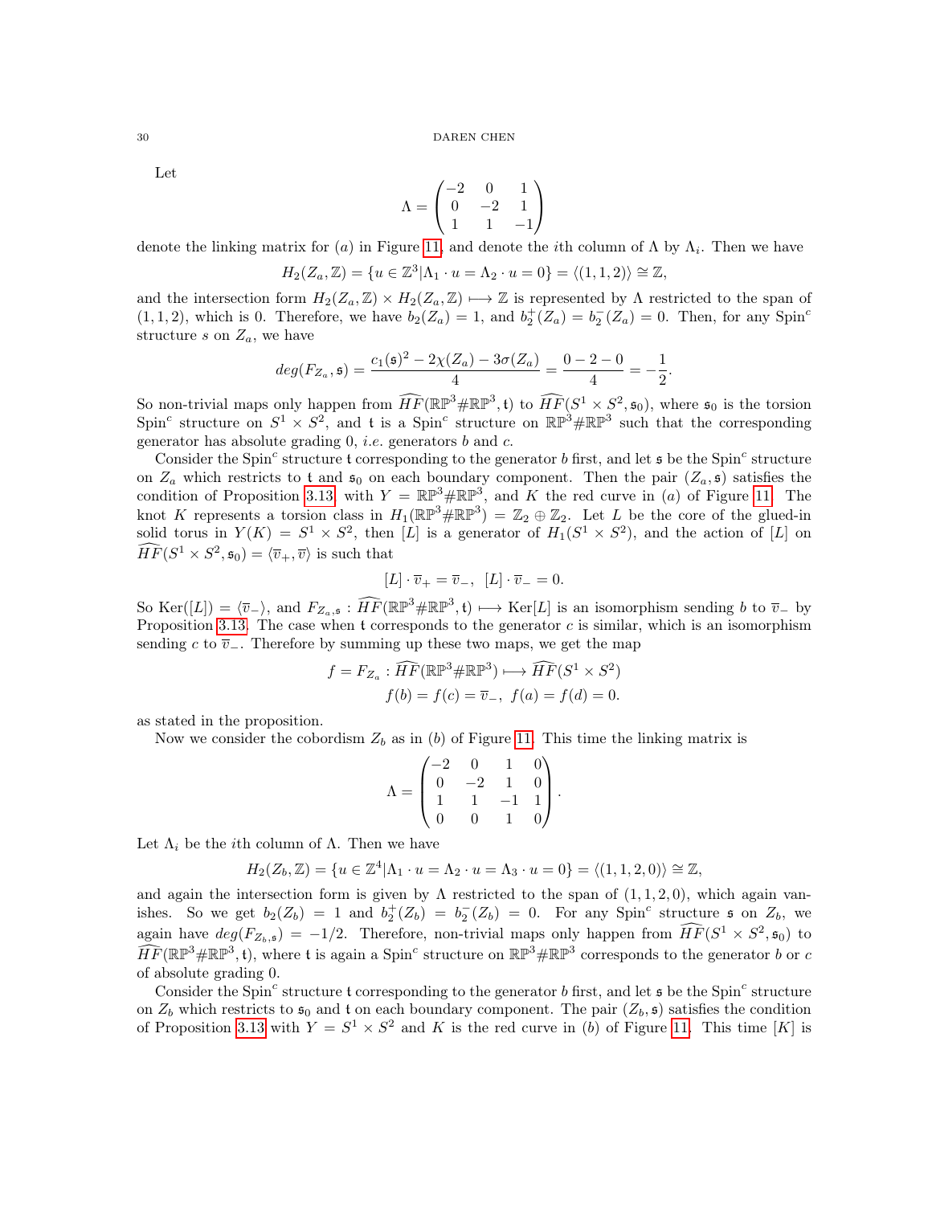Let

$$\Lambda = \begin{pmatrix} -2 & 0 & 1 \\ 0 & -2 & 1 \\ 1 & 1 & -1 \end{pmatrix}$$

denote the linking matrix for $(a)$ in Figure 11, and denote the $i$th column of $\Lambda$ by $\Lambda_i$. Then we have

$$H_2(Z_a, \mathbb{Z}) = \{u \in \mathbb{Z}^3 | \Lambda_1 \cdot u = \Lambda_2 \cdot u = 0\} = \langle (1,1,2) \rangle \cong \mathbb{Z},$$

and the intersection form $H_2(Z_a, \mathbb{Z}) \times H_2(Z_a, \mathbb{Z}) \longmapsto \mathbb{Z}$ is represented by $\Lambda$ restricted to the span of $(1,1,2)$, which is 0. Therefore, we have $b_2(Z_a) = 1$, and $b_2^+(Z_a) = b_2^-(Z_a) = 0$. Then, for any Spin$^c$ structure $s$ on $Z_a$, we have

$$deg(F_{Z_a}, \mathfrak{s}) = \frac{c_1(\mathfrak{s})^2 - 2\chi(Z_a) - 3\sigma(Z_a)}{4} = \frac{0 - 2 - 0}{4} = -\frac{1}{2}.$$

So non-trivial maps only happen from $\widehat{HF}(\mathbb{RP}^3 \# \mathbb{RP}^3, \mathfrak{t})$ to $\widehat{HF}(S^1 \times S^2, \mathfrak{s}_0)$, where $\mathfrak{s}_0$ is the torsion Spin$^c$ structure on $S^1 \times S^2$, and $\mathfrak{t}$ is a Spin$^c$ structure on $\mathbb{RP}^3 \# \mathbb{RP}^3$ such that the corresponding generator has absolute grading 0, *i.e.* generators $b$ and $c$.

Consider the Spin$^c$ structure $\mathfrak{t}$ corresponding to the generator $b$ first, and let $\mathfrak{s}$ be the Spin$^c$ structure on $Z_a$ which restricts to $\mathfrak{t}$ and $\mathfrak{s}_0$ on each boundary component. Then the pair $(Z_a, \mathfrak{s})$ satisfies the condition of Proposition 3.13 with $Y = \mathbb{RP}^3 \# \mathbb{RP}^3$, and $K$ the red curve in $(a)$ of Figure 11. The knot $K$ represents a torsion class in $H_1(\mathbb{RP}^3 \# \mathbb{RP}^3) = \mathbb{Z}_2 \oplus \mathbb{Z}_2$. Let $L$ be the core of the glued-in solid torus in $Y(K) = S^1 \times S^2$, then $[L]$ is a generator of $H_1(S^1 \times S^2)$, and the action of $[L]$ on $\widehat{HF}(S^1 \times S^2, \mathfrak{s}_0) = \langle \overline{v}_+, \overline{v} \rangle$ is such that

$$[L] \cdot \overline{v}_+ = \overline{v}_-, \;\; [L] \cdot \overline{v}_- = 0.$$

So $\mathrm{Ker}([L]) = \langle \overline{v}_- \rangle$, and $F_{Z_a, \mathfrak{s}} : \widehat{HF}(\mathbb{RP}^3 \# \mathbb{RP}^3, \mathfrak{t}) \longmapsto \mathrm{Ker}[L]$ is an isomorphism sending $b$ to $\overline{v}_-$ by Proposition 3.13. The case when $\mathfrak{t}$ corresponds to the generator $c$ is similar, which is an isomorphism sending $c$ to $\overline{v}_-$. Therefore by summing up these two maps, we get the map

$$f = F_{Z_a} : \widehat{HF}(\mathbb{RP}^3 \# \mathbb{RP}^3) \longmapsto \widehat{HF}(S^1 \times S^2)$$
$$f(b) = f(c) = \overline{v}_-, \;\; f(a) = f(d) = 0.$$

as stated in the proposition.

Now we consider the cobordism $Z_b$ as in $(b)$ of Figure 11. This time the linking matrix is

$$\Lambda = \begin{pmatrix} -2 & 0 & 1 & 0 \\ 0 & -2 & 1 & 0 \\ 1 & 1 & -1 & 1 \\ 0 & 0 & 1 & 0 \end{pmatrix}.$$

Let $\Lambda_i$ be the $i$th column of $\Lambda$. Then we have

$$H_2(Z_b, \mathbb{Z}) = \{u \in \mathbb{Z}^4 | \Lambda_1 \cdot u = \Lambda_2 \cdot u = \Lambda_3 \cdot u = 0\} = \langle (1,1,2,0) \rangle \cong \mathbb{Z},$$

and again the intersection form is given by $\Lambda$ restricted to the span of $(1,1,2,0)$, which again vanishes. So we get $b_2(Z_b) = 1$ and $b_2^+(Z_b) = b_2^-(Z_b) = 0$. For any Spin$^c$ structure $\mathfrak{s}$ on $Z_b$, we again have $deg(F_{Z_b, \mathfrak{s}}) = -1/2$. Therefore, non-trivial maps only happen from $\widehat{HF}(S^1 \times S^2, \mathfrak{s}_0)$ to $\widehat{HF}(\mathbb{RP}^3 \# \mathbb{RP}^3, \mathfrak{t})$, where $\mathfrak{t}$ is again a Spin$^c$ structure on $\mathbb{RP}^3 \# \mathbb{RP}^3$ corresponds to the generator $b$ or $c$ of absolute grading 0.

Consider the Spin$^c$ structure $\mathfrak{t}$ corresponding to the generator $b$ first, and let $\mathfrak{s}$ be the Spin$^c$ structure on $Z_b$ which restricts to $\mathfrak{s}_0$ and $\mathfrak{t}$ on each boundary component. The pair $(Z_b, \mathfrak{s})$ satisfies the condition of Proposition 3.13 with $Y = S^1 \times S^2$ and $K$ is the red curve in $(b)$ of Figure 11. This time $[K]$ is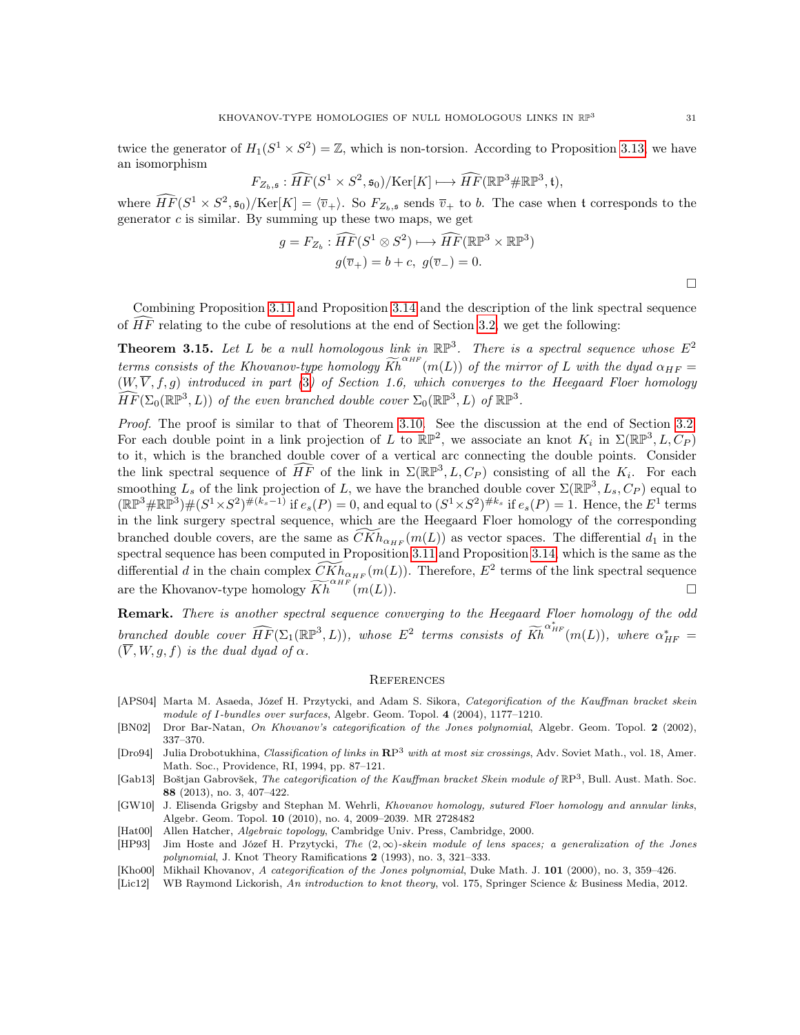twice the generator of $H_1(S^1 \times S^2) = \mathbb{Z}$, which is non-torsion. According to Proposition 3.13, we have an isomorphism

$$F_{Z_b,\mathfrak{s}} : \widehat{HF}(S^1 \times S^2, \mathfrak{s}_0)/\mathrm{Ker}[K] \longmapsto \widehat{HF}(\mathbb{RP}^3 \# \mathbb{RP}^3, \mathfrak{t}),$$

where $\widehat{HF}(S^1 \times S^2, \mathfrak{s}_0)/\mathrm{Ker}[K] = \langle \overline{v}_+ \rangle$. So $F_{Z_b,\mathfrak{s}}$ sends $\overline{v}_+$ to $b$. The case when $\mathfrak{t}$ corresponds to the generator $c$ is similar. By summing up these two maps, we get

$$g = F_{Z_b} : \widehat{HF}(S^1 \otimes S^2) \longmapsto \widehat{HF}(\mathbb{RP}^3 \times \mathbb{RP}^3)$$
$$g(\overline{v}_+) = b + c, \; g(\overline{v}_-) = 0.$$

□

Combining Proposition 3.11 and Proposition 3.14 and the description of the link spectral sequence of $\widehat{HF}$ relating to the cube of resolutions at the end of Section 3.2, we get the following:

**Theorem 3.15.** *Let $L$ be a null homologous link in $\mathbb{RP}^3$. There is a spectral sequence whose $E^2$ terms consists of the Khovanov-type homology $\widetilde{Kh}^{\alpha_{HF}}(m(L))$ of the mirror of $L$ with the dyad $\alpha_{HF} = (W, \overline{V}, f, g)$ introduced in part (3) of Section 1.6, which converges to the Heegaard Floer homology $\widehat{HF}(\Sigma_0(\mathbb{RP}^3, L))$ of the even branched double cover $\Sigma_0(\mathbb{RP}^3, L)$ of $\mathbb{RP}^3$.*

*Proof.* The proof is similar to that of Theorem 3.10. See the discussion at the end of Section 3.2. For each double point in a link projection of $L$ to $\mathbb{RP}^2$, we associate an knot $K_i$ in $\Sigma(\mathbb{RP}^3, L, C_P)$ to it, which is the branched double cover of a vertical arc connecting the double points. Consider the link spectral sequence of $\widehat{HF}$ of the link in $\Sigma(\mathbb{RP}^3, L, C_P)$ consisting of all the $K_i$. For each smoothing $L_s$ of the link projection of $L$, we have the branched double cover $\Sigma(\mathbb{RP}^3, L_s, C_P)$ equal to $(\mathbb{RP}^3 \# \mathbb{RP}^3) \# (S^1 \times S^2)^{\#(k_s - 1)}$ if $e_s(P) = 0$, and equal to $(S^1 \times S^2)^{\# k_s}$ if $e_s(P) = 1$. Hence, the $E^1$ terms in the link surgery spectral sequence, which are the Heegaard Floer homology of the corresponding branched double covers, are the same as $\widetilde{CKh}_{\alpha_{HF}}(m(L))$ as vector spaces. The differential $d_1$ in the spectral sequence has been computed in Proposition 3.11 and Proposition 3.14, which is the same as the differential $d$ in the chain complex $\widetilde{CKh}_{\alpha_{HF}}(m(L))$. Therefore, $E^2$ terms of the link spectral sequence are the Khovanov-type homology $\widetilde{Kh}^{\alpha_{HF}}(m(L))$. □

**Remark.** *There is another spectral sequence converging to the Heegaard Floer homology of the odd branched double cover $\widehat{HF}(\Sigma_1(\mathbb{RP}^3, L))$, whose $E^2$ terms consists of $\widetilde{Kh}^{\alpha^*_{HF}}(m(L))$, where $\alpha^*_{HF} = (\overline{V}, W, g, f)$ is the dual dyad of $\alpha$.*

## References

[APS04] Marta M. Asaeda, Józef H. Przytycki, and Adam S. Sikora, *Categorification of the Kauffman bracket skein module of I-bundles over surfaces*, Algebr. Geom. Topol. **4** (2004), 1177–1210.

[BN02] Dror Bar-Natan, *On Khovanov's categorification of the Jones polynomial*, Algebr. Geom. Topol. **2** (2002), 337–370.

[Dro94] Julia Drobotukhina, *Classification of links in* $\mathbf{R}\mathrm{P}^3$ *with at most six crossings*, Adv. Soviet Math., vol. 18, Amer. Math. Soc., Providence, RI, 1994, pp. 87–121.

[Gab13] Boštjan Gabrovšek, *The categorification of the Kauffman bracket Skein module of* $\mathbb{RP}^3$, Bull. Aust. Math. Soc. **88** (2013), no. 3, 407–422.

[GW10] J. Elisenda Grigsby and Stephan M. Wehrli, *Khovanov homology, sutured Floer homology and annular links*, Algebr. Geom. Topol. **10** (2010), no. 4, 2009–2039. MR 2728482

[Hat00] Allen Hatcher, *Algebraic topology*, Cambridge Univ. Press, Cambridge, 2000.

[HP93] Jim Hoste and Józef H. Przytycki, *The* $(2,\infty)$*-skein module of lens spaces; a generalization of the Jones polynomial*, J. Knot Theory Ramifications **2** (1993), no. 3, 321–333.

[Kho00] Mikhail Khovanov, *A categorification of the Jones polynomial*, Duke Math. J. **101** (2000), no. 3, 359–426.

[Lic12] WB Raymond Lickorish, *An introduction to knot theory*, vol. 175, Springer Science & Business Media, 2012.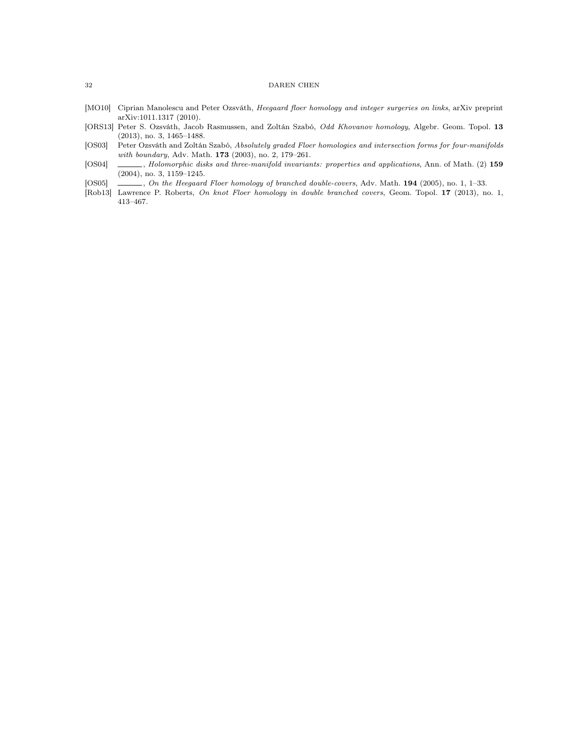[MO10] Ciprian Manolescu and Peter Ozsváth, *Heegaard floer homology and integer surgeries on links*, arXiv preprint arXiv:1011.1317 (2010).

[ORS13] Peter S. Ozsváth, Jacob Rasmussen, and Zoltán Szabó, *Odd Khovanov homology*, Algebr. Geom. Topol. **13** (2013), no. 3, 1465–1488.

[OS03] Peter Ozsváth and Zoltán Szabó, *Absolutely graded Floer homologies and intersection forms for four-manifolds with boundary*, Adv. Math. **173** (2003), no. 2, 179–261.

[OS04] ______, *Holomorphic disks and three-manifold invariants: properties and applications*, Ann. of Math. (2) **159** (2004), no. 3, 1159–1245.

[OS05] ______, *On the Heegaard Floer homology of branched double-covers*, Adv. Math. **194** (2005), no. 1, 1–33.

[Rob13] Lawrence P. Roberts, *On knot Floer homology in double branched covers*, Geom. Topol. **17** (2013), no. 1, 413–467.